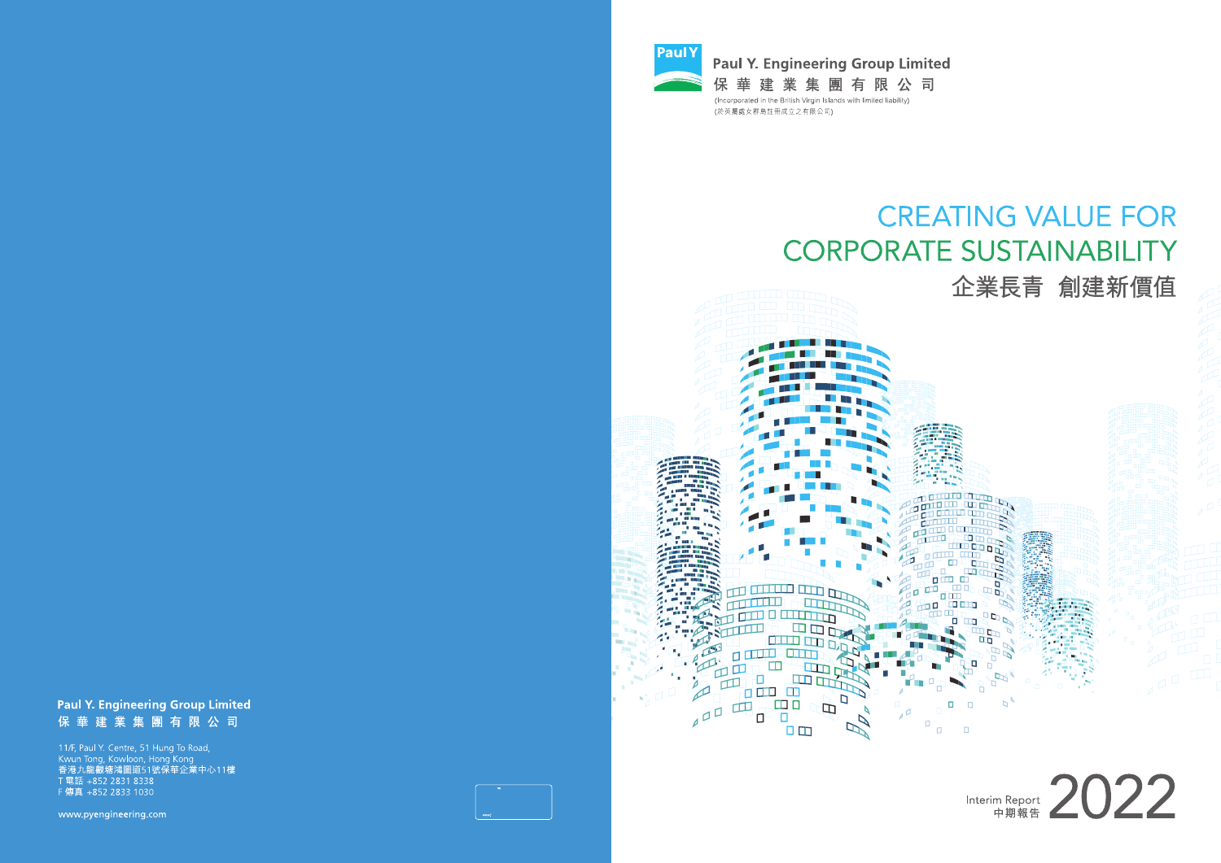**Paul Y. Engineering Group Limited**
**保 華 建 業 集 團 有 限 公 司**

11/F, Paul Y. Centre, 51 Hung To Road,
Kwun Tong, Kowloon, Hong Kong
香港九龍觀塘鴻圖道51號保華企業中心11樓
T 電話 +852 2831 8338
F 傳真 +852 2833 1030

www.pyengineering.com

**Paul Y. Engineering Group Limited**
**保 華 建 業 集 團 有 限 公 司**
(Incorporated in the British Virgin Islands with limited liability)
(於英屬處女群島註冊成立之有限公司)

# CREATING VALUE FOR CORPORATE SUSTAINABILITY
# 企業長青 創建新價值

Interim Report
中期報告
2022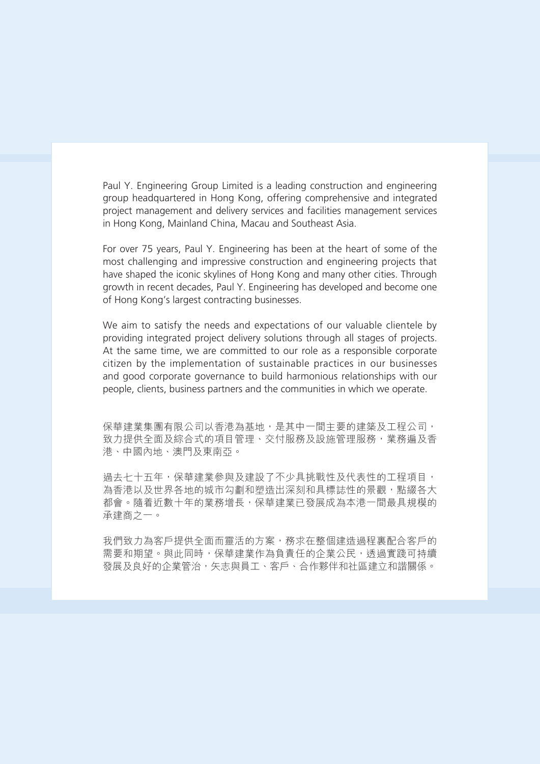Paul Y. Engineering Group Limited is a leading construction and engineering group headquartered in Hong Kong, offering comprehensive and integrated project management and delivery services and facilities management services in Hong Kong, Mainland China, Macau and Southeast Asia.

For over 75 years, Paul Y. Engineering has been at the heart of some of the most challenging and impressive construction and engineering projects that have shaped the iconic skylines of Hong Kong and many other cities. Through growth in recent decades, Paul Y. Engineering has developed and become one of Hong Kong's largest contracting businesses.

We aim to satisfy the needs and expectations of our valuable clientele by providing integrated project delivery solutions through all stages of projects. At the same time, we are committed to our role as a responsible corporate citizen by the implementation of sustainable practices in our businesses and good corporate governance to build harmonious relationships with our people, clients, business partners and the communities in which we operate.

保華建業集團有限公司以香港為基地，是其中一間主要的建築及工程公司，致力提供全面及綜合式的項目管理、交付服務及設施管理服務，業務遍及香港、中國內地、澳門及東南亞。

過去七十五年，保華建業參與及建設了不少具挑戰性及代表性的工程項目，為香港以及世界各地的城市勾劃和塑造出深刻和具標誌性的景觀，點綴各大都會。隨着近數十年的業務增長，保華建業已發展成為本港一間最具規模的承建商之一。

我們致力為客戶提供全面而靈活的方案，務求在整個建造過程裏配合客戶的需要和期望。與此同時，保華建業作為負責任的企業公民，透過實踐可持續發展及良好的企業管治，矢志與員工、客戶、合作夥伴和社區建立和諧關係。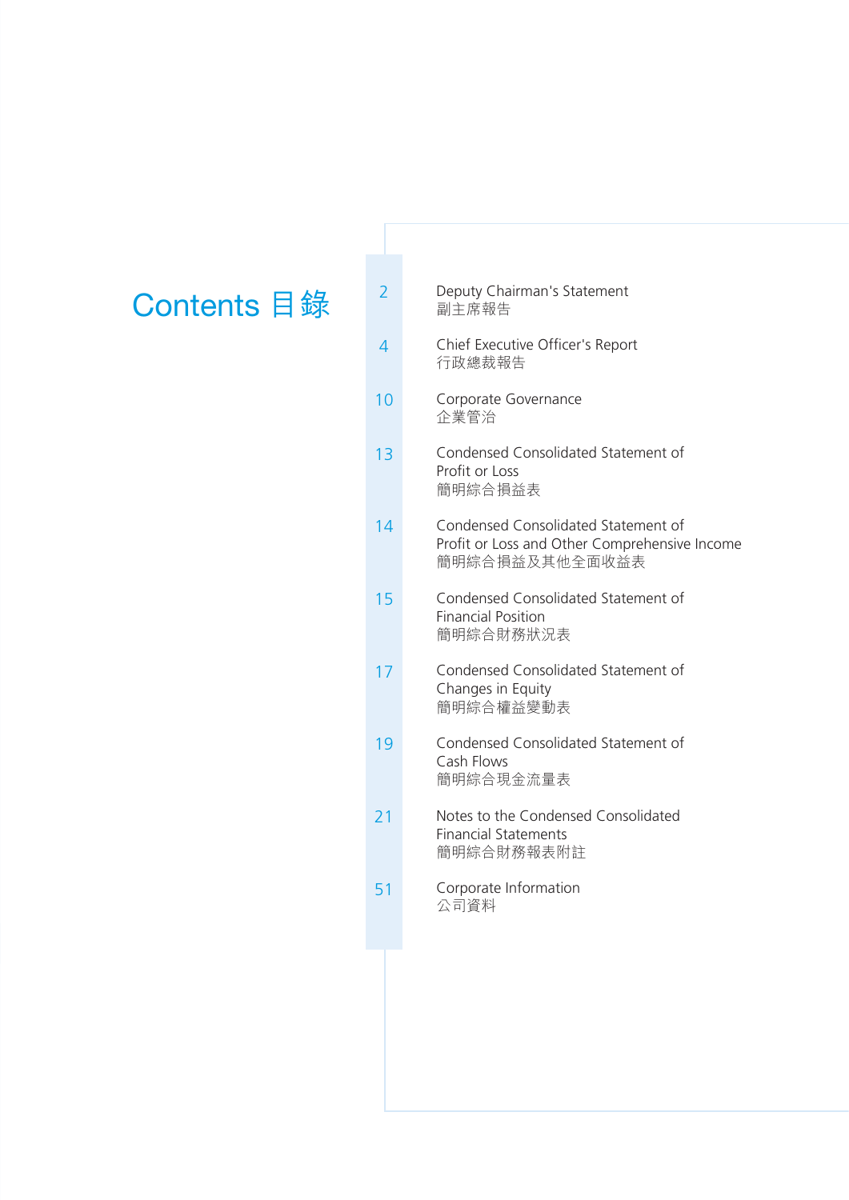# Contents 目錄

| Page | Section |
|---|---|
| 2 | Deputy Chairman's Statement<br>副主席報告 |
| 4 | Chief Executive Officer's Report<br>行政總裁報告 |
| 10 | Corporate Governance<br>企業管治 |
| 13 | Condensed Consolidated Statement of Profit or Loss<br>簡明綜合損益表 |
| 14 | Condensed Consolidated Statement of Profit or Loss and Other Comprehensive Income<br>簡明綜合損益及其他全面收益表 |
| 15 | Condensed Consolidated Statement of Financial Position<br>簡明綜合財務狀況表 |
| 17 | Condensed Consolidated Statement of Changes in Equity<br>簡明綜合權益變動表 |
| 19 | Condensed Consolidated Statement of Cash Flows<br>簡明綜合現金流量表 |
| 21 | Notes to the Condensed Consolidated Financial Statements<br>簡明綜合財務報表附註 |
| 51 | Corporate Information<br>公司資料 |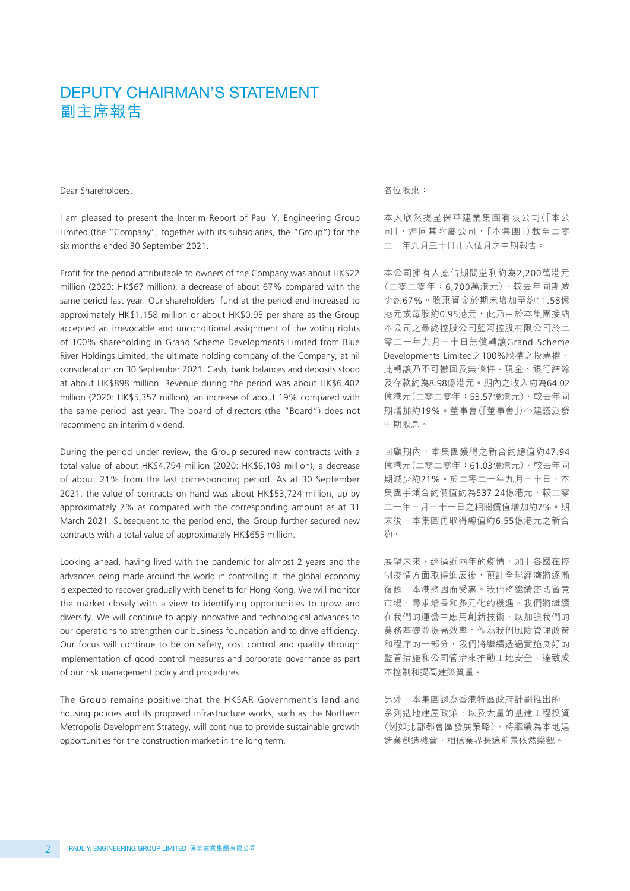# DEPUTY CHAIRMAN'S STATEMENT
# 副主席報告

Dear Shareholders,

I am pleased to present the Interim Report of Paul Y. Engineering Group Limited (the "Company", together with its subsidiaries, the "Group") for the six months ended 30 September 2021.

Profit for the period attributable to owners of the Company was about HK$22 million (2020: HK$67 million), a decrease of about 67% compared with the same period last year. Our shareholders' fund at the period end increased to approximately HK$1,158 million or about HK$0.95 per share as the Group accepted an irrevocable and unconditional assignment of the voting rights of 100% shareholding in Grand Scheme Developments Limited from Blue River Holdings Limited, the ultimate holding company of the Company, at nil consideration on 30 September 2021. Cash, bank balances and deposits stood at about HK$898 million. Revenue during the period was about HK$6,402 million (2020: HK$5,357 million), an increase of about 19% compared with the same period last year. The board of directors (the "Board") does not recommend an interim dividend.

During the period under review, the Group secured new contracts with a total value of about HK$4,794 million (2020: HK$6,103 million), a decrease of about 21% from the last corresponding period. As at 30 September 2021, the value of contracts on hand was about HK$53,724 million, up by approximately 7% as compared with the corresponding amount as at 31 March 2021. Subsequent to the period end, the Group further secured new contracts with a total value of approximately HK$655 million.

Looking ahead, having lived with the pandemic for almost 2 years and the advances being made around the world in controlling it, the global economy is expected to recover gradually with benefits for Hong Kong. We will monitor the market closely with a view to identifying opportunities to grow and diversify. We will continue to apply innovative and technological advances to our operations to strengthen our business foundation and to drive efficiency. Our focus will continue to be on safety, cost control and quality through implementation of good control measures and corporate governance as part of our risk management policy and procedures.

The Group remains positive that the HKSAR Government's land and housing policies and its proposed infrastructure works, such as the Northern Metropolis Development Strategy, will continue to provide sustainable growth opportunities for the construction market in the long term.

各位股東：

本人欣然提呈保華建業集團有限公司（「本公司」，連同其附屬公司，「本集團」）截至二零二一年九月三十日止六個月之中期報告。

本公司擁有人應佔期間溢利約為2,200萬港元（二零二零年：6,700萬港元），較去年同期減少約67%。股東資金於期末增加至約11.58億港元或每股約0.95港元，此乃由於本集團接納本公司之最終控股公司藍河控股有限公司於二零二一年九月三十日無償轉讓Grand Scheme Developments Limited之100%股權之投票權，此轉讓乃不可撤回及無條件。現金、銀行結餘及存款約為8.98億港元。期內之收入約為64.02億港元（二零二零年：53.57億港元），較去年同期增加約19%。董事會（「董事會」）不建議派發中期股息。

回顧期內，本集團獲得之新合約總值約47.94億港元（二零二零年：61.03億港元），較去年同期減少約21%。於二零二一年九月三十日，本集團手頭合約價值約為537.24億港元，較二零二一年三月三十一日之相關價值增加約7%。期末後，本集團再取得總值約6.55億港元之新合約。

展望未來，經過近兩年的疫情，加上各國在控制疫情方面取得進展後，預計全球經濟將逐漸復甦，本港將因而受惠。我們將繼續密切留意市場，尋求增長和多元化的機遇。我們將繼續在我們的運營中應用創新技術，以加強我們的業務基礎並提高效率。作為我們風險管理政策和程序的一部分，我們將繼續透過實施良好的監管措施和公司管治來推動工地安全、達致成本控制和提高建築質量。

另外，本集團認為香港特區政府計劃推出的一系列造地建屋政策，以及大量的基建工程投資（例如北部都會區發展策略），將繼續為本地建造業創造機會，相信業界長遠前景依然樂觀。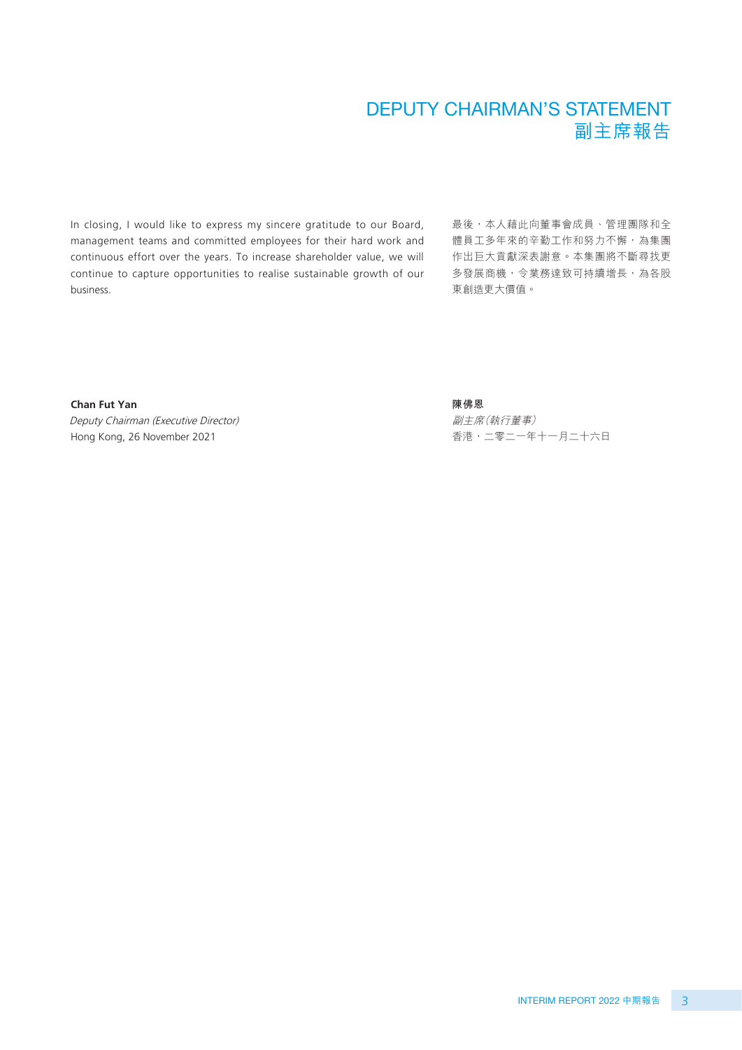# DEPUTY CHAIRMAN'S STATEMENT
# 副主席報告

In closing, I would like to express my sincere gratitude to our Board, management teams and committed employees for their hard work and continuous effort over the years. To increase shareholder value, we will continue to capture opportunities to realise sustainable growth of our business.

最後，本人藉此向董事會成員、管理團隊和全體員工多年來的辛勤工作和努力不懈，為集團作出巨大貢獻深表謝意。本集團將不斷尋找更多發展商機，令業務達致可持續增長，為各股東創造更大價值。

**Chan Fut Yan**
*Deputy Chairman (Executive Director)*
Hong Kong, 26 November 2021

**陳佛恩**
*副主席（執行董事）*
香港，二零二一年十一月二十六日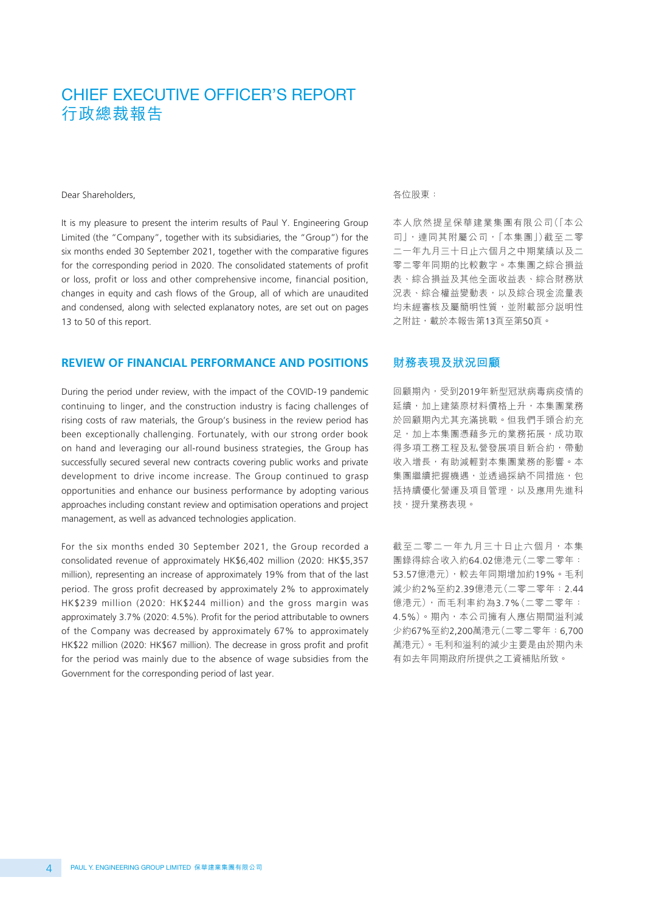# CHIEF EXECUTIVE OFFICER'S REPORT
# 行政總裁報告

Dear Shareholders,

It is my pleasure to present the interim results of Paul Y. Engineering Group Limited (the "Company", together with its subsidiaries, the "Group") for the six months ended 30 September 2021, together with the comparative figures for the corresponding period in 2020. The consolidated statements of profit or loss, profit or loss and other comprehensive income, financial position, changes in equity and cash flows of the Group, all of which are unaudited and condensed, along with selected explanatory notes, are set out on pages 13 to 50 of this report.

各位股東：

本人欣然提呈保華建業集團有限公司(「本公司」，連同其附屬公司，「本集團」)截至二零二一年九月三十日止六個月之中期業績以及二零二零年同期的比較數字。本集團之綜合損益表、綜合損益及其他全面收益表、綜合財務狀況表、綜合權益變動表，以及綜合現金流量表均未經審核及屬簡明性質，並附載部分說明性之附註，載於本報告第13頁至第50頁。

## REVIEW OF FINANCIAL PERFORMANCE AND POSITIONS

During the period under review, with the impact of the COVID-19 pandemic continuing to linger, and the construction industry is facing challenges of rising costs of raw materials, the Group's business in the review period has been exceptionally challenging. Fortunately, with our strong order book on hand and leveraging our all-round business strategies, the Group has successfully secured several new contracts covering public works and private development to drive income increase. The Group continued to grasp opportunities and enhance our business performance by adopting various approaches including constant review and optimisation operations and project management, as well as advanced technologies application.

For the six months ended 30 September 2021, the Group recorded a consolidated revenue of approximately HK$6,402 million (2020: HK$5,357 million), representing an increase of approximately 19% from that of the last period. The gross profit decreased by approximately 2% to approximately HK$239 million (2020: HK$244 million) and the gross margin was approximately 3.7% (2020: 4.5%). Profit for the period attributable to owners of the Company was decreased by approximately 67% to approximately HK$22 million (2020: HK$67 million). The decrease in gross profit and profit for the period was mainly due to the absence of wage subsidies from the Government for the corresponding period of last year.

## 財務表現及狀況回顧

回顧期內，受到2019年新型冠狀病毒病疫情的延續，加上建築原材料價格上升，本集團業務於回顧期內尤其充滿挑戰。但我們手頭合約充足，加上本集團憑藉多元的業務拓展，成功取得多項工務工程及私營發展項目新合約，帶動收入增長，有助減輕對本集團業務的影響。本集團繼續把握機遇，並透過採納不同措施，包括持續優化營運及項目管理，以及應用先進科技，提升業務表現。

截至二零二一年九月三十日止六個月，本集團錄得綜合收入約64.02億港元(二零二零年：53.57億港元)，較去年同期增加約19%。毛利減少約2%至約2.39億港元(二零二零年：2.44億港元)，而毛利率約為3.7%(二零二零年：4.5%)。期內，本公司擁有人應佔期間溢利減少約67%至約2,200萬港元(二零二零年：6,700萬港元)。毛利和溢利的減少主要是由於期內未有如去年同期政府所提供之工資補貼所致。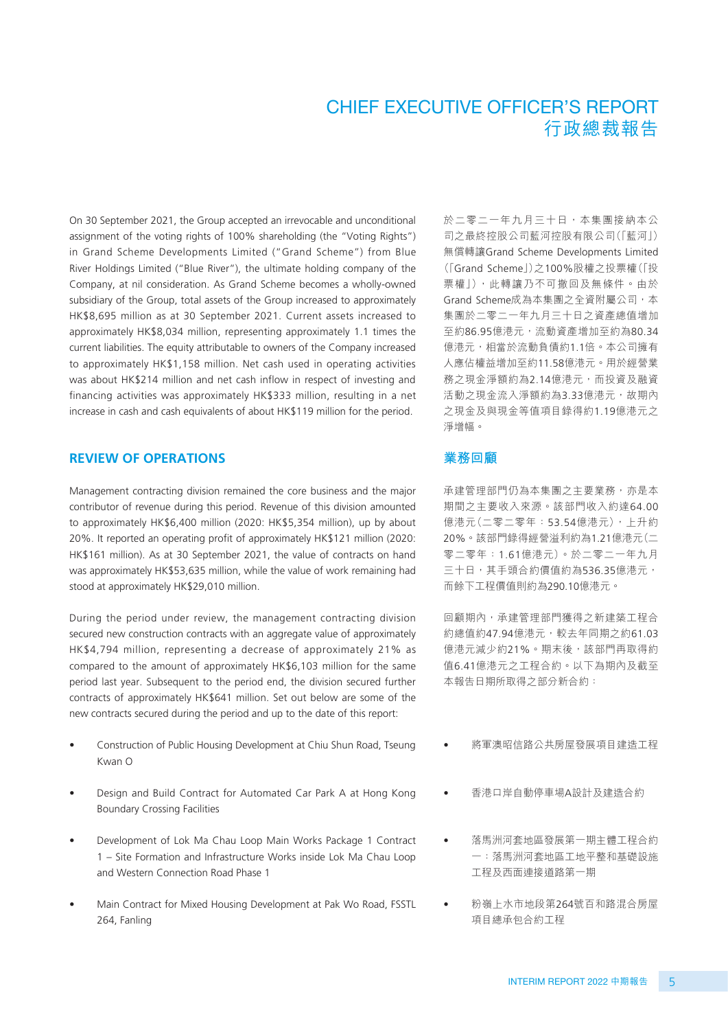# CHIEF EXECUTIVE OFFICER'S REPORT
# 行政總裁報告

On 30 September 2021, the Group accepted an irrevocable and unconditional assignment of the voting rights of 100% shareholding (the "Voting Rights") in Grand Scheme Developments Limited ("Grand Scheme") from Blue River Holdings Limited ("Blue River"), the ultimate holding company of the Company, at nil consideration. As Grand Scheme becomes a wholly-owned subsidiary of the Group, total assets of the Group increased to approximately HK$8,695 million as at 30 September 2021. Current assets increased to approximately HK$8,034 million, representing approximately 1.1 times the current liabilities. The equity attributable to owners of the Company increased to approximately HK$1,158 million. Net cash used in operating activities was about HK$214 million and net cash inflow in respect of investing and financing activities was approximately HK$333 million, resulting in a net increase in cash and cash equivalents of about HK$119 million for the period.

於二零二一年九月三十日，本集團接納本公司之最終控股公司藍河控股有限公司（「藍河」）無償轉讓Grand Scheme Developments Limited（「Grand Scheme」）之100%股權之投票權（「投票權」），此轉讓乃不可撤回及無條件。由於Grand Scheme成為本集團之全資附屬公司，本集團於二零二一年九月三十日之資產總值增加至約86.95億港元，流動資產增加至約為80.34億港元，相當於流動負債約1.1倍。本公司擁有人應佔權益增加至約11.58億港元。用於經營業務之現金淨額約為2.14億港元，而投資及融資活動之現金流入淨額約為3.33億港元，故期內之現金及與現金等值項目錄得約1.19億港元之淨增幅。

## REVIEW OF OPERATIONS

## 業務回顧

Management contracting division remained the core business and the major contributor of revenue during this period. Revenue of this division amounted to approximately HK$6,400 million (2020: HK$5,354 million), up by about 20%. It reported an operating profit of approximately HK$121 million (2020: HK$161 million). As at 30 September 2021, the value of contracts on hand was approximately HK$53,635 million, while the value of work remaining had stood at approximately HK$29,010 million.

承建管理部門仍為本集團之主要業務，亦是本期間之主要收入來源。該部門收入約達64.00億港元（二零二零年：53.54億港元），上升約20%。該部門錄得經營溢利約為1.21億港元（二零二零年：1.61億港元）。於二零二一年九月三十日，其手頭合約價值約為536.35億港元，而餘下工程價值則約為290.10億港元。

During the period under review, the management contracting division secured new construction contracts with an aggregate value of approximately HK$4,794 million, representing a decrease of approximately 21% as compared to the amount of approximately HK$6,103 million for the same period last year. Subsequent to the period end, the division secured further contracts of approximately HK$641 million. Set out below are some of the new contracts secured during the period and up to the date of this report:

回顧期內，承建管理部門獲得之新建築工程合約總值約47.94億港元，較去年同期之約61.03億港元減少約21%。期末後，該部門再取得約值6.41億港元之工程合約。以下為期內及截至本報告日期所取得之部分新合約：

- Construction of Public Housing Development at Chiu Shun Road, Tseung Kwan O
- Design and Build Contract for Automated Car Park A at Hong Kong Boundary Crossing Facilities
- Development of Lok Ma Chau Loop Main Works Package 1 Contract 1 – Site Formation and Infrastructure Works inside Lok Ma Chau Loop and Western Connection Road Phase 1
- Main Contract for Mixed Housing Development at Pak Wo Road, FSSTL 264, Fanling

- 將軍澳昭信路公共房屋發展項目建造工程
- 香港口岸自動停車場A設計及建造合約
- 落馬洲河套地區發展第一期主體工程合約一：落馬洲河套地區工地平整和基礎設施工程及西面連接道路第一期
- 粉嶺上水市地段第264號百和路混合房屋項目總承包合約工程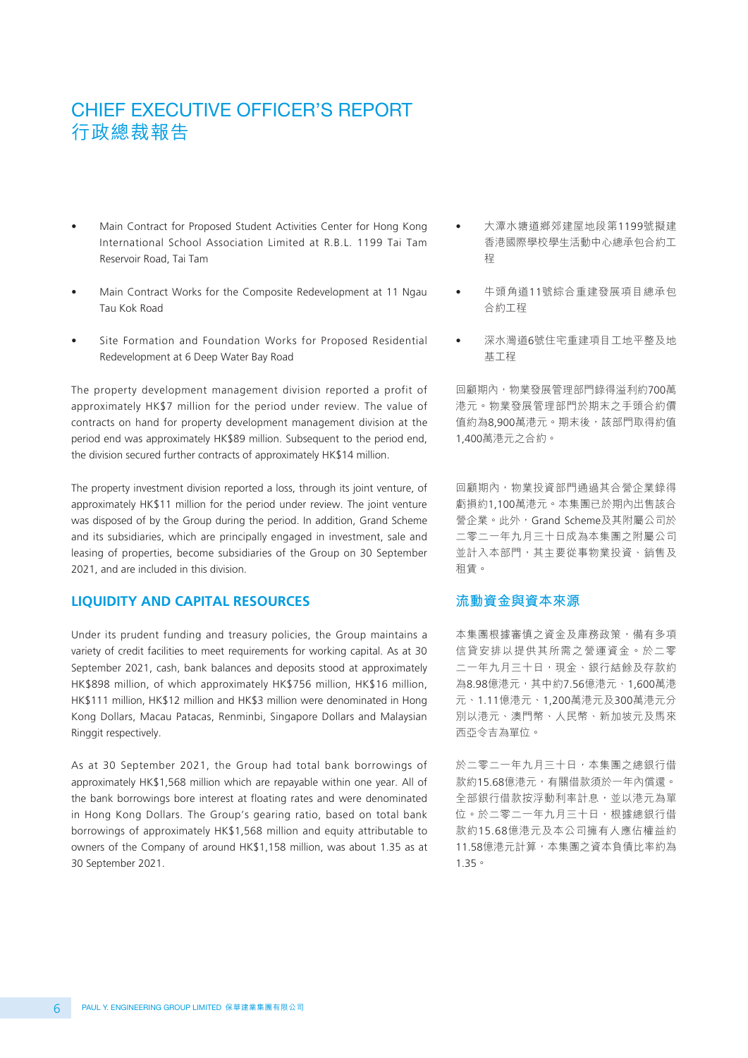# CHIEF EXECUTIVE OFFICER'S REPORT
# 行政總裁報告

- Main Contract for Proposed Student Activities Center for Hong Kong International School Association Limited at R.B.L. 1199 Tai Tam Reservoir Road, Tai Tam
- Main Contract Works for the Composite Redevelopment at 11 Ngau Tau Kok Road
- Site Formation and Foundation Works for Proposed Residential Redevelopment at 6 Deep Water Bay Road

The property development management division reported a profit of approximately HK$7 million for the period under review. The value of contracts on hand for property development management division at the period end was approximately HK$89 million. Subsequent to the period end, the division secured further contracts of approximately HK$14 million.

The property investment division reported a loss, through its joint venture, of approximately HK$11 million for the period under review. The joint venture was disposed of by the Group during the period. In addition, Grand Scheme and its subsidiaries, which are principally engaged in investment, sale and leasing of properties, become subsidiaries of the Group on 30 September 2021, and are included in this division.

## LIQUIDITY AND CAPITAL RESOURCES

Under its prudent funding and treasury policies, the Group maintains a variety of credit facilities to meet requirements for working capital. As at 30 September 2021, cash, bank balances and deposits stood at approximately HK$898 million, of which approximately HK$756 million, HK$16 million, HK$111 million, HK$12 million and HK$3 million were denominated in Hong Kong Dollars, Macau Patacas, Renminbi, Singapore Dollars and Malaysian Ringgit respectively.

As at 30 September 2021, the Group had total bank borrowings of approximately HK$1,568 million which are repayable within one year. All of the bank borrowings bore interest at floating rates and were denominated in Hong Kong Dollars. The Group's gearing ratio, based on total bank borrowings of approximately HK$1,568 million and equity attributable to owners of the Company of around HK$1,158 million, was about 1.35 as at 30 September 2021.

- 大潭水塘道鄉郊建屋地段第1199號擬建香港國際學校學生活動中心總承包合約工程
- 牛頭角道11號綜合重建發展項目總承包合約工程
- 深水灣道6號住宅重建項目工地平整及地基工程

回顧期內，物業發展管理部門錄得溢利約700萬港元。物業發展管理部門於期末之手頭合約價值約為8,900萬港元。期末後，該部門取得約值1,400萬港元之合約。

回顧期內，物業投資部門通過其合營企業錄得虧損約1,100萬港元。本集團已於期內出售該合營企業。此外，Grand Scheme及其附屬公司於二零二一年九月三十日成為本集團之附屬公司並計入本部門，其主要從事物業投資、銷售及租賃。

## 流動資金與資本來源

本集團根據審慎之資金及庫務政策，備有多項信貸安排以提供其所需之營運資金。於二零二一年九月三十日，現金、銀行結餘及存款約為8.98億港元，其中約7.56億港元、1,600萬港元、1.11億港元、1,200萬港元及300萬港元分別以港元、澳門幣、人民幣、新加坡元及馬來西亞令吉為單位。

於二零二一年九月三十日，本集團之總銀行借款約15.68億港元，有關借款須於一年內償還。全部銀行借款按浮動利率計息，並以港元為單位。於二零二一年九月三十日，根據總銀行借款約15.68億港元及本公司擁有人應佔權益約11.58億港元計算，本集團之資本負債比率約為1.35。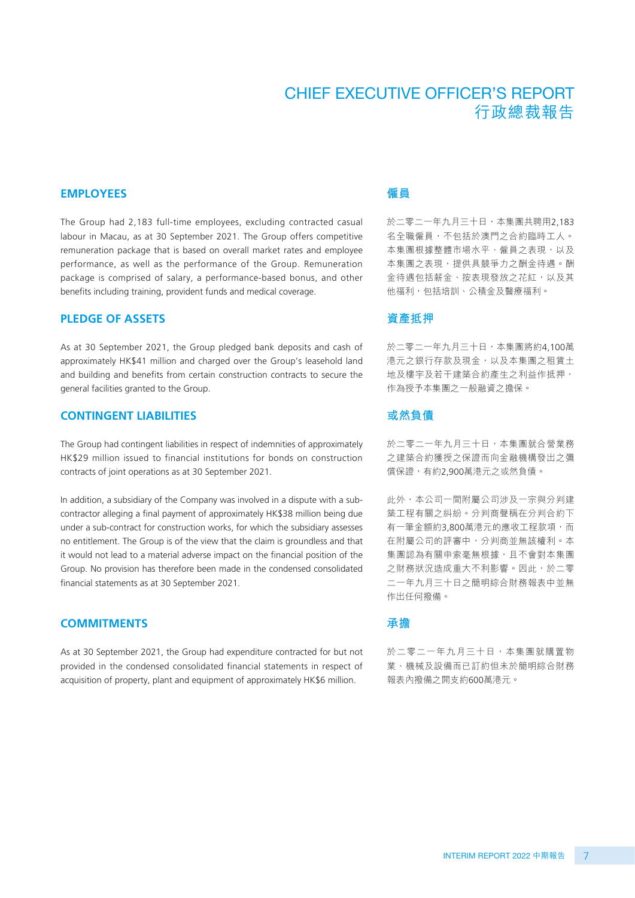# CHIEF EXECUTIVE OFFICER'S REPORT
# 行政總裁報告

## EMPLOYEES

The Group had 2,183 full-time employees, excluding contracted casual labour in Macau, as at 30 September 2021. The Group offers competitive remuneration package that is based on overall market rates and employee performance, as well as the performance of the Group. Remuneration package is comprised of salary, a performance-based bonus, and other benefits including training, provident funds and medical coverage.

## 僱員

於二零二一年九月三十日，本集團共聘用2,183名全職僱員，不包括於澳門之合約臨時工人。本集團根據整體市場水平、僱員之表現，以及本集團之表現，提供具競爭力之酬金待遇。酬金待遇包括薪金、按表現發放之花紅，以及其他福利，包括培訓、公積金及醫療福利。

## PLEDGE OF ASSETS

As at 30 September 2021, the Group pledged bank deposits and cash of approximately HK$41 million and charged over the Group's leasehold land and building and benefits from certain construction contracts to secure the general facilities granted to the Group.

## 資產抵押

於二零二一年九月三十日，本集團將約4,100萬港元之銀行存款及現金，以及本集團之租賃土地及樓宇及若干建築合約產生之利益作抵押，作為授予本集團之一般融資之擔保。

## CONTINGENT LIABILITIES

The Group had contingent liabilities in respect of indemnities of approximately HK$29 million issued to financial institutions for bonds on construction contracts of joint operations as at 30 September 2021.

In addition, a subsidiary of the Company was involved in a dispute with a sub-contractor alleging a final payment of approximately HK$38 million being due under a sub-contract for construction works, for which the subsidiary assesses no entitlement. The Group is of the view that the claim is groundless and that it would not lead to a material adverse impact on the financial position of the Group. No provision has therefore been made in the condensed consolidated financial statements as at 30 September 2021.

## 或然負債

於二零二一年九月三十日，本集團就合營業務之建築合約獲授之保證而向金融機構發出之彌償保證，有約2,900萬港元之或然負債。

此外，本公司一間附屬公司涉及一宗與分判建築工程有關之糾紛。分判商聲稱在分判合約下有一筆金額約3,800萬港元的應收工程款項，而在附屬公司的評審中，分判商並無該權利。本集團認為有關申索毫無根據，且不會對本集團之財務狀況造成重大不利影響。因此，於二零二一年九月三十日之簡明綜合財務報表中並無作出任何撥備。

## COMMITMENTS

As at 30 September 2021, the Group had expenditure contracted for but not provided in the condensed consolidated financial statements in respect of acquisition of property, plant and equipment of approximately HK$6 million.

## 承擔

於二零二一年九月三十日，本集團就購置物業、機械及設備而已訂約但未於簡明綜合財務報表內撥備之開支約600萬港元。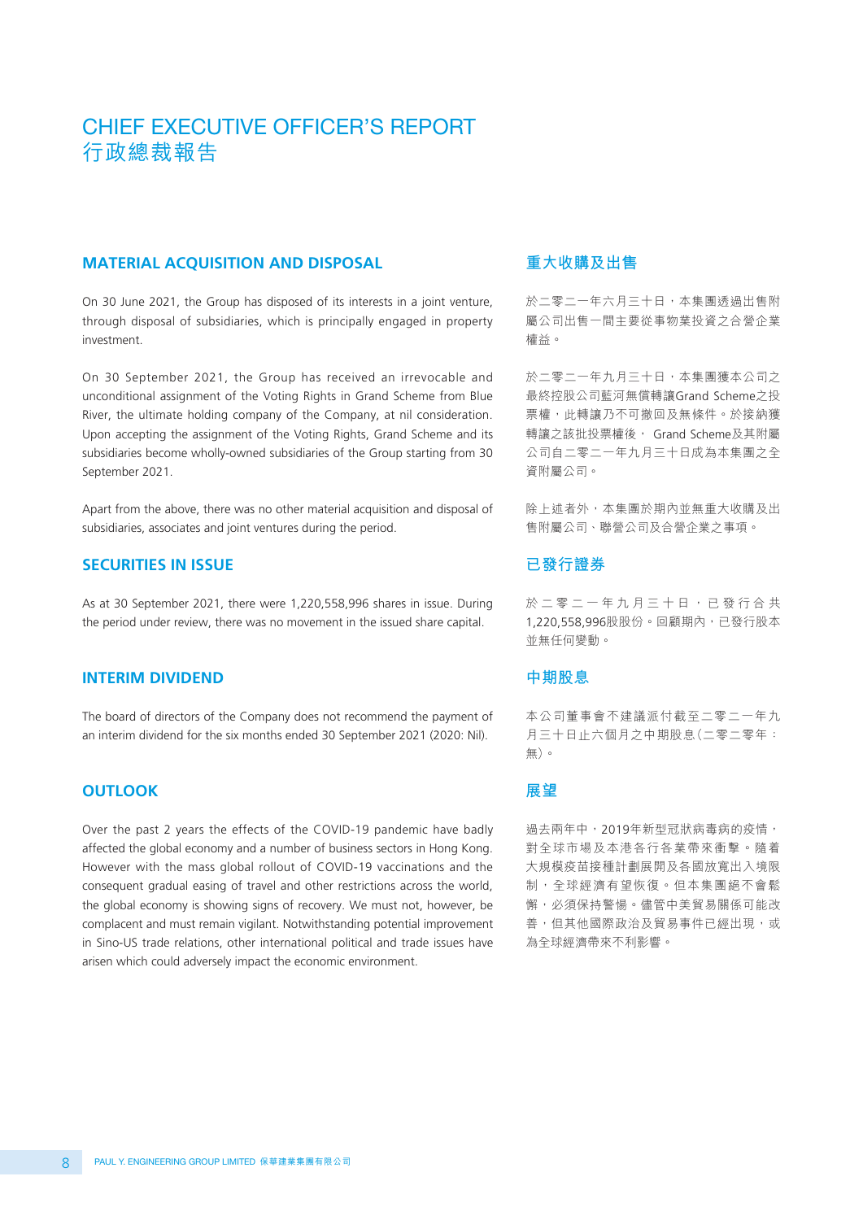# CHIEF EXECUTIVE OFFICER'S REPORT
# 行政總裁報告

## MATERIAL ACQUISITION AND DISPOSAL

On 30 June 2021, the Group has disposed of its interests in a joint venture, through disposal of subsidiaries, which is principally engaged in property investment.

On 30 September 2021, the Group has received an irrevocable and unconditional assignment of the Voting Rights in Grand Scheme from Blue River, the ultimate holding company of the Company, at nil consideration. Upon accepting the assignment of the Voting Rights, Grand Scheme and its subsidiaries become wholly-owned subsidiaries of the Group starting from 30 September 2021.

Apart from the above, there was no other material acquisition and disposal of subsidiaries, associates and joint ventures during the period.

## SECURITIES IN ISSUE

As at 30 September 2021, there were 1,220,558,996 shares in issue. During the period under review, there was no movement in the issued share capital.

## INTERIM DIVIDEND

The board of directors of the Company does not recommend the payment of an interim dividend for the six months ended 30 September 2021 (2020: Nil).

## OUTLOOK

Over the past 2 years the effects of the COVID-19 pandemic have badly affected the global economy and a number of business sectors in Hong Kong. However with the mass global rollout of COVID-19 vaccinations and the consequent gradual easing of travel and other restrictions across the world, the global economy is showing signs of recovery. We must not, however, be complacent and must remain vigilant. Notwithstanding potential improvement in Sino-US trade relations, other international political and trade issues have arisen which could adversely impact the economic environment.

## 重大收購及出售

於二零二一年六月三十日，本集團透過出售附屬公司出售一間主要從事物業投資之合營企業權益。

於二零二一年九月三十日，本集團獲本公司之最終控股公司藍河無償轉讓Grand Scheme之投票權，此轉讓乃不可撤回及無條件。於接納獲轉讓之該批投票權後， Grand Scheme及其附屬公司自二零二一年九月三十日成為本集團之全資附屬公司。

除上述者外，本集團於期內並無重大收購及出售附屬公司、聯營公司及合營企業之事項。

## 已發行證券

於二零二一年九月三十日，已發行合共1,220,558,996股股份。回顧期內，已發行股本並無任何變動。

## 中期股息

本公司董事會不建議派付截至二零二一年九月三十日止六個月之中期股息（二零二零年：無）。

## 展望

過去兩年中，2019年新型冠狀病毒病的疫情，對全球市場及本港各行各業帶來衝擊。隨着大規模疫苗接種計劃展開及各國放寬出入境限制，全球經濟有望恢復。但本集團絕不會鬆懈，必須保持警惕。儘管中美貿易關係可能改善，但其他國際政治及貿易事件已經出現，或為全球經濟帶來不利影響。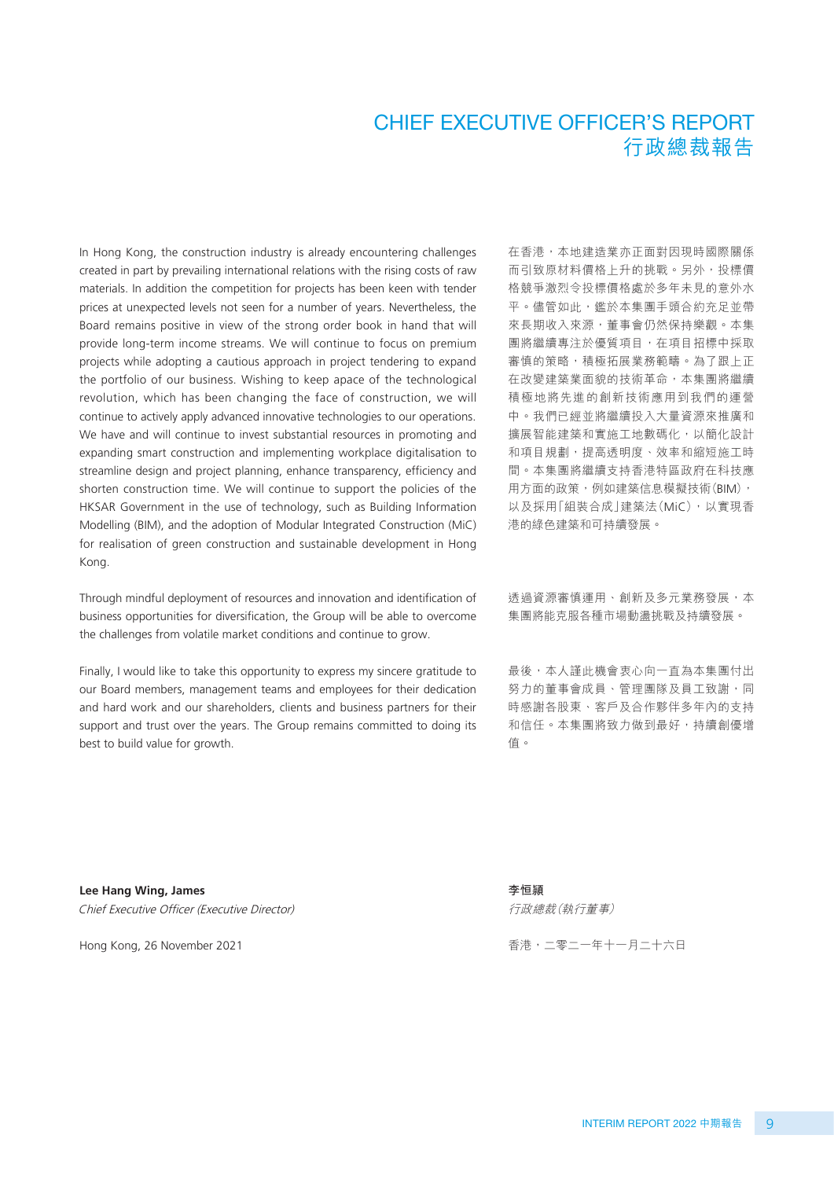# CHIEF EXECUTIVE OFFICER'S REPORT
# 行政總裁報告

In Hong Kong, the construction industry is already encountering challenges created in part by prevailing international relations with the rising costs of raw materials. In addition the competition for projects has been keen with tender prices at unexpected levels not seen for a number of years. Nevertheless, the Board remains positive in view of the strong order book in hand that will provide long-term income streams. We will continue to focus on premium projects while adopting a cautious approach in project tendering to expand the portfolio of our business. Wishing to keep apace of the technological revolution, which has been changing the face of construction, we will continue to actively apply advanced innovative technologies to our operations. We have and will continue to invest substantial resources in promoting and expanding smart construction and implementing workplace digitalisation to streamline design and project planning, enhance transparency, efficiency and shorten construction time. We will continue to support the policies of the HKSAR Government in the use of technology, such as Building Information Modelling (BIM), and the adoption of Modular Integrated Construction (MiC) for realisation of green construction and sustainable development in Hong Kong.

在香港，本地建造業亦正面對因現時國際關係而引致原材料價格上升的挑戰。另外，投標價格競爭激烈令投標價格處於多年未見的意外水平。儘管如此，鑑於本集團手頭合約充足並帶來長期收入來源，董事會仍然保持樂觀。本集團將繼續專注於優質項目，在項目招標中採取審慎的策略，積極拓展業務範疇。為了跟上正在改變建築業面貌的技術革命，本集團將繼續積極地將先進的創新技術應用到我們的運營中。我們已經並將繼續投入大量資源來推廣和擴展智能建築和實施工地數碼化，以簡化設計和項目規劃，提高透明度、效率和縮短施工時間。本集團將繼續支持香港特區政府在科技應用方面的政策，例如建築信息模擬技術(BIM)，以及採用「組裝合成」建築法(MiC)，以實現香港的綠色建築和可持續發展。

Through mindful deployment of resources and innovation and identification of business opportunities for diversification, the Group will be able to overcome the challenges from volatile market conditions and continue to grow.

透過資源審慎運用、創新及多元業務發展，本集團將能克服各種市場動盪挑戰及持續發展。

Finally, I would like to take this opportunity to express my sincere gratitude to our Board members, management teams and employees for their dedication and hard work and our shareholders, clients and business partners for their support and trust over the years. The Group remains committed to doing its best to build value for growth.

最後，本人謹此機會衷心向一直為本集團付出努力的董事會成員、管理團隊及員工致謝，同時感謝各股東、客戶及合作夥伴多年內的支持和信任。本集團將致力做到最好，持續創優增值。

**Lee Hang Wing, James**
*Chief Executive Officer (Executive Director)*

Hong Kong, 26 November 2021

**李恒頴**
*行政總裁(執行董事)*

香港，二零二一年十一月二十六日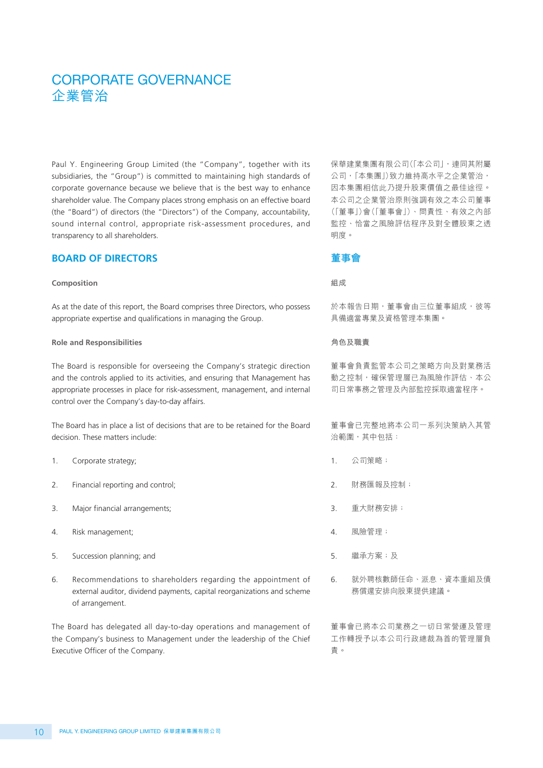# CORPORATE GOVERNANCE
# 企業管治

Paul Y. Engineering Group Limited (the "Company", together with its subsidiaries, the "Group") is committed to maintaining high standards of corporate governance because we believe that is the best way to enhance shareholder value. The Company places strong emphasis on an effective board (the "Board") of directors (the "Directors") of the Company, accountability, sound internal control, appropriate risk-assessment procedures, and transparency to all shareholders.

保華建業集團有限公司(「本公司」，連同其附屬公司，「本集團」)致力維持高水平之企業管治，因本集團相信此乃提升股東價值之最佳途徑。本公司之企業管治原則強調有效之本公司董事(「董事」)會(「董事會」)、問責性、有效之內部監控、恰當之風險評估程序及對全體股東之透明度。

## BOARD OF DIRECTORS

## 董事會

### Composition

### 組成

As at the date of this report, the Board comprises three Directors, who possess appropriate expertise and qualifications in managing the Group.

於本報告日期，董事會由三位董事組成，彼等具備適當專業及資格管理本集團。

### Role and Responsibilities

### 角色及職責

The Board is responsible for overseeing the Company's strategic direction and the controls applied to its activities, and ensuring that Management has appropriate processes in place for risk-assessment, management, and internal control over the Company's day-to-day affairs.

董事會負責監管本公司之策略方向及對業務活動之控制，確保管理層已為風險作評估、本公司日常事務之管理及內部監控採取適當程序。

The Board has in place a list of decisions that are to be retained for the Board decision. These matters include:

董事會已完整地將本公司一系列決策納入其管治範圍，其中包括：

1. Corporate strategy;
2. Financial reporting and control;
3. Major financial arrangements;
4. Risk management;
5. Succession planning; and
6. Recommendations to shareholders regarding the appointment of external auditor, dividend payments, capital reorganizations and scheme of arrangement.

1. 公司策略；
2. 財務匯報及控制；
3. 重大財務安排；
4. 風險管理；
5. 繼承方案；及
6. 就外聘核數師任命、派息、資本重組及債務償還安排向股東提供建議。

The Board has delegated all day-to-day operations and management of the Company's business to Management under the leadership of the Chief Executive Officer of the Company.

董事會已將本公司業務之一切日常營運及管理工作轉授予以本公司行政總裁為首的管理層負責。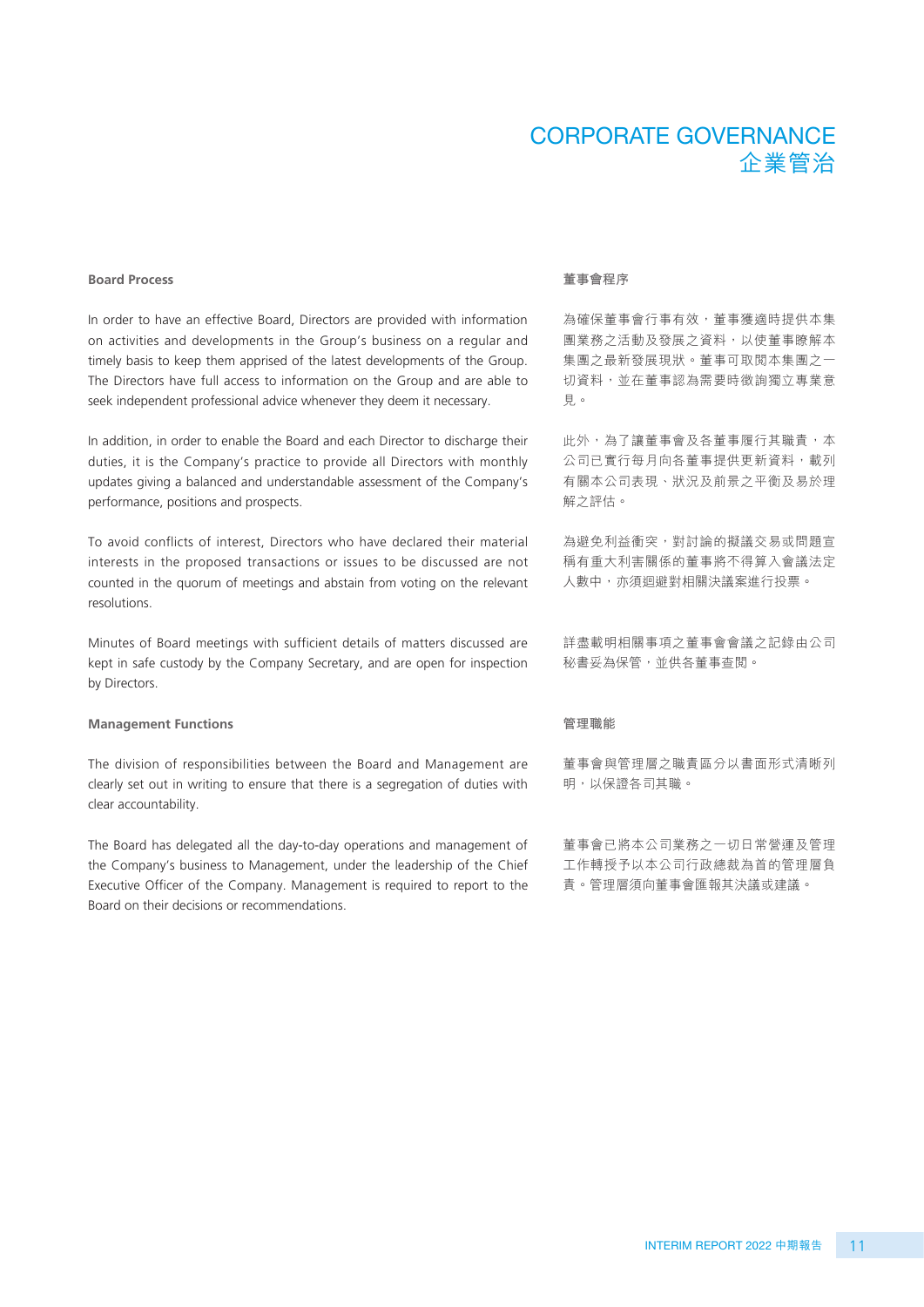### Board Process

In order to have an effective Board, Directors are provided with information on activities and developments in the Group's business on a regular and timely basis to keep them apprised of the latest developments of the Group. The Directors have full access to information on the Group and are able to seek independent professional advice whenever they deem it necessary.

In addition, in order to enable the Board and each Director to discharge their duties, it is the Company's practice to provide all Directors with monthly updates giving a balanced and understandable assessment of the Company's performance, positions and prospects.

To avoid conflicts of interest, Directors who have declared their material interests in the proposed transactions or issues to be discussed are not counted in the quorum of meetings and abstain from voting on the relevant resolutions.

Minutes of Board meetings with sufficient details of matters discussed are kept in safe custody by the Company Secretary, and are open for inspection by Directors.

### Management Functions

The division of responsibilities between the Board and Management are clearly set out in writing to ensure that there is a segregation of duties with clear accountability.

The Board has delegated all the day-to-day operations and management of the Company's business to Management, under the leadership of the Chief Executive Officer of the Company. Management is required to report to the Board on their decisions or recommendations.

### 董事會程序

為確保董事會行事有效，董事獲適時提供本集團業務之活動及發展之資料，以使董事瞭解本集團之最新發展現狀。董事可取閱本集團之一切資料，並在董事認為需要時徵詢獨立專業意見。

此外，為了讓董事會及各董事履行其職責，本公司已實行每月向各董事提供更新資料，載列有關本公司表現、狀況及前景之平衡及易於理解之評估。

為避免利益衝突，對討論的擬議交易或問題宣稱有重大利害關係的董事將不得算入會議法定人數中，亦須迴避對相關決議案進行投票。

詳盡載明相關事項之董事會會議之記錄由公司秘書妥為保管，並供各董事查閱。

### 管理職能

董事會與管理層之職責區分以書面形式清晰列明，以保證各司其職。

董事會已將本公司業務之一切日常營運及管理工作轉授予以本公司行政總裁為首的管理層負責。管理層須向董事會匯報其決議或建議。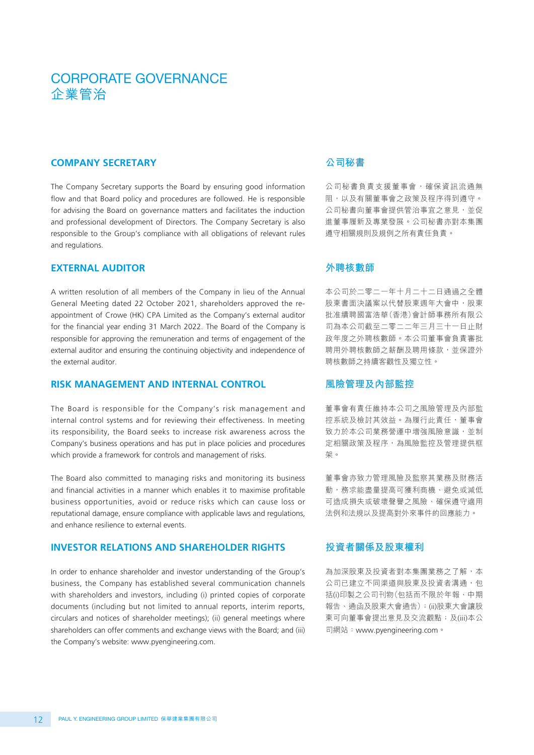# CORPORATE GOVERNANCE
# 企業管治

## COMPANY SECRETARY

The Company Secretary supports the Board by ensuring good information flow and that Board policy and procedures are followed. He is responsible for advising the Board on governance matters and facilitates the induction and professional development of Directors. The Company Secretary is also responsible to the Group's compliance with all obligations of relevant rules and regulations.

## 公司秘書

公司秘書負責支援董事會，確保資訊流通無阻，以及有關董事會之政策及程序得到遵守。公司秘書向董事會提供管治事宜之意見，並促進董事履新及專業發展。公司秘書亦對本集團遵守相關規則及規例之所有責任負責。

## EXTERNAL AUDITOR

A written resolution of all members of the Company in lieu of the Annual General Meeting dated 22 October 2021, shareholders approved the re-appointment of Crowe (HK) CPA Limited as the Company's external auditor for the financial year ending 31 March 2022. The Board of the Company is responsible for approving the remuneration and terms of engagement of the external auditor and ensuring the continuing objectivity and independence of the external auditor.

## 外聘核數師

本公司於二零二一年十月二十二日通過之全體股東書面決議案以代替股東週年大會中，股東批准續聘國富浩華（香港）會計師事務所有限公司為本公司截至二零二二年三月三十一日止財政年度之外聘核數師。本公司董事會負責審批聘用外聘核數師之薪酬及聘用條款，並保證外聘核數師之持續客觀性及獨立性。

## RISK MANAGEMENT AND INTERNAL CONTROL

The Board is responsible for the Company's risk management and internal control systems and for reviewing their effectiveness. In meeting its responsibility, the Board seeks to increase risk awareness across the Company's business operations and has put in place policies and procedures which provide a framework for controls and management of risks.

The Board also committed to managing risks and monitoring its business and financial activities in a manner which enables it to maximise profitable business opportunities, avoid or reduce risks which can cause loss or reputational damage, ensure compliance with applicable laws and regulations, and enhance resilience to external events.

## 風險管理及內部監控

董事會有責任維持本公司之風險管理及內部監控系統及檢討其效益。為履行此責任，董事會致力於本公司業務營運中增強風險意識，並制定相關政策及程序，為風險監控及管理提供框架。

董事會亦致力管理風險及監察其業務及財務活動，務求能盡量提高可獲利商機、避免或減低可造成損失或破壞聲譽之風險、確保遵守適用法例和法規以及提高對外來事件的回應能力。

## INVESTOR RELATIONS AND SHAREHOLDER RIGHTS

In order to enhance shareholder and investor understanding of the Group's business, the Company has established several communication channels with shareholders and investors, including (i) printed copies of corporate documents (including but not limited to annual reports, interim reports, circulars and notices of shareholder meetings); (ii) general meetings where shareholders can offer comments and exchange views with the Board; and (iii) the Company's website: www.pyengineering.com.

## 投資者關係及股東權利

為加深股東及投資者對本集團業務之了解，本公司已建立不同渠道與股東及投資者溝通，包括(i)印製之公司刊物（包括而不限於年報、中期報告、通函及股東大會通告）；(ii)股東大會讓股東可向董事會提出意見及交流觀點；及(iii)本公司網站：www.pyengineering.com。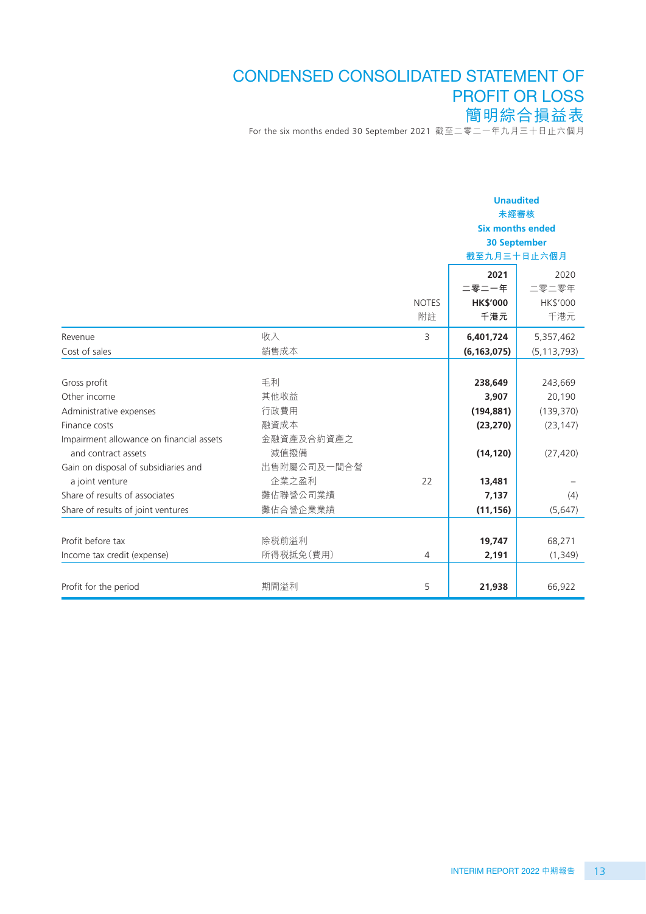# CONDENSED CONSOLIDATED STATEMENT OF PROFIT OR LOSS
# 簡明綜合損益表

For the six months ended 30 September 2021 截至二零二一年九月三十日止六個月

| | | | Unaudited 未經審核 Six months ended 30 September 截至九月三十日止六個月 | |
|---|---|---|---|---|
| | | NOTES 附註 | **2021 二零二一年 HK$'000 千港元** | 2020 二零二零年 HK$'000 千港元 |
| Revenue | 收入 | 3 | **6,401,724** | 5,357,462 |
| Cost of sales | 銷售成本 | | **(6,163,075)** | (5,113,793) |
| Gross profit | 毛利 | | **238,649** | 243,669 |
| Other income | 其他收益 | | **3,907** | 20,190 |
| Administrative expenses | 行政費用 | | **(194,881)** | (139,370) |
| Finance costs | 融資成本 | | **(23,270)** | (23,147) |
| Impairment allowance on financial assets and contract assets | 金融資產及合約資產之減值撥備 | | **(14,120)** | (27,420) |
| Gain on disposal of subsidiaries and a joint venture | 出售附屬公司及一間合營企業之盈利 | 22 | **13,481** | – |
| Share of results of associates | 攤佔聯營公司業績 | | **7,137** | (4) |
| Share of results of joint ventures | 攤佔合營企業業績 | | **(11,156)** | (5,647) |
| Profit before tax | 除稅前溢利 | | **19,747** | 68,271 |
| Income tax credit (expense) | 所得稅抵免(費用) | 4 | **2,191** | (1,349) |
| Profit for the period | 期間溢利 | 5 | **21,938** | 66,922 |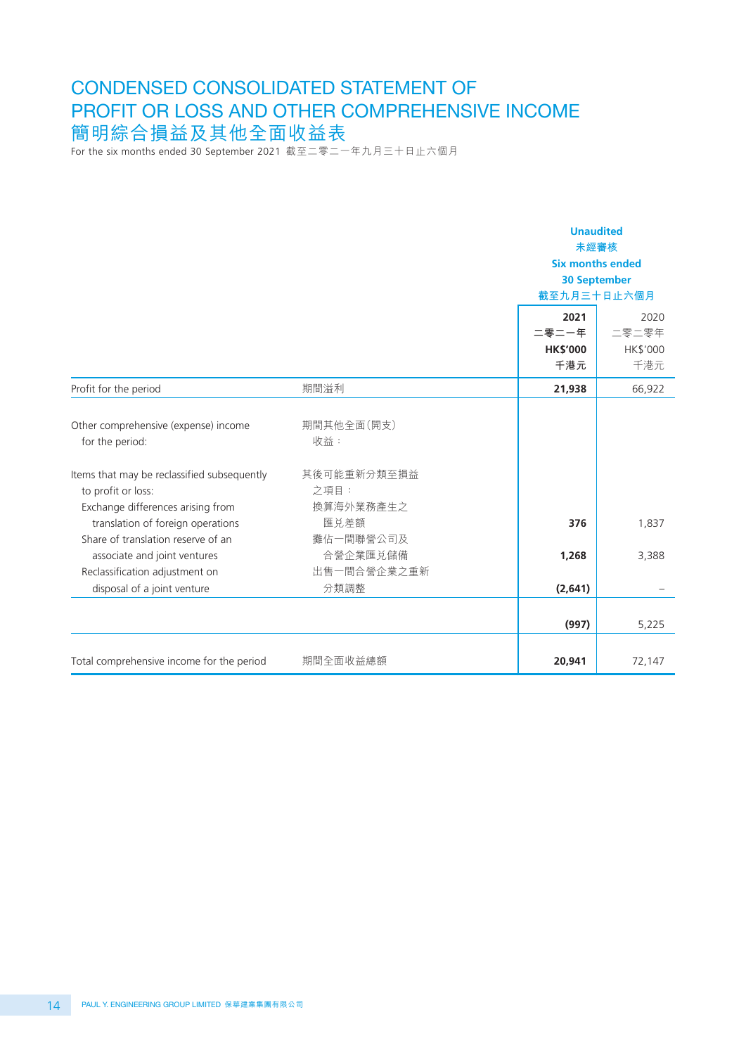# CONDENSED CONSOLIDATED STATEMENT OF PROFIT OR LOSS AND OTHER COMPREHENSIVE INCOME
# 簡明綜合損益及其他全面收益表

For the six months ended 30 September 2021 截至二零二一年九月三十日止六個月

| | | Unaudited 未經審核 Six months ended 30 September 截至九月三十日止六個月 | |
|---|---|---|---|
| | | **2021 二零二一年 HK$'000 千港元** | 2020 二零二零年 HK$'000 千港元 |
| Profit for the period | 期間溢利 | **21,938** | 66,922 |
| Other comprehensive (expense) income for the period: | 期間其他全面(開支)收益： | | |
| Items that may be reclassified subsequently to profit or loss: | 其後可能重新分類至損益之項目： | | |
| Exchange differences arising from translation of foreign operations | 換算海外業務產生之匯兌差額 | **376** | 1,837 |
| Share of translation reserve of an associate and joint ventures | 攤佔一間聯營公司及合營企業匯兌儲備 | **1,268** | 3,388 |
| Reclassification adjustment on disposal of a joint venture | 出售一間合營企業之重新分類調整 | **(2,641)** | – |
| | | **(997)** | 5,225 |
| Total comprehensive income for the period | 期間全面收益總額 | **20,941** | 72,147 |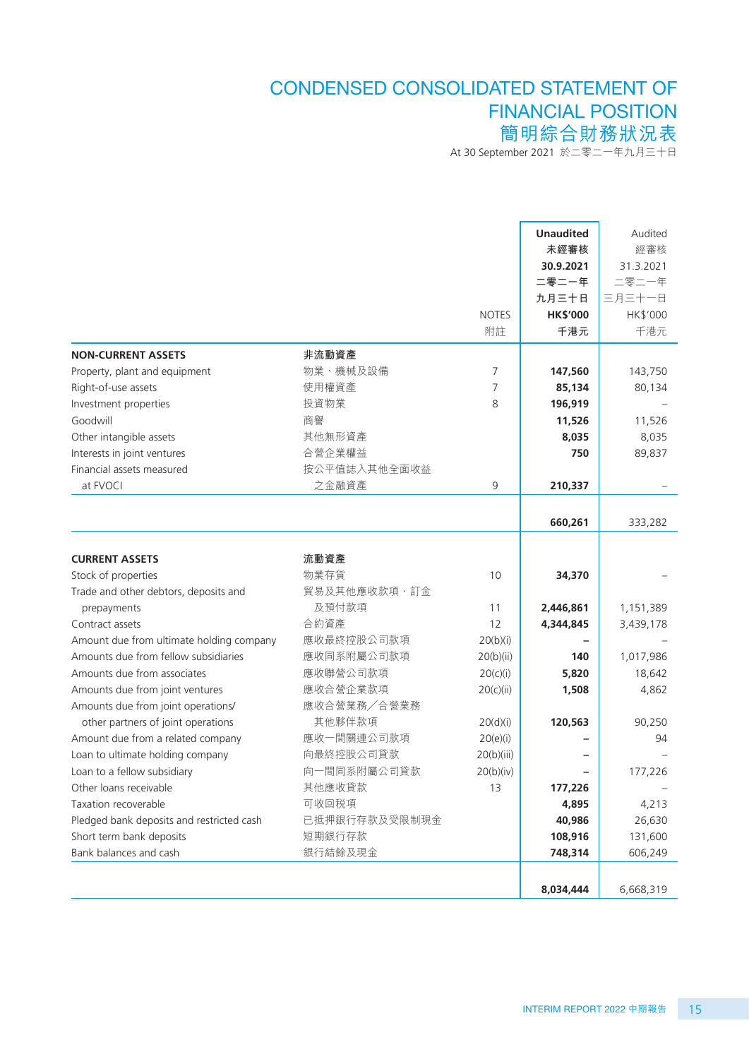# CONDENSED CONSOLIDATED STATEMENT OF FINANCIAL POSITION
# 簡明綜合財務狀況表

At 30 September 2021 於二零二一年九月三十日

| | | NOTES 附註 | Unaudited 未經審核 30.9.2021 二零二一年九月三十日 HK$'000 千港元 | Audited 經審核 31.3.2021 二零二一年三月三十一日 HK$'000 千港元 |
|---|---|---|---|---|
| **NON-CURRENT ASSETS** | **非流動資產** | | | |
| Property, plant and equipment | 物業、機械及設備 | 7 | **147,560** | 143,750 |
| Right-of-use assets | 使用權資產 | 7 | **85,134** | 80,134 |
| Investment properties | 投資物業 | 8 | **196,919** | – |
| Goodwill | 商譽 | | **11,526** | 11,526 |
| Other intangible assets | 其他無形資產 | | **8,035** | 8,035 |
| Interests in joint ventures | 合營企業權益 | | **750** | 89,837 |
| Financial assets measured at FVOCI | 按公平值誌入其他全面收益之金融資產 | 9 | **210,337** | – |
| | | | **660,261** | 333,282 |
| **CURRENT ASSETS** | **流動資產** | | | |
| Stock of properties | 物業存貨 | 10 | **34,370** | – |
| Trade and other debtors, deposits and prepayments | 貿易及其他應收款項、訂金及預付款項 | 11 | **2,446,861** | 1,151,389 |
| Contract assets | 合約資產 | 12 | **4,344,845** | 3,439,178 |
| Amount due from ultimate holding company | 應收最終控股公司款項 | 20(b)(i) | **–** | – |
| Amounts due from fellow subsidiaries | 應收同系附屬公司款項 | 20(b)(ii) | **140** | 1,017,986 |
| Amounts due from associates | 應收聯營公司款項 | 20(c)(i) | **5,820** | 18,642 |
| Amounts due from joint ventures | 應收合營企業款項 | 20(c)(ii) | **1,508** | 4,862 |
| Amounts due from joint operations/ other partners of joint operations | 應收合營業務／合營業務其他夥伴款項 | 20(d)(i) | **120,563** | 90,250 |
| Amount due from a related company | 應收一間關連公司款項 | 20(e)(i) | **–** | 94 |
| Loan to ultimate holding company | 向最終控股公司貸款 | 20(b)(iii) | **–** | – |
| Loan to a fellow subsidiary | 向一間同系附屬公司貸款 | 20(b)(iv) | **–** | 177,226 |
| Other loans receivable | 其他應收貸款 | 13 | **177,226** | – |
| Taxation recoverable | 可收回稅項 | | **4,895** | 4,213 |
| Pledged bank deposits and restricted cash | 已抵押銀行存款及受限制現金 | | **40,986** | 26,630 |
| Short term bank deposits | 短期銀行存款 | | **108,916** | 131,600 |
| Bank balances and cash | 銀行結餘及現金 | | **748,314** | 606,249 |
| | | | **8,034,444** | 6,668,319 |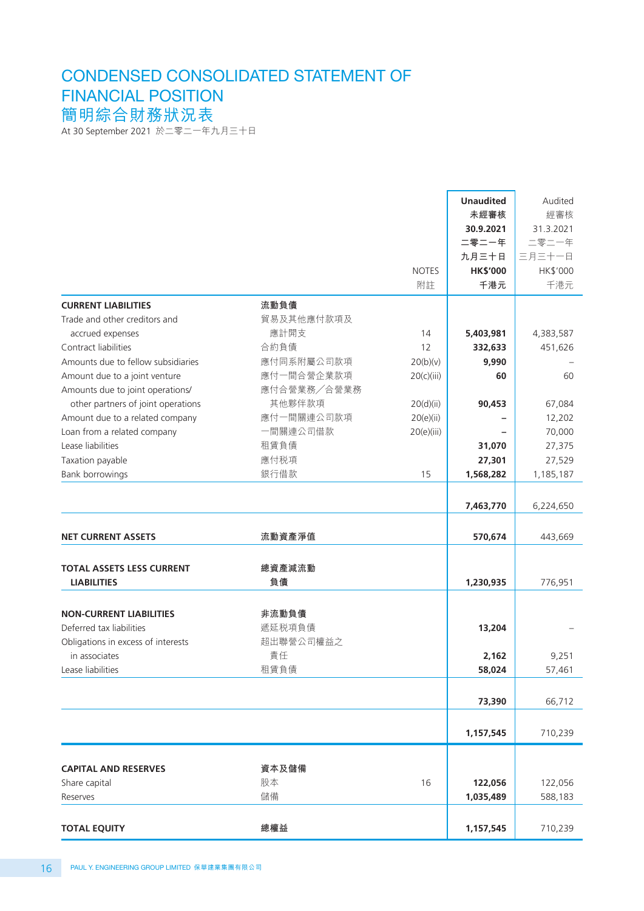# CONDENSED CONSOLIDATED STATEMENT OF FINANCIAL POSITION
# 簡明綜合財務狀況表

At 30 September 2021 於二零二一年九月三十日

| | | NOTES 附註 | Unaudited 未經審核 30.9.2021 二零二一年九月三十日 HK$'000 千港元 | Audited 經審核 31.3.2021 二零二一年三月三十一日 HK$'000 千港元 |
|---|---|---|---|---|
| **CURRENT LIABILITIES** | **流動負債** | | | |
| Trade and other creditors and accrued expenses | 貿易及其他應付款項及應計開支 | 14 | **5,403,981** | 4,383,587 |
| Contract liabilities | 合約負債 | 12 | **332,633** | 451,626 |
| Amounts due to fellow subsidiaries | 應付同系附屬公司款項 | 20(b)(v) | **9,990** | – |
| Amount due to a joint venture | 應付一間合營企業款項 | 20(c)(iii) | **60** | 60 |
| Amounts due to joint operations/ other partners of joint operations | 應付合營業務／合營業務其他夥伴款項 | 20(d)(ii) | **90,453** | 67,084 |
| Amount due to a related company | 應付一間關連公司款項 | 20(e)(ii) | **–** | 12,202 |
| Loan from a related company | 一間關連公司借款 | 20(e)(iii) | **–** | 70,000 |
| Lease liabilities | 租賃負債 | | **31,070** | 27,375 |
| Taxation payable | 應付税項 | | **27,301** | 27,529 |
| Bank borrowings | 銀行借款 | 15 | **1,568,282** | 1,185,187 |
| | | | **7,463,770** | 6,224,650 |
| **NET CURRENT ASSETS** | **流動資產淨值** | | **570,674** | 443,669 |
| **TOTAL ASSETS LESS CURRENT LIABILITIES** | **總資產減流動負債** | | **1,230,935** | 776,951 |
| **NON-CURRENT LIABILITIES** | **非流動負債** | | | |
| Deferred tax liabilities | 遞延税項負債 | | **13,204** | – |
| Obligations in excess of interests in associates | 超出聯營公司權益之責任 | | **2,162** | 9,251 |
| Lease liabilities | 租賃負債 | | **58,024** | 57,461 |
| | | | **73,390** | 66,712 |
| | | | **1,157,545** | 710,239 |
| **CAPITAL AND RESERVES** | **資本及儲備** | | | |
| Share capital | 股本 | 16 | **122,056** | 122,056 |
| Reserves | 儲備 | | **1,035,489** | 588,183 |
| **TOTAL EQUITY** | **總權益** | | **1,157,545** | 710,239 |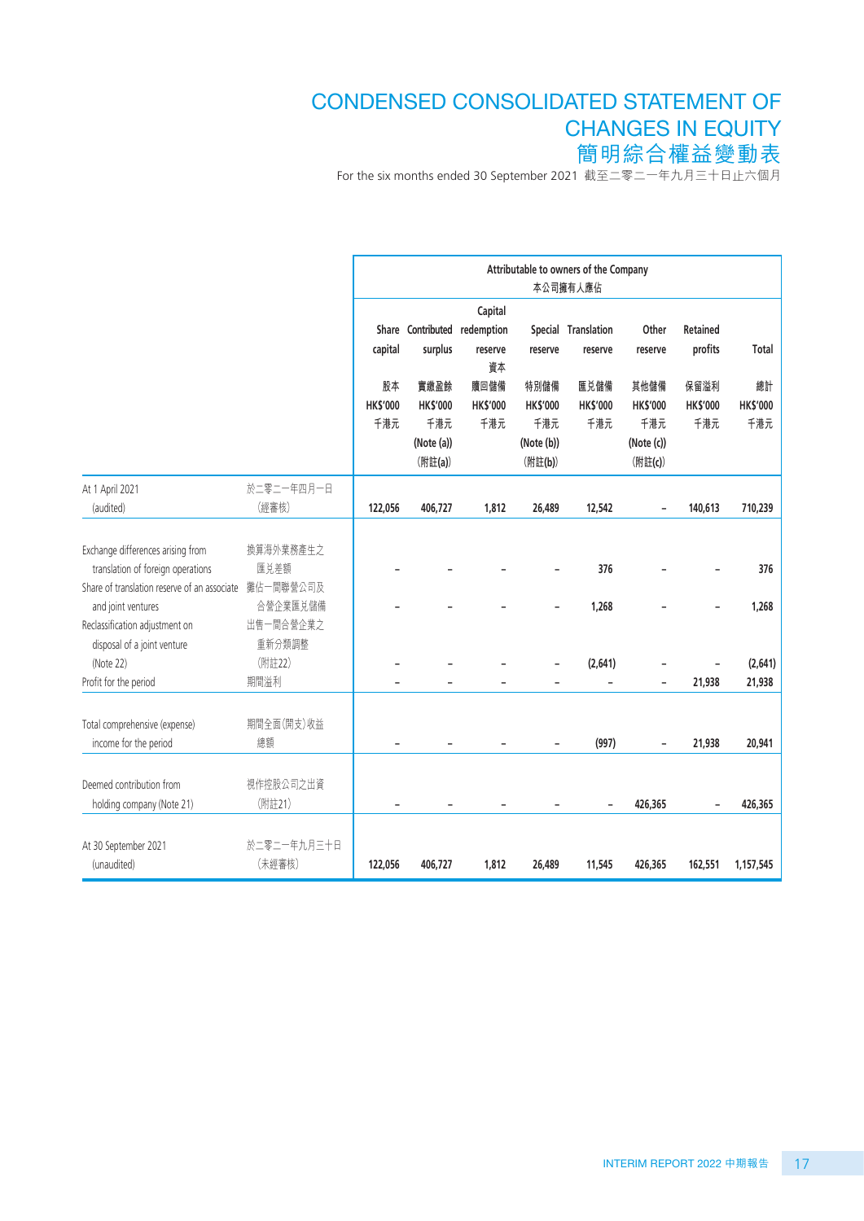# CONDENSED CONSOLIDATED STATEMENT OF CHANGES IN EQUITY
# 簡明綜合權益變動表

For the six months ended 30 September 2021 截至二零二一年九月三十日止六個月

| | | Attributable to owners of the Company 本公司擁有人應佔 | | | | | | | |
|---|---|---|---|---|---|---|---|---|---|
| | | Share capital 股本 HK$'000 千港元 | Contributed surplus 實繳盈餘 HK$'000 千港元 (Note (a)) (附註(a)) | Capital redemption reserve 資本贖回儲備 HK$'000 千港元 | Special reserve 特別儲備 HK$'000 千港元 (Note (b)) (附註(b)) | Translation reserve 匯兌儲備 HK$'000 千港元 | Other reserve 其他儲備 HK$'000 千港元 (Note (c)) (附註(c)) | Retained profits 保留溢利 HK$'000 千港元 | Total 總計 HK$'000 千港元 |
| At 1 April 2021 (audited) | 於二零二一年四月一日 (經審核) | 122,056 | 406,727 | 1,812 | 26,489 | 12,542 | – | 140,613 | 710,239 |
| Exchange differences arising from translation of foreign operations | 換算海外業務產生之匯兌差額 | – | – | – | – | 376 | – | – | 376 |
| Share of translation reserve of an associate and joint ventures | 攤佔一間聯營公司及合營企業匯兌儲備 | – | – | – | – | 1,268 | – | – | 1,268 |
| Reclassification adjustment on disposal of a joint venture (Note 22) | 出售一間合營企業之重新分類調整 (附註22) | – | – | – | – | (2,641) | – | – | (2,641) |
| Profit for the period | 期間溢利 | – | – | – | – | – | – | 21,938 | 21,938 |
| Total comprehensive (expense) income for the period | 期間全面(開支)收益總額 | – | – | – | – | (997) | – | 21,938 | 20,941 |
| Deemed contribution from holding company (Note 21) | 視作控股公司之出資 (附註21) | – | – | – | – | – | 426,365 | – | 426,365 |
| At 30 September 2021 (unaudited) | 於二零二一年九月三十日 (未經審核) | 122,056 | 406,727 | 1,812 | 26,489 | 11,545 | 426,365 | 162,551 | 1,157,545 |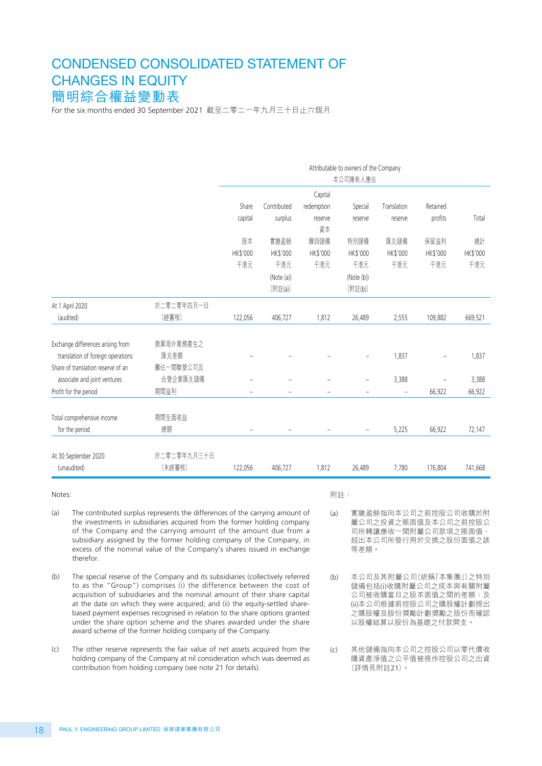# CONDENSED CONSOLIDATED STATEMENT OF CHANGES IN EQUITY
# 簡明綜合權益變動表

For the six months ended 30 September 2021 截至二零二一年九月三十日止六個月

| | | Attributable to owners of the Company 本公司擁有人應佔 | | | | | | |
|---|---|---|---|---|---|---|---|---|
| | | Share capital 股本 HK$'000 千港元 | Contributed surplus 實繳盈餘 HK$'000 千港元 (Note (a)) (附註(a)) | Capital redemption reserve 資本贖回儲備 HK$'000 千港元 | Special reserve 特別儲備 HK$'000 千港元 (Note (b)) (附註(b)) | Translation reserve 匯兌儲備 HK$'000 千港元 | Retained profits 保留溢利 HK$'000 千港元 | Total 總計 HK$'000 千港元 |
| At 1 April 2020 (audited) | 於二零二零年四月一日 (經審核) | 122,056 | 406,727 | 1,812 | 26,489 | 2,555 | 109,882 | 669,521 |
| Exchange differences arising from translation of foreign operations | 換算海外業務產生之匯兌差額 | – | – | – | – | 1,837 | – | 1,837 |
| Share of translation reserve of an associate and joint ventures | 攤佔一間聯營公司及合營企業匯兌儲備 | – | – | – | – | 3,388 | – | 3,388 |
| Profit for the period | 期間溢利 | – | – | – | – | – | 66,922 | 66,922 |
| Total comprehensive income for the period | 期間全面收益總額 | – | – | – | – | 5,225 | 66,922 | 72,147 |
| At 30 September 2020 (unaudited) | 於二零二零年九月三十日 (未經審核) | 122,056 | 406,727 | 1,812 | 26,489 | 7,780 | 176,804 | 741,668 |

Notes:

(a) The contributed surplus represents the differences of the carrying amount of the investments in subsidiaries acquired from the former holding company of the Company and the carrying amount of the amount due from a subsidiary assigned by the former holding company of the Company, in excess of the nominal value of the Company's shares issued in exchange therefor.

(b) The special reserve of the Company and its subsidiaries (collectively referred to as the "Group") comprises (i) the difference between the cost of acquisition of subsidiaries and the nominal amount of their share capital at the date on which they were acquired; and (ii) the equity-settled share-based payment expenses recognised in relation to the share options granted under the share option scheme and the shares awarded under the share award scheme of the former holding company of the Company.

(c) The other reserve represents the fair value of net assets acquired from the holding company of the Company at nil consideration which was deemed as contribution from holding company (see note 21 for details).

附註：

(a) 實繳盈餘指向本公司之前控股公司收購於附屬公司之投資之賬面值及本公司之前控股公司所轉讓應收一間附屬公司款項之賬面值，超出本公司所發行用於交換之股份面值之該等差額。

(b) 本公司及其附屬公司(統稱「本集團」)之特別儲備包括(i)收購附屬公司之成本與有關附屬公司被收購當日之股本面值之間的差額；及(ii)本公司根據前控股公司之購股權計劃授出之購股權及股份獎勵計劃獎勵之股份而確認以股權結算以股份為基礎之付款開支。

(c) 其他儲備指向本公司之控股公司以零代價收購資產淨值之公平值被視作控股公司之出資(詳情見附註21)。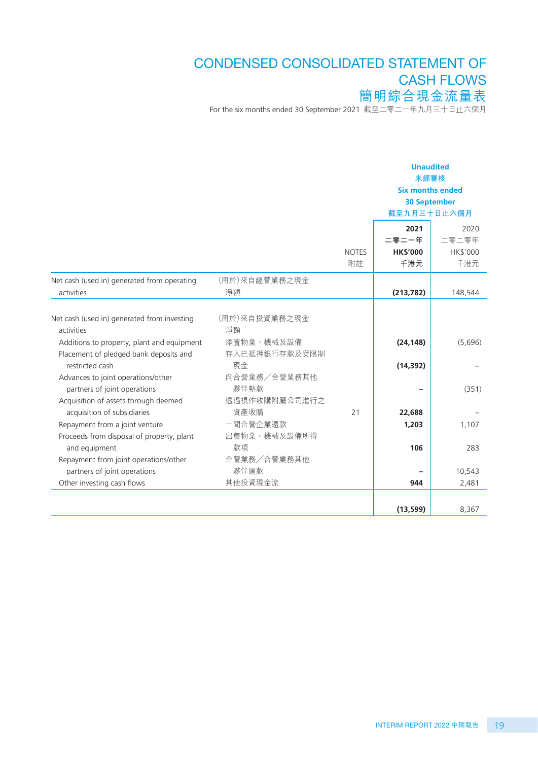# CONDENSED CONSOLIDATED STATEMENT OF CASH FLOWS
# 簡明綜合現金流量表

For the six months ended 30 September 2021 截至二零二一年九月三十日止六個月

| | | NOTES 附註 | Unaudited 未經審核 Six months ended 30 September 截至九月三十日止六個月 2021 二零二一年 HK$'000 千港元 | 2020 二零二零年 HK$'000 千港元 |
|---|---|---|---|---|
| Net cash (used in) generated from operating activities | (用於)來自經營業務之現金淨額 | | **(213,782)** | 148,544 |
| Net cash (used in) generated from investing activities | (用於)來自投資業務之現金淨額 | | | |
| Additions to property, plant and equipment | 添置物業、機械及設備 | | **(24,148)** | (5,696) |
| Placement of pledged bank deposits and restricted cash | 存入已抵押銀行存款及受限制現金 | | **(14,392)** | – |
| Advances to joint operations/other partners of joint operations | 向合營業務／合營業務其他夥伴墊款 | | **–** | (351) |
| Acquisition of assets through deemed acquisition of subsidiaries | 透過視作收購附屬公司進行之資產收購 | 21 | **22,688** | – |
| Repayment from a joint venture | 一間合營企業還款 | | **1,203** | 1,107 |
| Proceeds from disposal of property, plant and equipment | 出售物業、機械及設備所得款項 | | **106** | 283 |
| Repayment from joint operations/other partners of joint operations | 合營業務／合營業務其他夥伴還款 | | **–** | 10,543 |
| Other investing cash flows | 其他投資現金流 | | **944** | 2,481 |
| | | | **(13,599)** | 8,367 |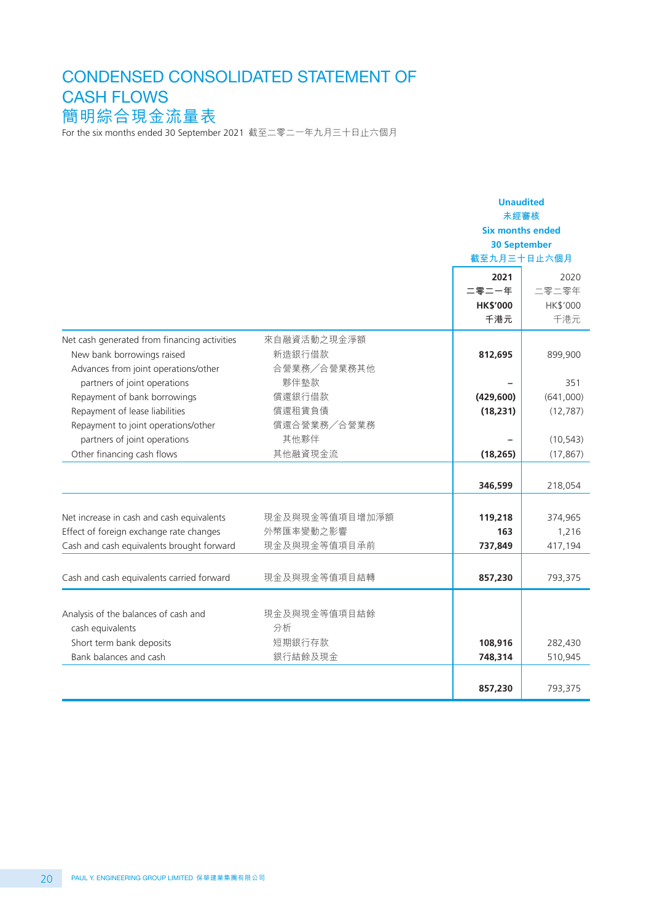# CONDENSED CONSOLIDATED STATEMENT OF CASH FLOWS
# 簡明綜合現金流量表

For the six months ended 30 September 2021 截至二零二一年九月三十日止六個月

| | | Unaudited 未經審核 Six months ended 30 September 截至九月三十日止六個月 | |
|---|---|---|---|
| | | **2021** **二零二一年** **HK$'000** **千港元** | 2020 二零二零年 HK$'000 千港元 |
| Net cash generated from financing activities | 來自融資活動之現金淨額 | | |
| New bank borrowings raised | 新造銀行借款 | **812,695** | 899,900 |
| Advances from joint operations/other partners of joint operations | 合營業務／合營業務其他夥伴墊款 | **–** | 351 |
| Repayment of bank borrowings | 償還銀行借款 | **(429,600)** | (641,000) |
| Repayment of lease liabilities | 償還租賃負債 | **(18,231)** | (12,787) |
| Repayment to joint operations/other partners of joint operations | 償還合營業務／合營業務其他夥伴 | **–** | (10,543) |
| Other financing cash flows | 其他融資現金流 | **(18,265)** | (17,867) |
| | | **346,599** | 218,054 |
| Net increase in cash and cash equivalents | 現金及與現金等值項目增加淨額 | **119,218** | 374,965 |
| Effect of foreign exchange rate changes | 外幣匯率變動之影響 | **163** | 1,216 |
| Cash and cash equivalents brought forward | 現金及與現金等值項目承前 | **737,849** | 417,194 |
| Cash and cash equivalents carried forward | 現金及與現金等值項目結轉 | **857,230** | 793,375 |
| Analysis of the balances of cash and cash equivalents | 現金及與現金等值項目結餘分析 | | |
| Short term bank deposits | 短期銀行存款 | **108,916** | 282,430 |
| Bank balances and cash | 銀行結餘及現金 | **748,314** | 510,945 |
| | | **857,230** | 793,375 |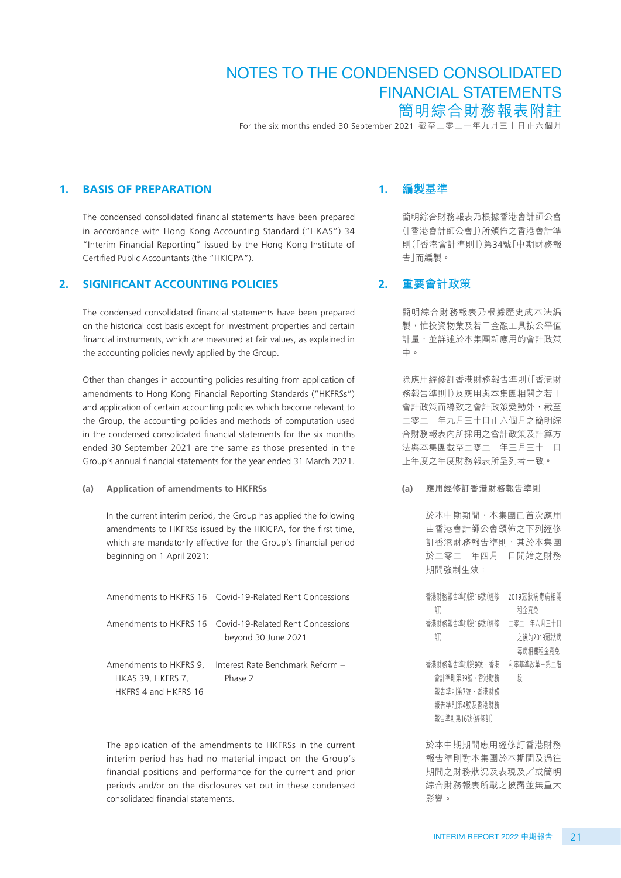# NOTES TO THE CONDENSED CONSOLIDATED FINANCIAL STATEMENTS
# 簡明綜合財務報表附註

For the six months ended 30 September 2021 截至二零二一年九月三十日止六個月

## 1. BASIS OF PREPARATION

The condensed consolidated financial statements have been prepared in accordance with Hong Kong Accounting Standard ("HKAS") 34 "Interim Financial Reporting" issued by the Hong Kong Institute of Certified Public Accountants (the "HKICPA").

## 2. SIGNIFICANT ACCOUNTING POLICIES

The condensed consolidated financial statements have been prepared on the historical cost basis except for investment properties and certain financial instruments, which are measured at fair values, as explained in the accounting policies newly applied by the Group.

Other than changes in accounting policies resulting from application of amendments to Hong Kong Financial Reporting Standards ("HKFRSs") and application of certain accounting policies which become relevant to the Group, the accounting policies and methods of computation used in the condensed consolidated financial statements for the six months ended 30 September 2021 are the same as those presented in the Group's annual financial statements for the year ended 31 March 2021.

### (a) Application of amendments to HKFRSs

In the current interim period, the Group has applied the following amendments to HKFRSs issued by the HKICPA, for the first time, which are mandatorily effective for the Group's financial period beginning on 1 April 2021:

| | |
|---|---|
| Amendments to HKFRS 16 | Covid-19-Related Rent Concessions |
| Amendments to HKFRS 16 | Covid-19-Related Rent Concessions beyond 30 June 2021 |
| Amendments to HKFRS 9, HKAS 39, HKFRS 7, HKFRS 4 and HKFRS 16 | Interest Rate Benchmark Reform – Phase 2 |

The application of the amendments to HKFRSs in the current interim period has had no material impact on the Group's financial positions and performance for the current and prior periods and/or on the disclosures set out in these condensed consolidated financial statements.

## 1. 編製基準

簡明綜合財務報表乃根據香港會計師公會(「香港會計師公會」)所頒佈之香港會計準則(「香港會計準則」)第34號「中期財務報告」而編製。

## 2. 重要會計政策

簡明綜合財務報表乃根據歷史成本法編製，惟投資物業及若干金融工具按公平值計量，並詳述於本集團新應用的會計政策中。

除應用經修訂香港財務報告準則(「香港財務報告準則」)及應用與本集團相關之若干會計政策而導致之會計政策變動外，截至二零二一年九月三十日止六個月之簡明綜合財務報表內所採用之會計政策及計算方法與本集團截至二零二一年三月三十一日止年度之年度財務報表所呈列者一致。

### (a) 應用經修訂香港財務報告準則

於本中期期間，本集團已首次應用由香港會計師公會頒佈之下列經修訂香港財務報告準則，其於本集團於二零二一年四月一日開始之財務期間強制生效：

| | |
|---|---|
| 香港財務報告準則第16號(經修訂) | 2019冠狀病毒病相關租金寬免 |
| 香港財務報告準則第16號(經修訂) | 二零二一年六月三十日之後的2019冠狀病毒病相關租金寬免 |
| 香港財務報告準則第9號、香港會計準則第39號、香港財務報告準則第7號、香港財務報告準則第4號及香港財務報告準則第16號(經修訂) | 利率基準改革－第二階段 |

於本中期期間應用經修訂香港財務報告準則對本集團於本期間及過往期間之財務狀況及表現及／或簡明綜合財務報表所載之披露並無重大影響。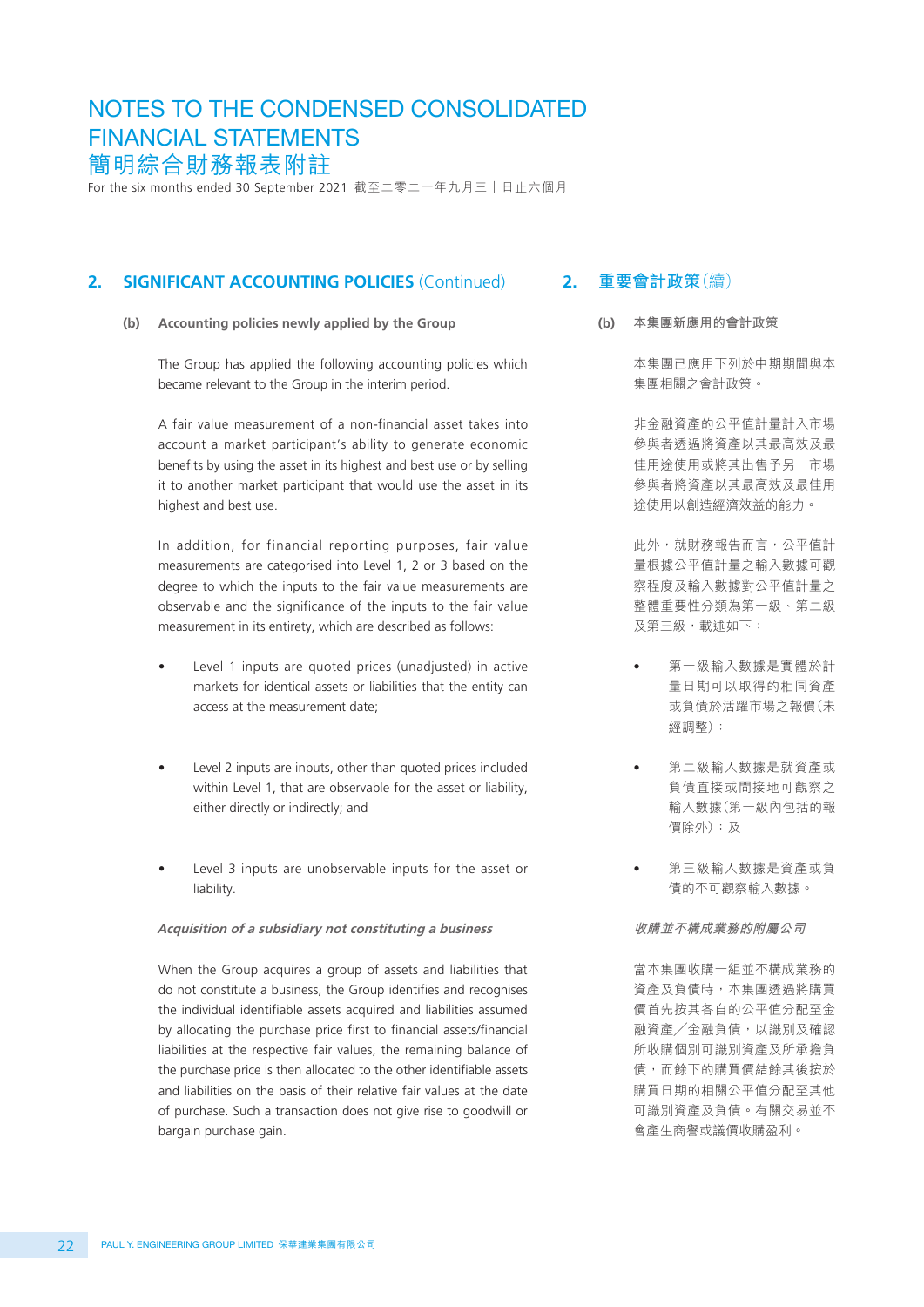## 2. SIGNIFICANT ACCOUNTING POLICIES (Continued)

### (b) Accounting policies newly applied by the Group

The Group has applied the following accounting policies which became relevant to the Group in the interim period.

A fair value measurement of a non-financial asset takes into account a market participant's ability to generate economic benefits by using the asset in its highest and best use or by selling it to another market participant that would use the asset in its highest and best use.

In addition, for financial reporting purposes, fair value measurements are categorised into Level 1, 2 or 3 based on the degree to which the inputs to the fair value measurements are observable and the significance of the inputs to the fair value measurement in its entirety, which are described as follows:

- Level 1 inputs are quoted prices (unadjusted) in active markets for identical assets or liabilities that the entity can access at the measurement date;
- Level 2 inputs are inputs, other than quoted prices included within Level 1, that are observable for the asset or liability, either directly or indirectly; and
- Level 3 inputs are unobservable inputs for the asset or liability.

***Acquisition of a subsidiary not constituting a business***

When the Group acquires a group of assets and liabilities that do not constitute a business, the Group identifies and recognises the individual identifiable assets acquired and liabilities assumed by allocating the purchase price first to financial assets/financial liabilities at the respective fair values, the remaining balance of the purchase price is then allocated to the other identifiable assets and liabilities on the basis of their relative fair values at the date of purchase. Such a transaction does not give rise to goodwill or bargain purchase gain.

## 2. 重要會計政策（續）

### (b) 本集團新應用的會計政策

本集團已應用下列於中期期間與本集團相關之會計政策。

非金融資產的公平值計量計入市場參與者透過將資產以其最高效及最佳用途使用或將其出售予另一市場參與者將資產以其最高效及最佳用途使用以創造經濟效益的能力。

此外，就財務報告而言，公平值計量根據公平值計量之輸入數據可觀察程度及輸入數據對公平值計量之整體重要性分類為第一級、第二級及第三級，載述如下：

- 第一級輸入數據是實體於計量日期可以取得的相同資產或負債於活躍市場之報價（未經調整）；
- 第二級輸入數據是就資產或負債直接或間接地可觀察之輸入數據（第一級內包括的報價除外）；及
- 第三級輸入數據是資產或負債的不可觀察輸入數據。

***收購並不構成業務的附屬公司***

當本集團收購一組並不構成業務的資產及負債時，本集團透過將購買價首先按其各自的公平值分配至金融資產／金融負債，以識別及確認所收購個別可識別資產及所承擔負債，而餘下的購買價結餘其後按於購買日期的相關公平值分配至其他可識別資產及負債。有關交易並不會產生商譽或議價收購盈利。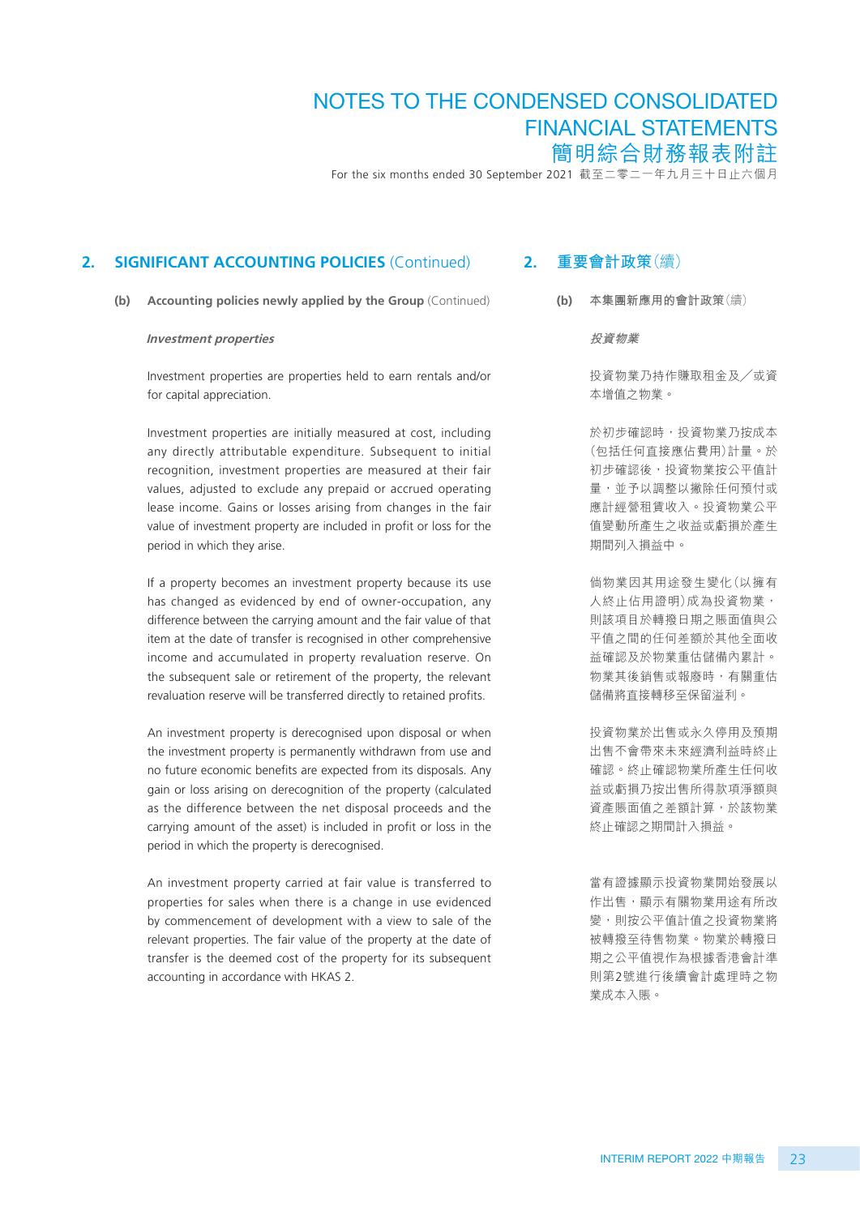## 2. SIGNIFICANT ACCOUNTING POLICIES (Continued)

### (b) Accounting policies newly applied by the Group (Continued)

***Investment properties***

Investment properties are properties held to earn rentals and/or for capital appreciation.

Investment properties are initially measured at cost, including any directly attributable expenditure. Subsequent to initial recognition, investment properties are measured at their fair values, adjusted to exclude any prepaid or accrued operating lease income. Gains or losses arising from changes in the fair value of investment property are included in profit or loss for the period in which they arise.

If a property becomes an investment property because its use has changed as evidenced by end of owner-occupation, any difference between the carrying amount and the fair value of that item at the date of transfer is recognised in other comprehensive income and accumulated in property revaluation reserve. On the subsequent sale or retirement of the property, the relevant revaluation reserve will be transferred directly to retained profits.

An investment property is derecognised upon disposal or when the investment property is permanently withdrawn from use and no future economic benefits are expected from its disposals. Any gain or loss arising on derecognition of the property (calculated as the difference between the net disposal proceeds and the carrying amount of the asset) is included in profit or loss in the period in which the property is derecognised.

An investment property carried at fair value is transferred to properties for sales when there is a change in use evidenced by commencement of development with a view to sale of the relevant properties. The fair value of the property at the date of transfer is the deemed cost of the property for its subsequent accounting in accordance with HKAS 2.

## 2. 重要會計政策(續)

### (b) 本集團新應用的會計政策(續)

***投資物業***

投資物業乃持作賺取租金及／或資本增值之物業。

於初步確認時，投資物業乃按成本(包括任何直接應佔費用)計量。於初步確認後，投資物業按公平值計量，並予以調整以撇除任何預付或應計經營租賃收入。投資物業公平值變動所產生之收益或虧損於產生期間列入損益中。

倘物業因其用途發生變化(以擁有人終止佔用證明)成為投資物業，則該項目於轉撥日期之賬面值與公平值之間的任何差額於其他全面收益確認及於物業重估儲備內累計。物業其後銷售或報廢時，有關重估儲備將直接轉移至保留溢利。

投資物業於出售或永久停用及預期出售不會帶來未來經濟利益時終止確認。終止確認物業所產生任何收益或虧損乃按出售所得款項淨額與資產賬面值之差額計算，於該物業終止確認之期間計入損益。

當有證據顯示投資物業開始發展以作出售，顯示有關物業用途有所改變，則按公平值計值之投資物業將被轉撥至待售物業。物業於轉撥日期之公平值視作為根據香港會計準則第2號進行後續會計處理時之物業成本入賬。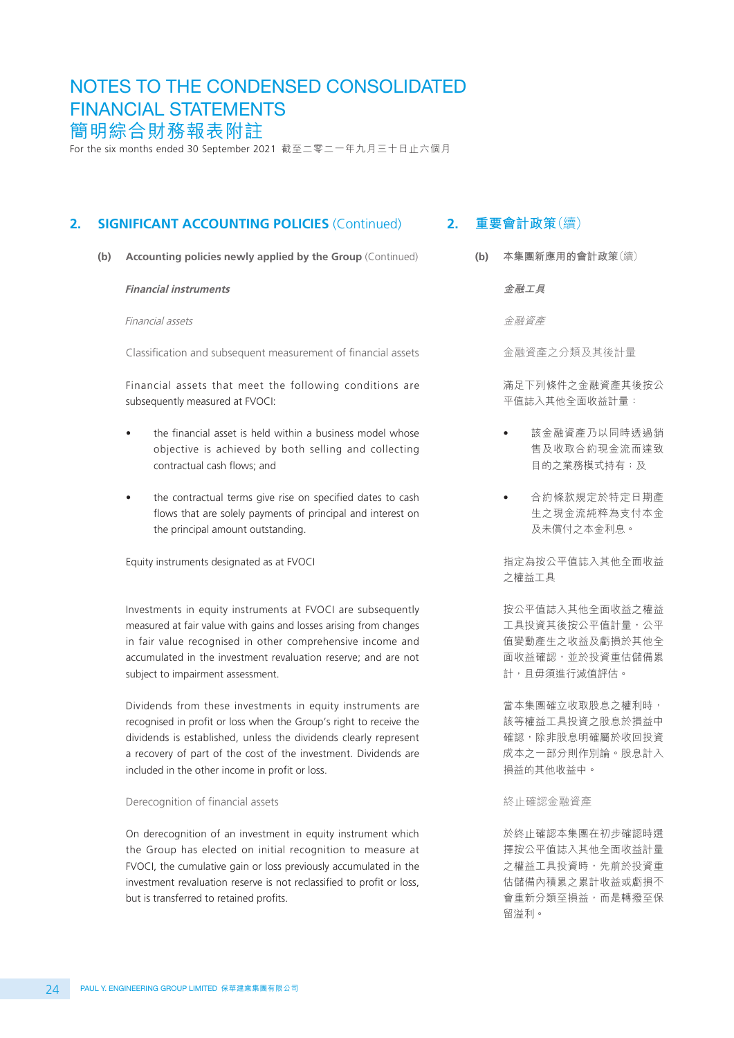## 2. SIGNIFICANT ACCOUNTING POLICIES (Continued)

### (b) Accounting policies newly applied by the Group (Continued)

***Financial instruments***

*Financial assets*

Classification and subsequent measurement of financial assets

Financial assets that meet the following conditions are subsequently measured at FVOCI:

- the financial asset is held within a business model whose objective is achieved by both selling and collecting contractual cash flows; and
- the contractual terms give rise on specified dates to cash flows that are solely payments of principal and interest on the principal amount outstanding.

Equity instruments designated as at FVOCI

Investments in equity instruments at FVOCI are subsequently measured at fair value with gains and losses arising from changes in fair value recognised in other comprehensive income and accumulated in the investment revaluation reserve; and are not subject to impairment assessment.

Dividends from these investments in equity instruments are recognised in profit or loss when the Group's right to receive the dividends is established, unless the dividends clearly represent a recovery of part of the cost of the investment. Dividends are included in the other income in profit or loss.

Derecognition of financial assets

On derecognition of an investment in equity instrument which the Group has elected on initial recognition to measure at FVOCI, the cumulative gain or loss previously accumulated in the investment revaluation reserve is not reclassified to profit or loss, but is transferred to retained profits.

## 2. 重要會計政策（續）

### (b) 本集團新應用的會計政策（續）

***金融工具***

*金融資產*

金融資產之分類及其後計量

滿足下列條件之金融資產其後按公平值誌入其他全面收益計量：

- 該金融資產乃以同時透過銷售及收取合約現金流而達致目的之業務模式持有；及
- 合約條款規定於特定日期產生之現金流純粹為支付本金及未償付之本金利息。

指定為按公平值誌入其他全面收益之權益工具

按公平值誌入其他全面收益之權益工具投資其後按公平值計量，公平值變動產生之收益及虧損於其他全面收益確認，並於投資重估儲備累計，且毋須進行減值評估。

當本集團確立收取股息之權利時，該等權益工具投資之股息於損益中確認，除非股息明確屬於收回投資成本之一部分則作別論。股息計入損益的其他收益中。

終止確認金融資產

於終止確認本集團在初步確認時選擇按公平值誌入其他全面收益計量之權益工具投資時，先前於投資重估儲備內積累之累計收益或虧損不會重新分類至損益，而是轉撥至保留溢利。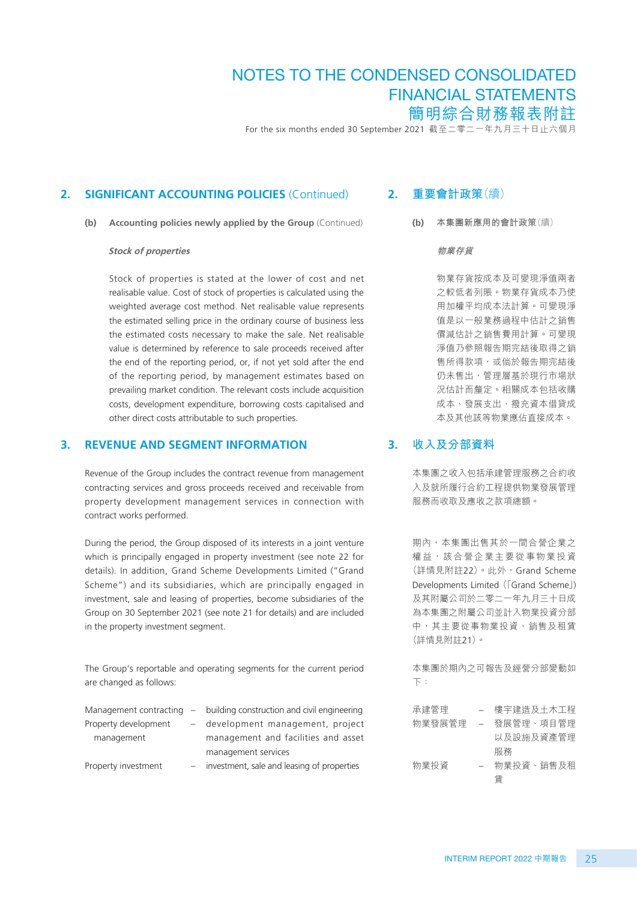## 2. SIGNIFICANT ACCOUNTING POLICIES (Continued)

**(b) Accounting policies newly applied by the Group** (Continued)

***Stock of properties***

Stock of properties is stated at the lower of cost and net realisable value. Cost of stock of properties is calculated using the weighted average cost method. Net realisable value represents the estimated selling price in the ordinary course of business less the estimated costs necessary to make the sale. Net realisable value is determined by reference to sale proceeds received after the end of the reporting period, or, if not yet sold after the end of the reporting period, by management estimates based on prevailing market condition. The relevant costs include acquisition costs, development expenditure, borrowing costs capitalised and other direct costs attributable to such properties.

## 3. REVENUE AND SEGMENT INFORMATION

Revenue of the Group includes the contract revenue from management contracting services and gross proceeds received and receivable from property development management services in connection with contract works performed.

During the period, the Group disposed of its interests in a joint venture which is principally engaged in property investment (see note 22 for details). In addition, Grand Scheme Developments Limited ("Grand Scheme") and its subsidiaries, which are principally engaged in investment, sale and leasing of properties, become subsidiaries of the Group on 30 September 2021 (see note 21 for details) and are included in the property investment segment.

The Group's reportable and operating segments for the current period are changed as follows:

| | | |
|---|---|---|
| Management contracting | – | building construction and civil engineering |
| Property development management | – | development management, project management and facilities and asset management services |
| Property investment | – | investment, sale and leasing of properties |

## 2. 重要會計政策(續)

**(b) 本集團新應用的會計政策**(續)

***物業存貨***

物業存貨按成本及可變現淨值兩者之較低者列賬。物業存貨成本乃使用加權平均成本法計算。可變現淨值是以一般業務過程中估計之銷售價減估計之銷售費用計算。可變現淨值乃參照報告期完結後取得之銷售所得款項,或倘於報告期完結後仍未售出,管理層基於現行市場狀況估計而釐定。相關成本包括收購成本、發展支出、撥充資本借貸成本及其他該等物業應佔直接成本。

## 3. 收入及分部資料

本集團之收入包括承建管理服務之合約收入及就所履行合約工程提供物業發展管理服務而收取及應收之款項總額。

期內,本集團出售其於一間合營企業之權益,該合營企業主要從事物業投資(詳情見附註22)。此外,Grand Scheme Developments Limited(「Grand Scheme」)及其附屬公司於二零二一年九月三十日成為本集團之附屬公司並計入物業投資分部中,其主要從事物業投資、銷售及租賃(詳情見附註21)。

本集團於期內之可報告及經營分部變動如下:

| | | |
|---|---|---|
| 承建管理 | – | 樓宇建造及土木工程 |
| 物業發展管理 | – | 發展管理、項目管理以及設施及資產管理服務 |
| 物業投資 | – | 物業投資、銷售及租賃 |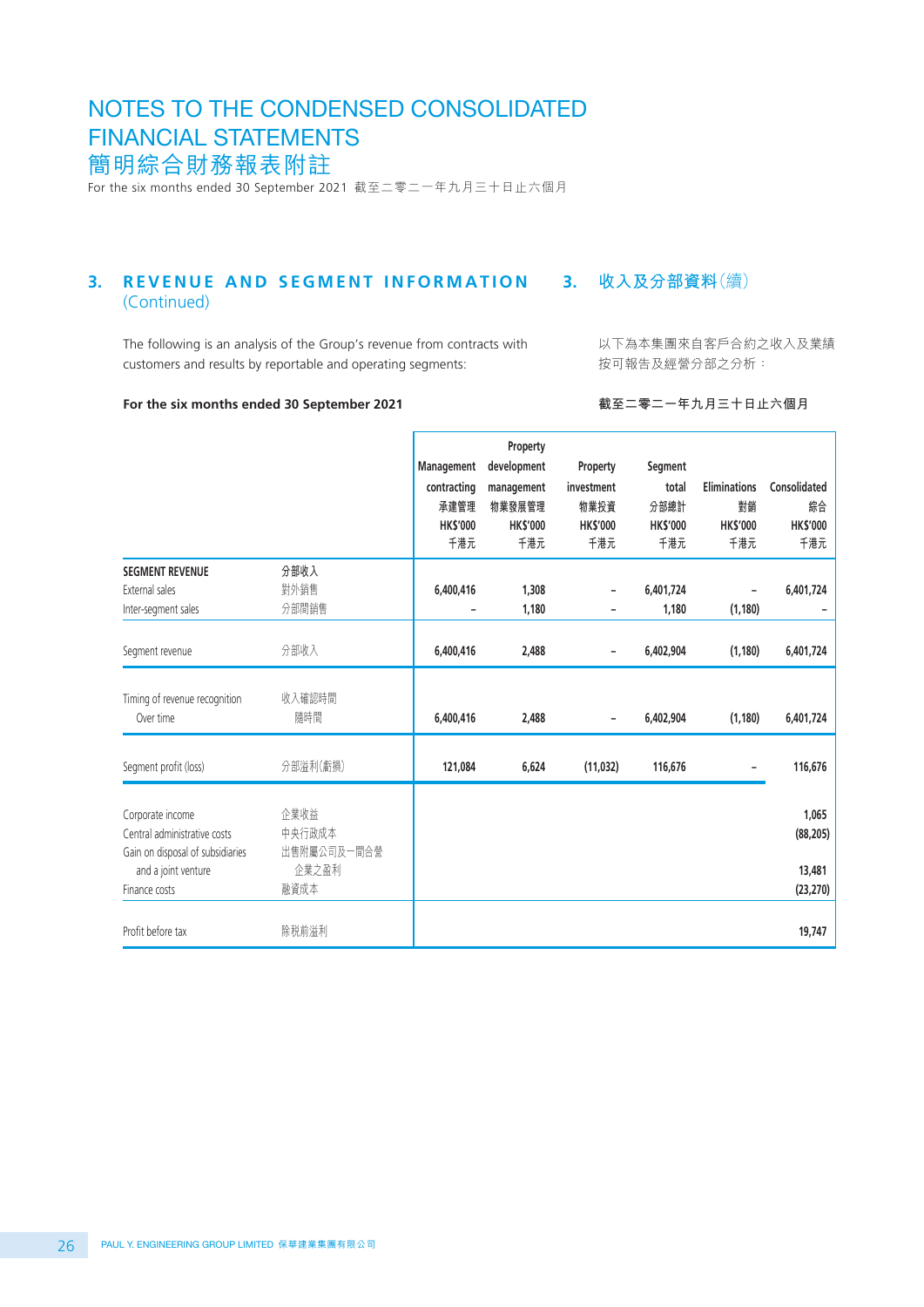# NOTES TO THE CONDENSED CONSOLIDATED FINANCIAL STATEMENTS
# 簡明綜合財務報表附註

For the six months ended 30 September 2021 截至二零二一年九月三十日止六個月

## 3. REVENUE AND SEGMENT INFORMATION (Continued)

## 3. 收入及分部資料（續）

The following is an analysis of the Group's revenue from contracts with customers and results by reportable and operating segments:

以下為本集團來自客戶合約之收入及業績按可報告及經營分部之分析：

**For the six months ended 30 September 2021**

**截至二零二一年九月三十日止六個月**

| | | Management contracting 承建管理 HK$'000 千港元 | Property development management 物業發展管理 HK$'000 千港元 | Property investment 物業投資 HK$'000 千港元 | Segment total 分部總計 HK$'000 千港元 | Eliminations 對銷 HK$'000 千港元 | Consolidated 綜合 HK$'000 千港元 |
|---|---|---|---|---|---|---|---|
| **SEGMENT REVENUE** | **分部收入** | | | | | | |
| External sales | 對外銷售 | 6,400,416 | 1,308 | – | 6,401,724 | – | 6,401,724 |
| Inter-segment sales | 分部間銷售 | – | 1,180 | – | 1,180 | (1,180) | – |
| Segment revenue | 分部收入 | 6,400,416 | 2,488 | – | 6,402,904 | (1,180) | 6,401,724 |
| Timing of revenue recognition | 收入確認時間 | | | | | | |
| Over time | 隨時間 | 6,400,416 | 2,488 | – | 6,402,904 | (1,180) | 6,401,724 |
| Segment profit (loss) | 分部溢利(虧損) | 121,084 | 6,624 | (11,032) | 116,676 | – | 116,676 |
| Corporate income | 企業收益 | | | | | | 1,065 |
| Central administrative costs | 中央行政成本 | | | | | | (88,205) |
| Gain on disposal of subsidiaries and a joint venture | 出售附屬公司及一間合營企業之盈利 | | | | | | 13,481 |
| Finance costs | 融資成本 | | | | | | (23,270) |
| Profit before tax | 除稅前溢利 | | | | | | 19,747 |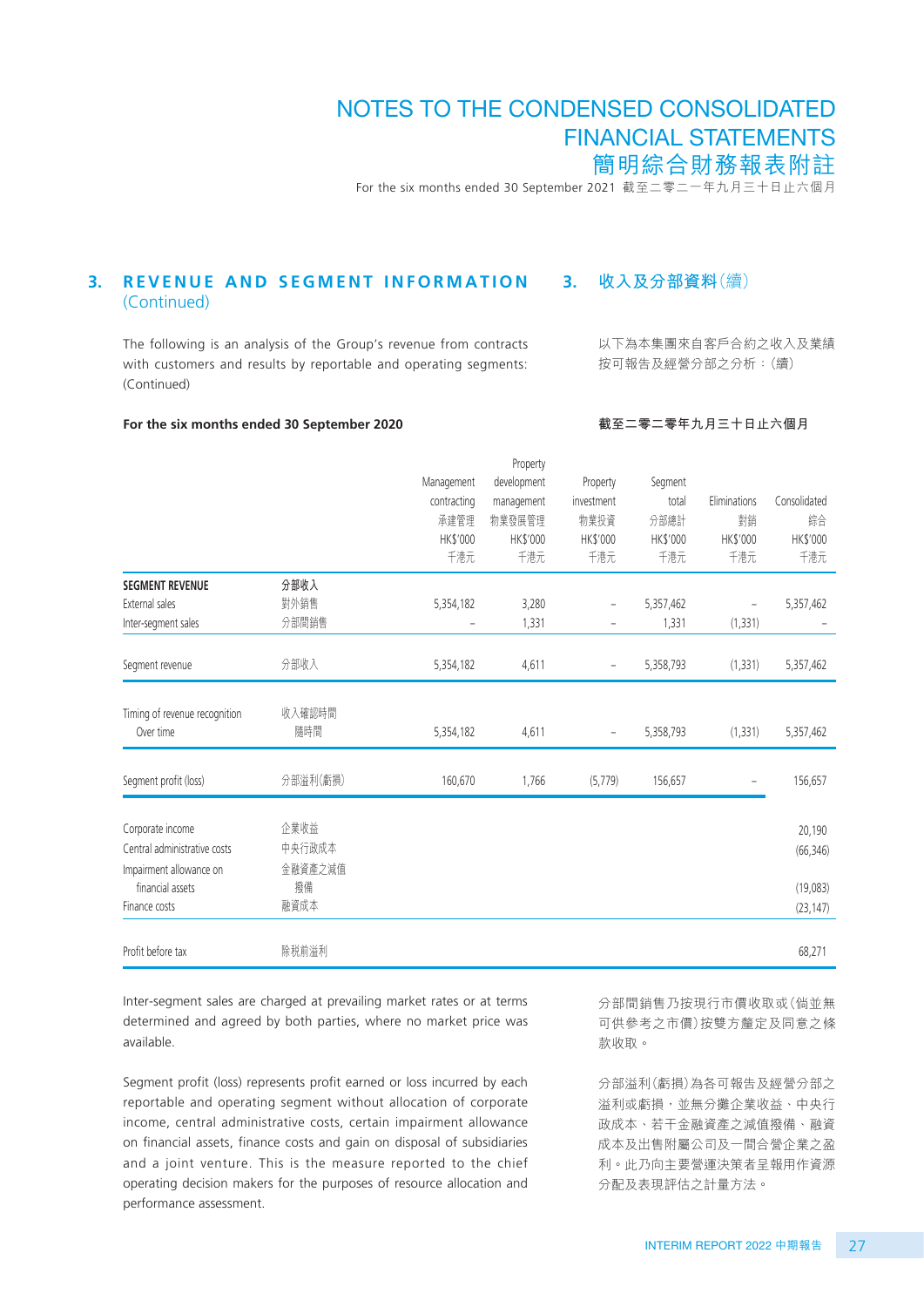## 3. REVENUE AND SEGMENT INFORMATION (Continued)

## 3. 收入及分部資料（續）

The following is an analysis of the Group's revenue from contracts with customers and results by reportable and operating segments: (Continued)

以下為本集團來自客戶合約之收入及業績按可報告及經營分部之分析：（續）

**For the six months ended 30 September 2020**

**截至二零二零年九月三十日止六個月**

| | | Management contracting 承建管理 HK$'000 千港元 | Property development management 物業發展管理 HK$'000 千港元 | Property investment 物業投資 HK$'000 千港元 | Segment total 分部總計 HK$'000 千港元 | Eliminations 對銷 HK$'000 千港元 | Consolidated 綜合 HK$'000 千港元 |
|---|---|---|---|---|---|---|---|
| **SEGMENT REVENUE** | **分部收入** | | | | | | |
| External sales | 對外銷售 | 5,354,182 | 3,280 | – | 5,357,462 | – | 5,357,462 |
| Inter-segment sales | 分部間銷售 | – | 1,331 | – | 1,331 | (1,331) | – |
| Segment revenue | 分部收入 | 5,354,182 | 4,611 | – | 5,358,793 | (1,331) | 5,357,462 |
| Timing of revenue recognition | 收入確認時間 | | | | | | |
| Over time | 隨時間 | 5,354,182 | 4,611 | – | 5,358,793 | (1,331) | 5,357,462 |
| Segment profit (loss) | 分部溢利（虧損） | 160,670 | 1,766 | (5,779) | 156,657 | – | 156,657 |
| Corporate income | 企業收益 | | | | | | 20,190 |
| Central administrative costs | 中央行政成本 | | | | | | (66,346) |
| Impairment allowance on financial assets | 金融資產之減值撥備 | | | | | | (19,083) |
| Finance costs | 融資成本 | | | | | | (23,147) |
| Profit before tax | 除稅前溢利 | | | | | | 68,271 |

Inter-segment sales are charged at prevailing market rates or at terms determined and agreed by both parties, where no market price was available.

分部間銷售乃按現行市價收取或（倘並無可供參考之市價）按雙方釐定及同意之條款收取。

Segment profit (loss) represents profit earned or loss incurred by each reportable and operating segment without allocation of corporate income, central administrative costs, certain impairment allowance on financial assets, finance costs and gain on disposal of subsidiaries and a joint venture. This is the measure reported to the chief operating decision makers for the purposes of resource allocation and performance assessment.

分部溢利（虧損）為各可報告及經營分部之溢利或虧損，並無分攤企業收益、中央行政成本、若干金融資產之減值撥備、融資成本及出售附屬公司及一間合營企業之盈利。此乃向主要營運決策者呈報用作資源分配及表現評估之計量方法。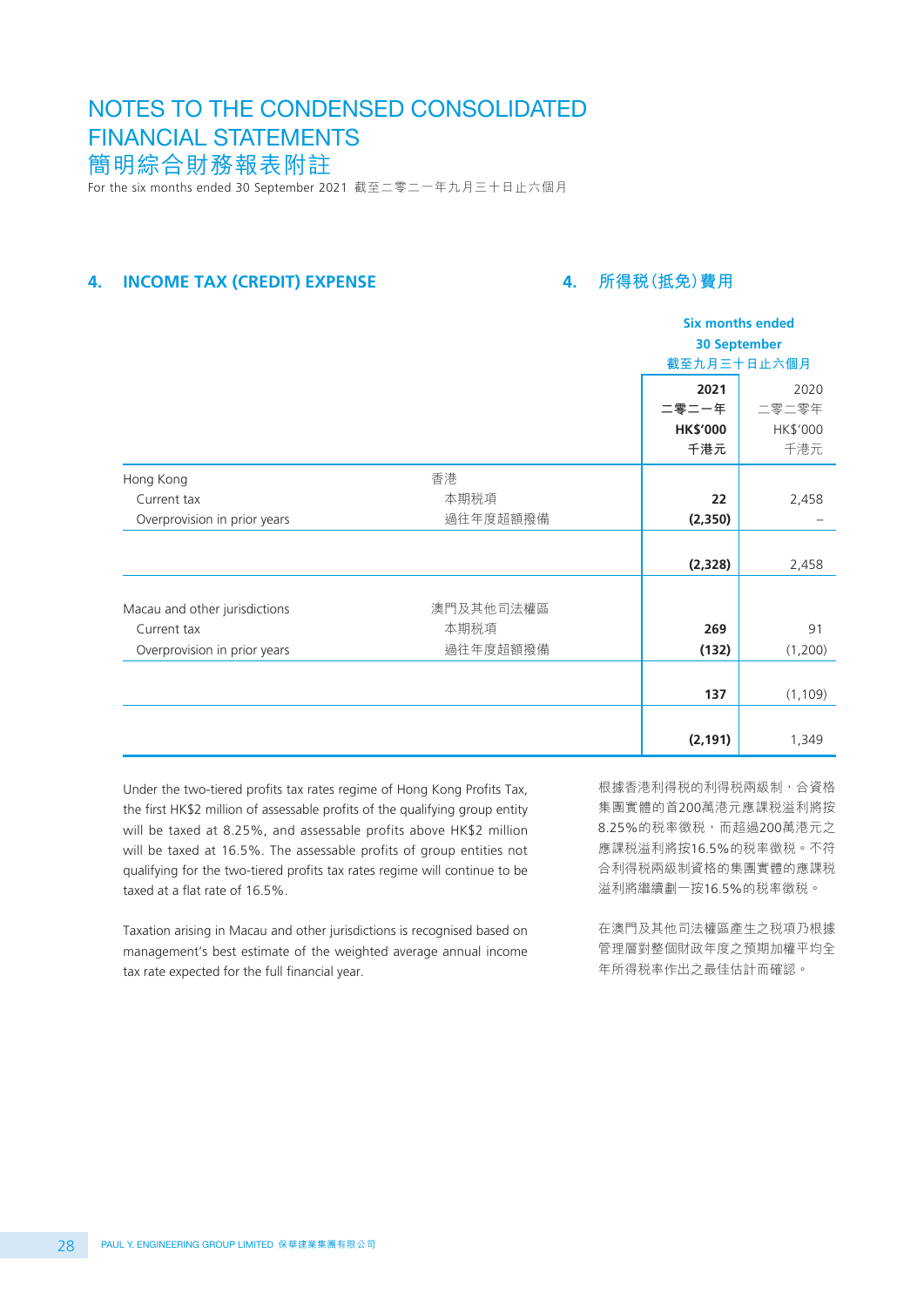# NOTES TO THE CONDENSED CONSOLIDATED FINANCIAL STATEMENTS
# 簡明綜合財務報表附註

For the six months ended 30 September 2021 截至二零二一年九月三十日止六個月

## 4. INCOME TAX (CREDIT) EXPENSE

## 4. 所得稅（抵免）費用

| | | Six months ended 30 September 截至九月三十日止六個月 | |
|---|---|---|---|
| | | **2021 二零二一年 HK$'000 千港元** | 2020 二零二零年 HK$'000 千港元 |
| Hong Kong | 香港 | | |
| Current tax | 本期稅項 | **22** | 2,458 |
| Overprovision in prior years | 過往年度超額撥備 | **(2,350)** | – |
| | | **(2,328)** | 2,458 |
| Macau and other jurisdictions | 澳門及其他司法權區 | | |
| Current tax | 本期稅項 | **269** | 91 |
| Overprovision in prior years | 過往年度超額撥備 | **(132)** | (1,200) |
| | | **137** | (1,109) |
| | | **(2,191)** | 1,349 |

Under the two-tiered profits tax rates regime of Hong Kong Profits Tax, the first HK$2 million of assessable profits of the qualifying group entity will be taxed at 8.25%, and assessable profits above HK$2 million will be taxed at 16.5%. The assessable profits of group entities not qualifying for the two-tiered profits tax rates regime will continue to be taxed at a flat rate of 16.5%.

Taxation arising in Macau and other jurisdictions is recognised based on management's best estimate of the weighted average annual income tax rate expected for the full financial year.

根據香港利得稅的利得稅兩級制，合資格集團實體的首200萬港元應課稅溢利將按8.25%的稅率徵稅，而超過200萬港元之應課稅溢利將按16.5%的稅率徵稅。不符合利得稅兩級制資格的集團實體的應課稅溢利將繼續劃一按16.5%的稅率徵稅。

在澳門及其他司法權區產生之稅項乃根據管理層對整個財政年度之預期加權平均全年所得稅率作出之最佳估計而確認。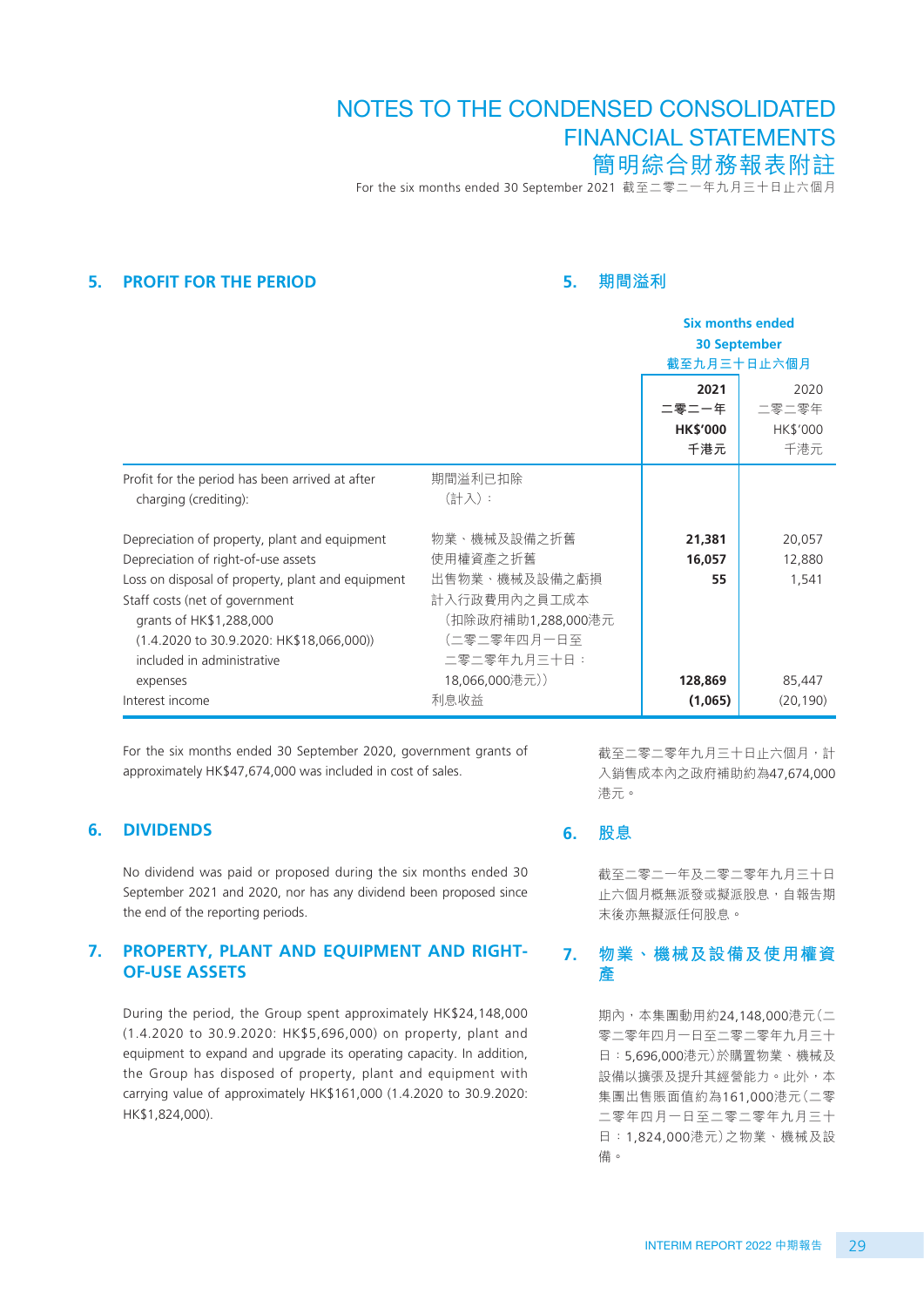## 5. PROFIT FOR THE PERIOD

## 5. 期間溢利

| | | Six months ended 30 September 截至九月三十日止六個月 | |
|---|---|---|---|
| | | **2021** **二零二一年** **HK$'000** **千港元** | 2020 二零二零年 HK$'000 千港元 |
| Profit for the period has been arrived at after charging (crediting): | 期間溢利已扣除（計入）： | | |
| Depreciation of property, plant and equipment | 物業、機械及設備之折舊 | **21,381** | 20,057 |
| Depreciation of right-of-use assets | 使用權資產之折舊 | **16,057** | 12,880 |
| Loss on disposal of property, plant and equipment | 出售物業、機械及設備之虧損 | **55** | 1,541 |
| Staff costs (net of government grants of HK$1,288,000 (1.4.2020 to 30.9.2020: HK$18,066,000)) included in administrative expenses | 計入行政費用內之員工成本（扣除政府補助1,288,000港元（二零二零年四月一日至二零二零年九月三十日：18,066,000港元）） | **128,869** | 85,447 |
| Interest income | 利息收益 | **(1,065)** | (20,190) |

For the six months ended 30 September 2020, government grants of approximately HK$47,674,000 was included in cost of sales.

截至二零二零年九月三十日止六個月，計入銷售成本內之政府補助約為47,674,000港元。

## 6. DIVIDENDS

No dividend was paid or proposed during the six months ended 30 September 2021 and 2020, nor has any dividend been proposed since the end of the reporting periods.

## 6. 股息

截至二零二一年及二零二零年九月三十日止六個月概無派發或擬派股息，自報告期末後亦無擬派任何股息。

## 7. PROPERTY, PLANT AND EQUIPMENT AND RIGHT-OF-USE ASSETS

During the period, the Group spent approximately HK$24,148,000 (1.4.2020 to 30.9.2020: HK$5,696,000) on property, plant and equipment to expand and upgrade its operating capacity. In addition, the Group has disposed of property, plant and equipment with carrying value of approximately HK$161,000 (1.4.2020 to 30.9.2020: HK$1,824,000).

## 7. 物業、機械及設備及使用權資產

期內，本集團動用約24,148,000港元（二零二零年四月一日至二零二零年九月三十日：5,696,000港元）於購置物業、機械及設備以擴張及提升其經營能力。此外，本集團出售賬面值約為161,000港元（二零二零年四月一日至二零二零年九月三十日：1,824,000港元）之物業、機械及設備。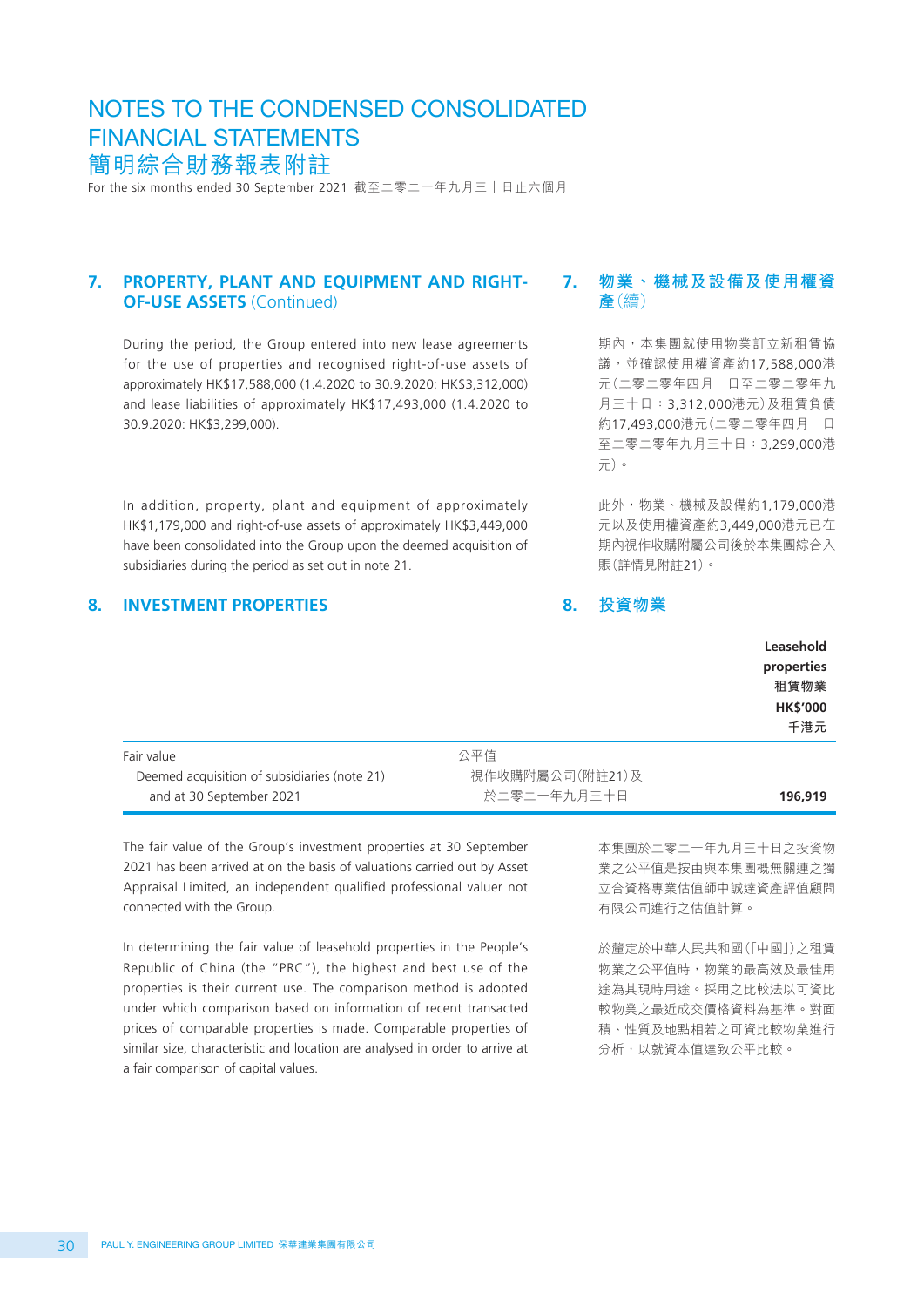# NOTES TO THE CONDENSED CONSOLIDATED FINANCIAL STATEMENTS
# 簡明綜合財務報表附註

For the six months ended 30 September 2021 截至二零二一年九月三十日止六個月

## 7. PROPERTY, PLANT AND EQUIPMENT AND RIGHT-OF-USE ASSETS (Continued)

During the period, the Group entered into new lease agreements for the use of properties and recognised right-of-use assets of approximately HK$17,588,000 (1.4.2020 to 30.9.2020: HK$3,312,000) and lease liabilities of approximately HK$17,493,000 (1.4.2020 to 30.9.2020: HK$3,299,000).

In addition, property, plant and equipment of approximately HK$1,179,000 and right-of-use assets of approximately HK$3,449,000 have been consolidated into the Group upon the deemed acquisition of subsidiaries during the period as set out in note 21.

## 7. 物業、機械及設備及使用權資產（續）

期內，本集團就使用物業訂立新租賃協議，並確認使用權資產約17,588,000港元（二零二零年四月一日至二零二零年九月三十日：3,312,000港元）及租賃負債約17,493,000港元（二零二零年四月一日至二零二零年九月三十日：3,299,000港元）。

此外，物業、機械及設備約1,179,000港元以及使用權資產約3,449,000港元已在期內視作收購附屬公司後於本集團綜合入賬（詳情見附註21）。

## 8. INVESTMENT PROPERTIES

## 8. 投資物業

| | | Leasehold properties 租賃物業 HK$'000 千港元 |
|---|---|---|
| Fair value | 公平值 | |
| Deemed acquisition of subsidiaries (note 21) and at 30 September 2021 | 視作收購附屬公司(附註21)及於二零二一年九月三十日 | 196,919 |

The fair value of the Group's investment properties at 30 September 2021 has been arrived at on the basis of valuations carried out by Asset Appraisal Limited, an independent qualified professional valuer not connected with the Group.

In determining the fair value of leasehold properties in the People's Republic of China (the "PRC"), the highest and best use of the properties is their current use. The comparison method is adopted under which comparison based on information of recent transacted prices of comparable properties is made. Comparable properties of similar size, characteristic and location are analysed in order to arrive at a fair comparison of capital values.

本集團於二零二一年九月三十日之投資物業之公平值是按由與本集團概無關連之獨立合資格專業估值師中誠達資產評值顧問有限公司進行之估值計算。

於釐定於中華人民共和國（「中國」）之租賃物業之公平值時，物業的最高效及最佳用途為其現時用途。採用之比較法以可資比較物業之最近成交價格資料為基準。對面積、性質及地點相若之可資比較物業進行分析，以就資本值達致公平比較。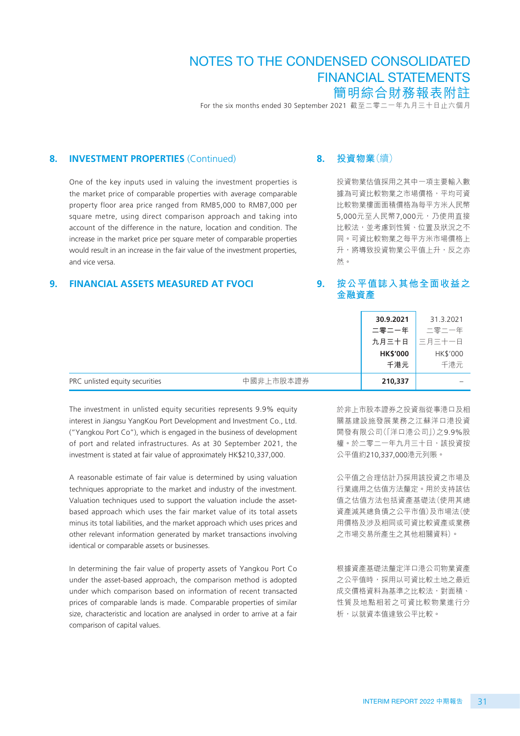## 8. INVESTMENT PROPERTIES (Continued)

One of the key inputs used in valuing the investment properties is the market price of comparable properties with average comparable property floor area price ranged from RMB5,000 to RMB7,000 per square metre, using direct comparison approach and taking into account of the difference in the nature, location and condition. The increase in the market price per square meter of comparable properties would result in an increase in the fair value of the investment properties, and vice versa.

## 8. 投資物業（續）

投資物業估值採用之其中一項主要輸入數據為可資比較物業之市場價格，平均可資比較物業樓面面積價格為每平方米人民幣5,000元至人民幣7,000元，乃使用直接比較法，並考慮到性質、位置及狀況之不同。可資比較物業之每平方米市場價格上升，將導致投資物業公平值上升，反之亦然。

## 9. FINANCIAL ASSETS MEASURED AT FVOCI

## 9. 按公平值誌入其他全面收益之金融資產

| | | 30.9.2021<br>二零二一年<br>九月三十日<br>HK$'000<br>千港元 | 31.3.2021<br>二零二一年<br>三月三十一日<br>HK$'000<br>千港元 |
|---|---|---|---|
| PRC unlisted equity securities | 中國非上市股本證券 | 210,337 | – |

The investment in unlisted equity securities represents 9.9% equity interest in Jiangsu YangKou Port Development and Investment Co., Ltd. ("Yangkou Port Co"), which is engaged in the business of development of port and related infrastructures. As at 30 September 2021, the investment is stated at fair value of approximately HK$210,337,000.

於非上市股本證券之投資指從事港口及相關基建設施發展業務之江蘇洋口港投資開發有限公司（「洋口港公司」）之9.9%股權。於二零二一年九月三十日，該投資按公平值約210,337,000港元列賬。

A reasonable estimate of fair value is determined by using valuation techniques appropriate to the market and industry of the investment. Valuation techniques used to support the valuation include the asset-based approach which uses the fair market value of its total assets minus its total liabilities, and the market approach which uses prices and other relevant information generated by market transactions involving identical or comparable assets or businesses.

公平值之合理估計乃採用該投資之市場及行業適用之估值方法釐定。用於支持該估值之估值方法包括資產基礎法（使用其總資產減其總負債之公平市值）及市場法（使用價格及涉及相同或可資比較資產或業務之市場交易所產生之其他相關資料）。

In determining the fair value of property assets of Yangkou Port Co under the asset-based approach, the comparison method is adopted under which comparison based on information of recent transacted prices of comparable lands is made. Comparable properties of similar size, characteristic and location are analysed in order to arrive at a fair comparison of capital values.

根據資產基礎法釐定洋口港公司物業資產之公平值時，採用以可資比較土地之最近成交價格資料為基準之比較法，對面積、性質及地點相若之可資比較物業進行分析，以就資本值達致公平比較。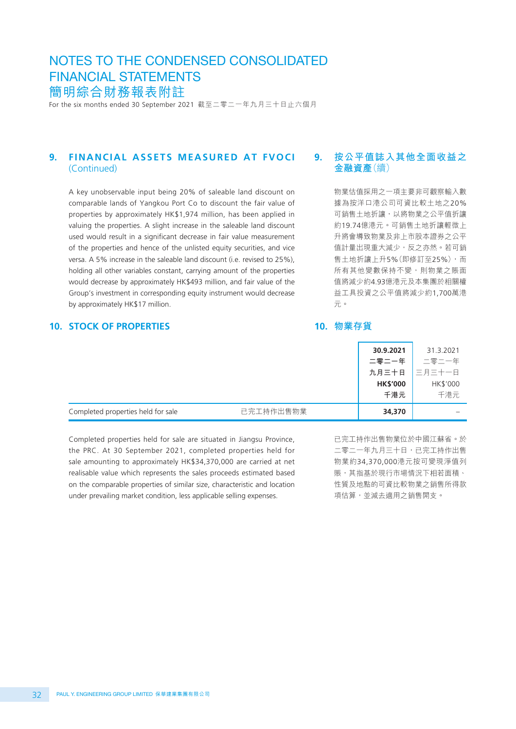## 9. FINANCIAL ASSETS MEASURED AT FVOCI (Continued)

A key unobservable input being 20% of saleable land discount on comparable lands of Yangkou Port Co to discount the fair value of properties by approximately HK$1,974 million, has been applied in valuing the properties. A slight increase in the saleable land discount used would result in a significant decrease in fair value measurement of the properties and hence of the unlisted equity securities, and vice versa. A 5% increase in the saleable land discount (i.e. revised to 25%), holding all other variables constant, carrying amount of the properties would decrease by approximately HK$493 million, and fair value of the Group's investment in corresponding equity instrument would decrease by approximately HK$17 million.

## 9. 按公平值誌入其他全面收益之金融資產（續）

物業估值採用之一項主要非可觀察輸入數據為按洋口港公司可資比較土地之20%可銷售土地折讓，以將物業之公平值折讓約19.74億港元。可銷售土地折讓輕微上升將會導致物業及非上市股本證券之公平值計量出現重大減少，反之亦然。若可銷售土地折讓上升5%（即修訂至25%），而所有其他變數保持不變，則物業之賬面值將減少約4.93億港元及本集團於相關權益工具投資之公平值將減少約1,700萬港元。

## 10. STOCK OF PROPERTIES

## 10. 物業存貨

| | | **30.9.2021**<br>**二零二一年**<br>**九月三十日**<br>**HK$'000**<br>**千港元** | 31.3.2021<br>二零二一年<br>三月三十一日<br>HK$'000<br>千港元 |
|---|---|---|---|
| Completed properties held for sale | 已完工持作出售物業 | **34,370** | – |

Completed properties held for sale are situated in Jiangsu Province, the PRC. At 30 September 2021, completed properties held for sale amounting to approximately HK$34,370,000 are carried at net realisable value which represents the sales proceeds estimated based on the comparable properties of similar size, characteristic and location under prevailing market condition, less applicable selling expenses.

已完工持作出售物業位於中國江蘇省。於二零二一年九月三十日，已完工持作出售物業約34,370,000港元按可變現淨值列賬，其指基於現行市場情況下相若面積、性質及地點的可資比較物業之銷售所得款項估算，並減去適用之銷售開支。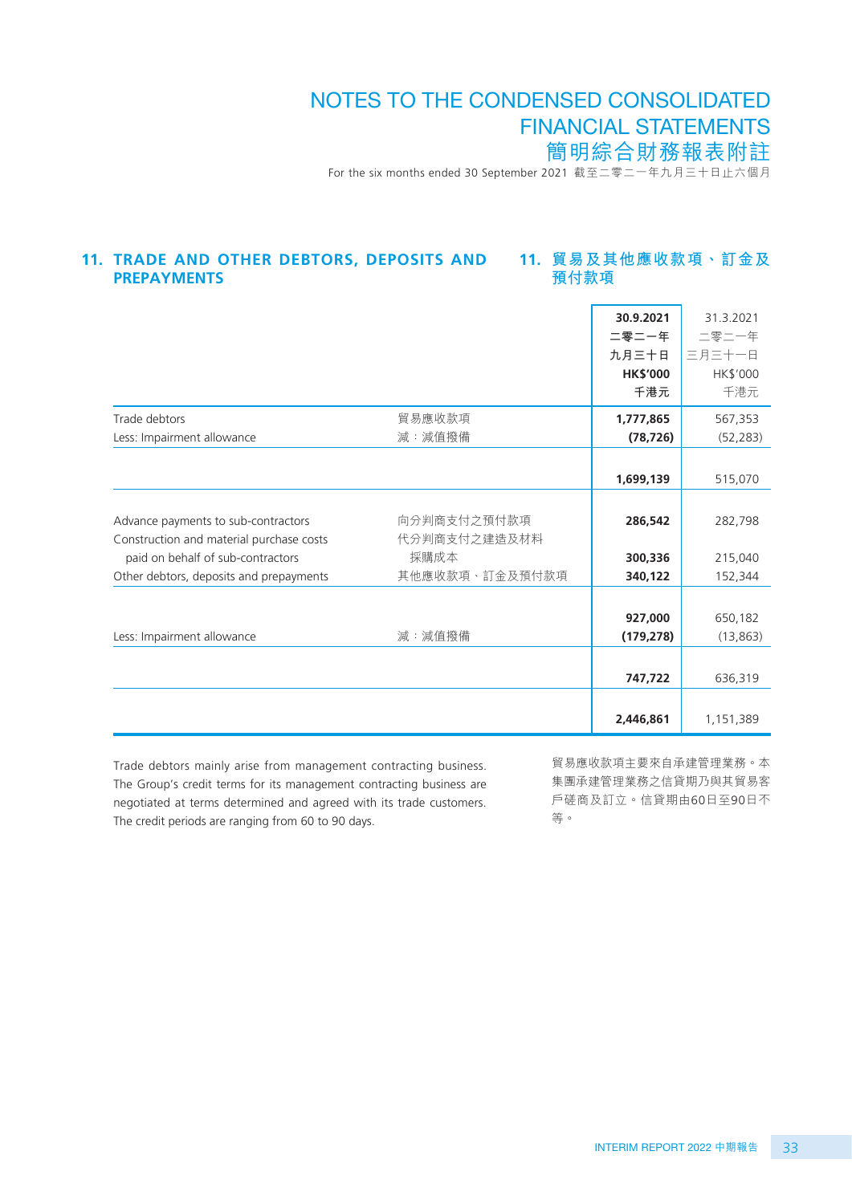## 11. TRADE AND OTHER DEBTORS, DEPOSITS AND PREPAYMENTS

## 11. 貿易及其他應收款項、訂金及預付款項

| | | 30.9.2021<br>二零二一年<br>九月三十日<br>HK$'000<br>千港元 | 31.3.2021<br>二零二一年<br>三月三十一日<br>HK$'000<br>千港元 |
|---|---|---|---|
| Trade debtors | 貿易應收款項 | **1,777,865** | 567,353 |
| Less: Impairment allowance | 減：減值撥備 | **(78,726)** | (52,283) |
| | | **1,699,139** | 515,070 |
| Advance payments to sub-contractors | 向分判商支付之預付款項 | **286,542** | 282,798 |
| Construction and material purchase costs paid on behalf of sub-contractors | 代分判商支付之建造及材料採購成本 | **300,336** | 215,040 |
| Other debtors, deposits and prepayments | 其他應收款項、訂金及預付款項 | **340,122** | 152,344 |
| | | **927,000** | 650,182 |
| Less: Impairment allowance | 減：減值撥備 | **(179,278)** | (13,863) |
| | | **747,722** | 636,319 |
| | | **2,446,861** | 1,151,389 |

Trade debtors mainly arise from management contracting business. The Group's credit terms for its management contracting business are negotiated at terms determined and agreed with its trade customers. The credit periods are ranging from 60 to 90 days.

貿易應收款項主要來自承建管理業務。本集團承建管理業務之信貸期乃與其貿易客戶磋商及訂立。信貸期由60日至90日不等。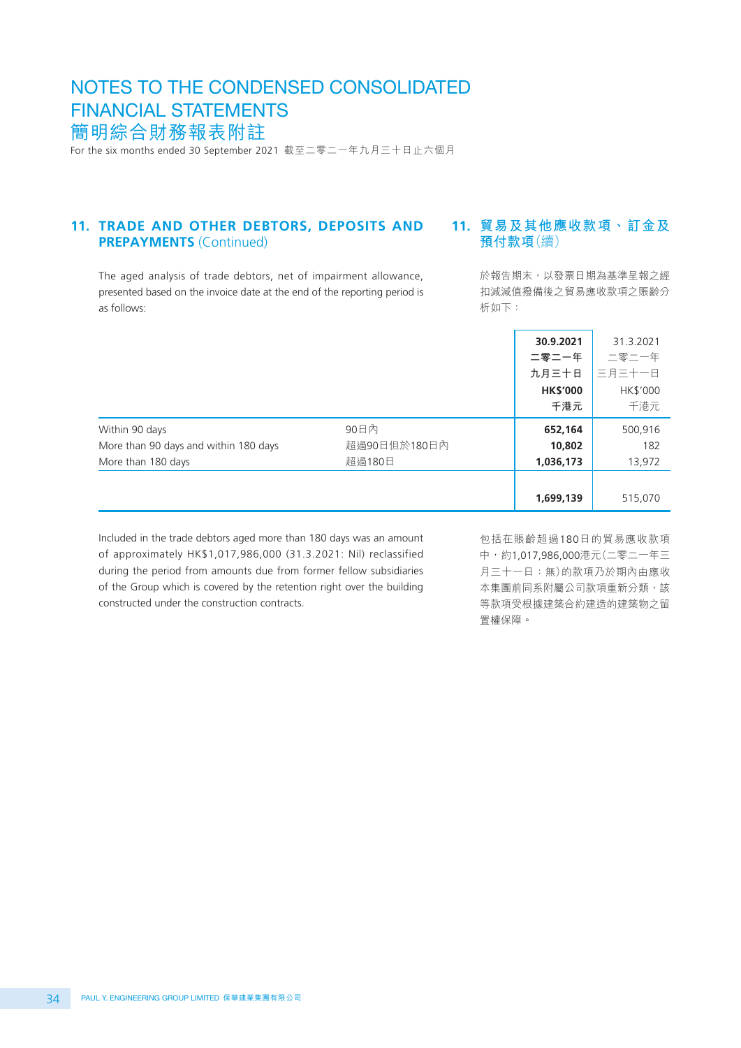# NOTES TO THE CONDENSED CONSOLIDATED FINANCIAL STATEMENTS

# 簡明綜合財務報表附註

For the six months ended 30 September 2021 截至二零二一年九月三十日止六個月

## 11. TRADE AND OTHER DEBTORS, DEPOSITS AND PREPAYMENTS (Continued)

## 11. 貿易及其他應收款項、訂金及預付款項(續)

The aged analysis of trade debtors, net of impairment allowance, presented based on the invoice date at the end of the reporting period is as follows:

於報告期末，以發票日期為基準呈報之經扣減減值撥備後之貿易應收款項之賬齡分析如下：

| | | **30.9.2021 二零二一年 九月三十日 HK$'000 千港元** | 31.3.2021 二零二一年 三月三十一日 HK$'000 千港元 |
|---|---|---|---|
| Within 90 days | 90日內 | **652,164** | 500,916 |
| More than 90 days and within 180 days | 超過90日但於180日內 | **10,802** | 182 |
| More than 180 days | 超過180日 | **1,036,173** | 13,972 |
| | | **1,699,139** | 515,070 |

Included in the trade debtors aged more than 180 days was an amount of approximately HK$1,017,986,000 (31.3.2021: Nil) reclassified during the period from amounts due from former fellow subsidiaries of the Group which is covered by the retention right over the building constructed under the construction contracts.

包括在賬齡超過180日的貿易應收款項中，約1,017,986,000港元(二零二一年三月三十一日：無)的款項乃於期內由應收本集團前同系附屬公司款項重新分類，該等款項受根據建築合約建造的建築物之留置權保障。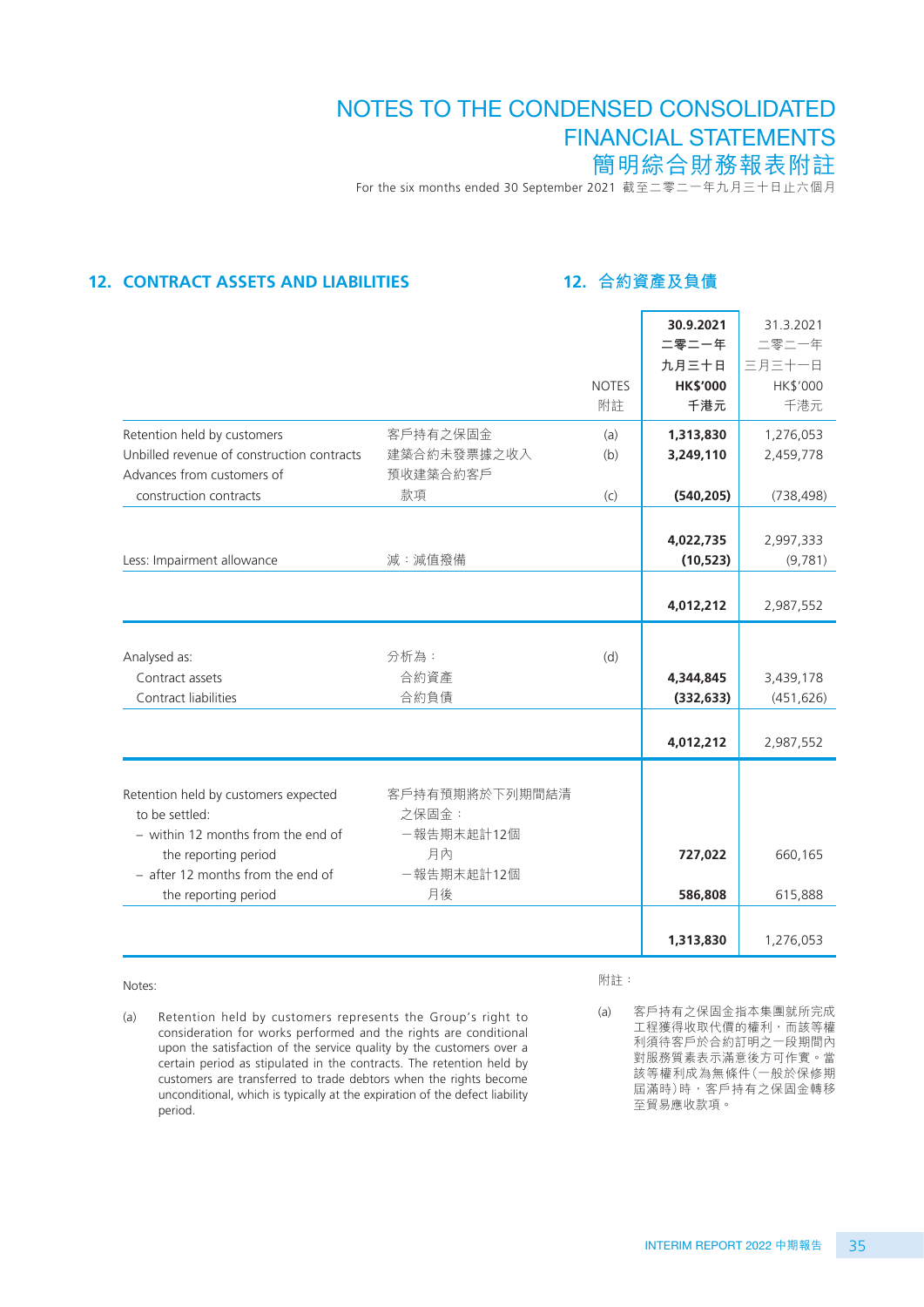## 12. CONTRACT ASSETS AND LIABILITIES

## 12. 合約資產及負債

| | | NOTES 附註 | 30.9.2021 二零二一年 九月三十日 HK$'000 千港元 | 31.3.2021 二零二一年 三月三十一日 HK$'000 千港元 |
|---|---|---|---|---|
| Retention held by customers | 客戶持有之保固金 | (a) | **1,313,830** | 1,276,053 |
| Unbilled revenue of construction contracts | 建築合約未發票據之收入 | (b) | **3,249,110** | 2,459,778 |
| Advances from customers of construction contracts | 預收建築合約客戶款項 | (c) | **(540,205)** | (738,498) |
| | | | **4,022,735** | 2,997,333 |
| Less: Impairment allowance | 減：減值撥備 | | **(10,523)** | (9,781) |
| | | | **4,012,212** | 2,987,552 |
| Analysed as: | 分析為： | (d) | | |
| Contract assets | 合約資產 | | **4,344,845** | 3,439,178 |
| Contract liabilities | 合約負債 | | **(332,633)** | (451,626) |
| | | | **4,012,212** | 2,987,552 |
| Retention held by customers expected to be settled: | 客戶持有預期將於下列期間結清之保固金： | | | |
| – within 12 months from the end of the reporting period | －報告期末起計12個月內 | | **727,022** | 660,165 |
| – after 12 months from the end of the reporting period | －報告期末起計12個月後 | | **586,808** | 615,888 |
| | | | **1,313,830** | 1,276,053 |

Notes:

(a) Retention held by customers represents the Group's right to consideration for works performed and the rights are conditional upon the satisfaction of the service quality by the customers over a certain period as stipulated in the contracts. The retention held by customers are transferred to trade debtors when the rights become unconditional, which is typically at the expiration of the defect liability period.

附註：

(a) 客戶持有之保固金指本集團就所完成工程獲得收取代價的權利，而該等權利須待客戶於合約訂明之一段期間內對服務質素表示滿意後方可作實。當該等權利成為無條件(一般於保修期屆滿時)時，客戶持有之保固金轉移至貿易應收款項。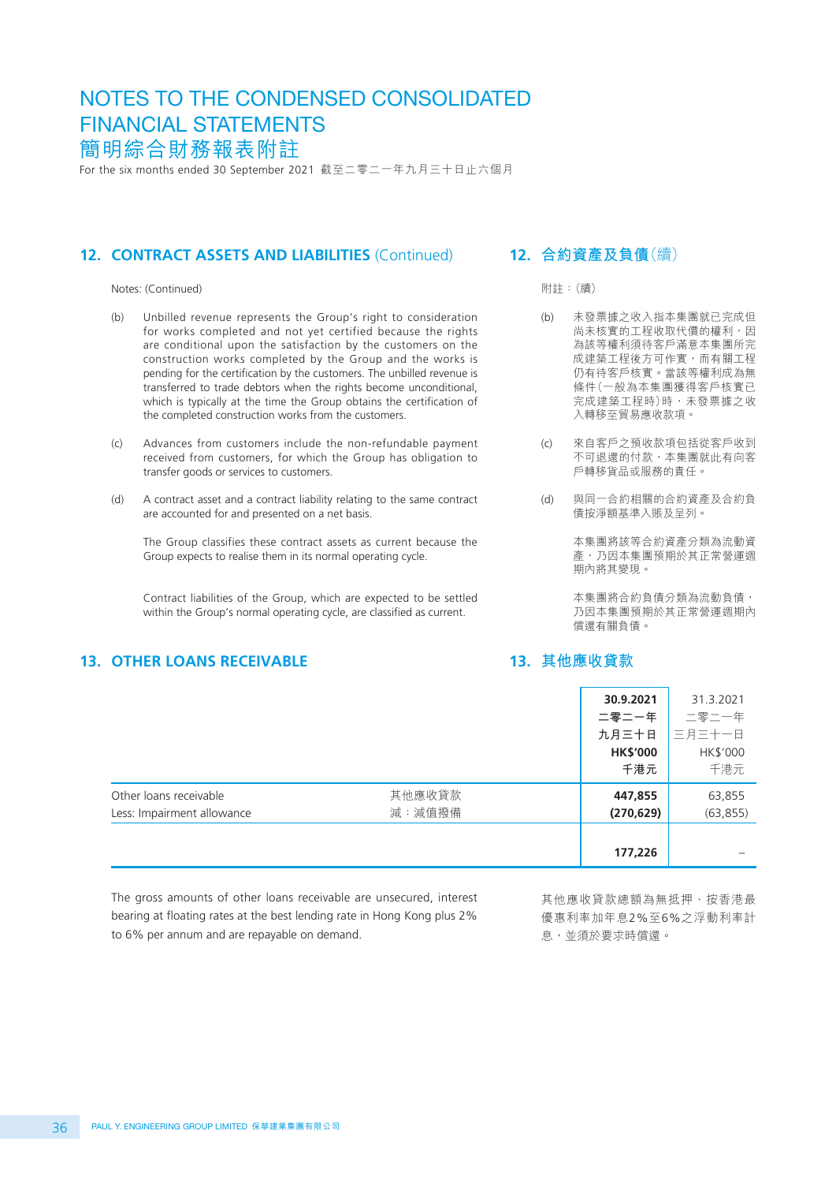# NOTES TO THE CONDENSED CONSOLIDATED FINANCIAL STATEMENTS
# 簡明綜合財務報表附註

For the six months ended 30 September 2021 截至二零二一年九月三十日止六個月

## 12. CONTRACT ASSETS AND LIABILITIES (Continued)

Notes: (Continued)

(b) Unbilled revenue represents the Group's right to consideration for works completed and not yet certified because the rights are conditional upon the satisfaction by the customers on the construction works completed by the Group and the works is pending for the certification by the customers. The unbilled revenue is transferred to trade debtors when the rights become unconditional, which is typically at the time the Group obtains the certification of the completed construction works from the customers.

(c) Advances from customers include the non-refundable payment received from customers, for which the Group has obligation to transfer goods or services to customers.

(d) A contract asset and a contract liability relating to the same contract are accounted for and presented on a net basis.

The Group classifies these contract assets as current because the Group expects to realise them in its normal operating cycle.

Contract liabilities of the Group, which are expected to be settled within the Group's normal operating cycle, are classified as current.

## 12. 合約資產及負債(續)

附註：(續)

(b) 未發票據之收入指本集團就已完成但尚未核實的工程收取代價的權利，因為該等權利須待客戶滿意本集團所完成建築工程後方可作實，而有關工程仍有待客戶核實。當該等權利成為無條件(一般為本集團獲得客戶核實已完成建築工程時)時，未發票據之收入轉移至貿易應收款項。

(c) 來自客戶之預收款項包括從客戶收到不可退還的付款，本集團就此有向客戶轉移貨品或服務的責任。

(d) 與同一合約相關的合約資產及合約負債按淨額基準入賬及呈列。

本集團將該等合約資產分類為流動資產，乃因本集團預期於其正常營運週期內將其變現。

本集團將合約負債分類為流動負債，乃因本集團預期於其正常營運週期內償還有關負債。

## 13. OTHER LOANS RECEIVABLE 其他應收貸款

| | | 30.9.2021<br>二零二一年<br>九月三十日<br>HK$'000<br>千港元 | 31.3.2021<br>二零二一年<br>三月三十一日<br>HK$'000<br>千港元 |
|---|---|---|---|
| Other loans receivable | 其他應收貸款 | **447,855** | 63,855 |
| Less: Impairment allowance | 減：減值撥備 | **(270,629)** | (63,855) |
| | | **177,226** | – |

The gross amounts of other loans receivable are unsecured, interest bearing at floating rates at the best lending rate in Hong Kong plus 2% to 6% per annum and are repayable on demand.

其他應收貸款總額為無抵押、按香港最優惠利率加年息2%至6%之浮動利率計息，並須於要求時償還。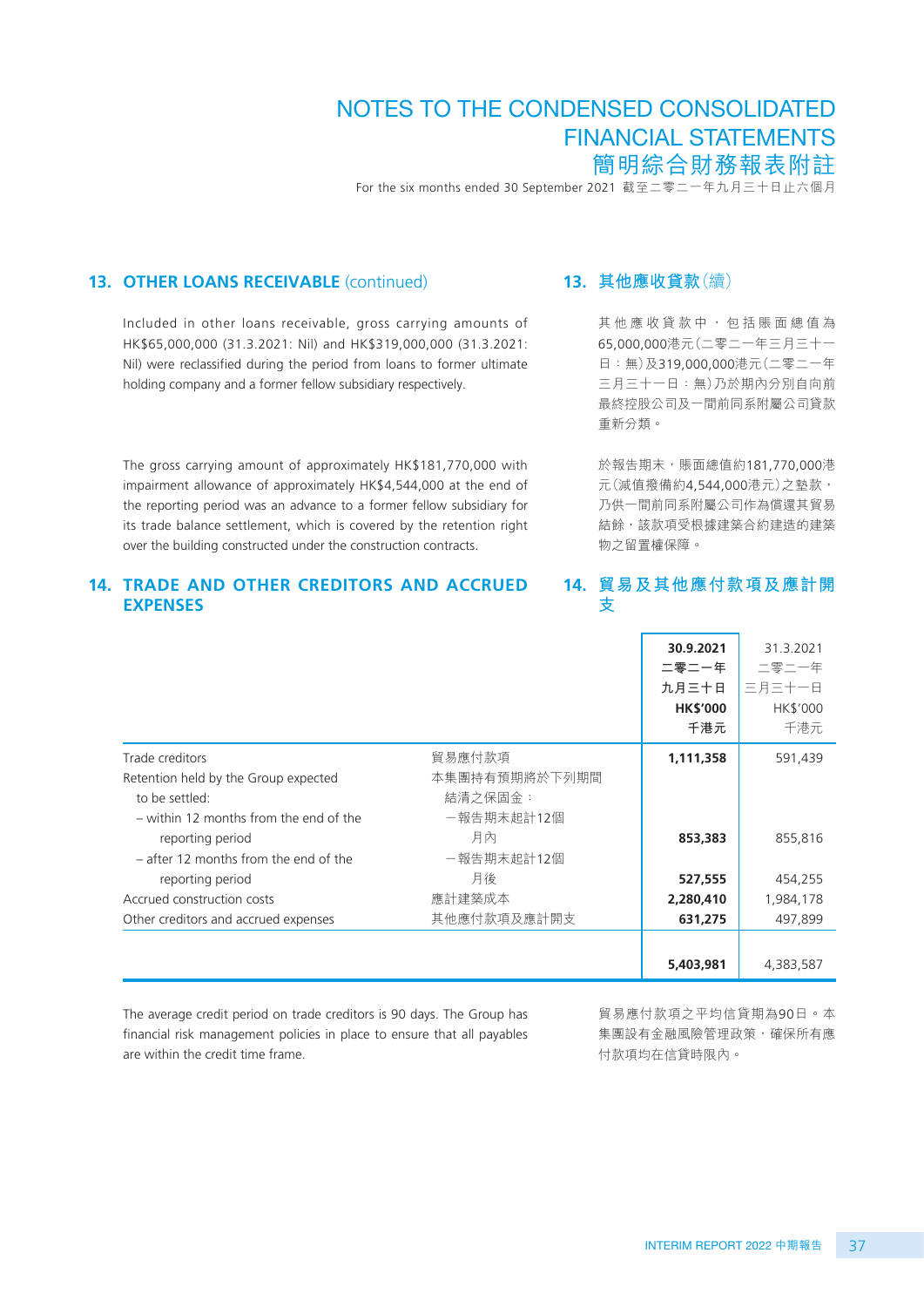## 13. OTHER LOANS RECEIVABLE (continued)

## 13. 其他應收貸款(續)

Included in other loans receivable, gross carrying amounts of HK$65,000,000 (31.3.2021: Nil) and HK$319,000,000 (31.3.2021: Nil) were reclassified during the period from loans to former ultimate holding company and a former fellow subsidiary respectively.

其他應收貸款中,包括賬面總值為65,000,000港元(二零二一年三月三十一日:無)及319,000,000港元(二零二一年三月三十一日:無)乃於期內分別自向前最終控股公司及一間前同系附屬公司貸款重新分類。

The gross carrying amount of approximately HK$181,770,000 with impairment allowance of approximately HK$4,544,000 at the end of the reporting period was an advance to a former fellow subsidiary for its trade balance settlement, which is covered by the retention right over the building constructed under the construction contracts.

於報告期末,賬面總值約181,770,000港元(減值撥備約4,544,000港元)之墊款,乃供一間前同系附屬公司作為償還其貿易結餘,該款項受根據建築合約建造的建築物之留置權保障。

## 14. TRADE AND OTHER CREDITORS AND ACCRUED EXPENSES

## 14. 貿易及其他應付款項及應計開支

| | | 30.9.2021<br>二零二一年<br>九月三十日<br>HK$'000<br>千港元 | 31.3.2021<br>二零二一年<br>三月三十一日<br>HK$'000<br>千港元 |
|---|---|---|---|
| Trade creditors | 貿易應付款項 | **1,111,358** | 591,439 |
| Retention held by the Group expected to be settled: | 本集團持有預期將於下列期間結清之保固金: | | |
| – within 12 months from the end of the reporting period | –報告期末起計12個月內 | **853,383** | 855,816 |
| – after 12 months from the end of the reporting period | –報告期末起計12個月後 | **527,555** | 454,255 |
| Accrued construction costs | 應計建築成本 | **2,280,410** | 1,984,178 |
| Other creditors and accrued expenses | 其他應付款項及應計開支 | **631,275** | 497,899 |
| | | **5,403,981** | 4,383,587 |

The average credit period on trade creditors is 90 days. The Group has financial risk management policies in place to ensure that all payables are within the credit time frame.

貿易應付款項之平均信貸期為90日。本集團設有金融風險管理政策,確保所有應付款項均在信貸時限內。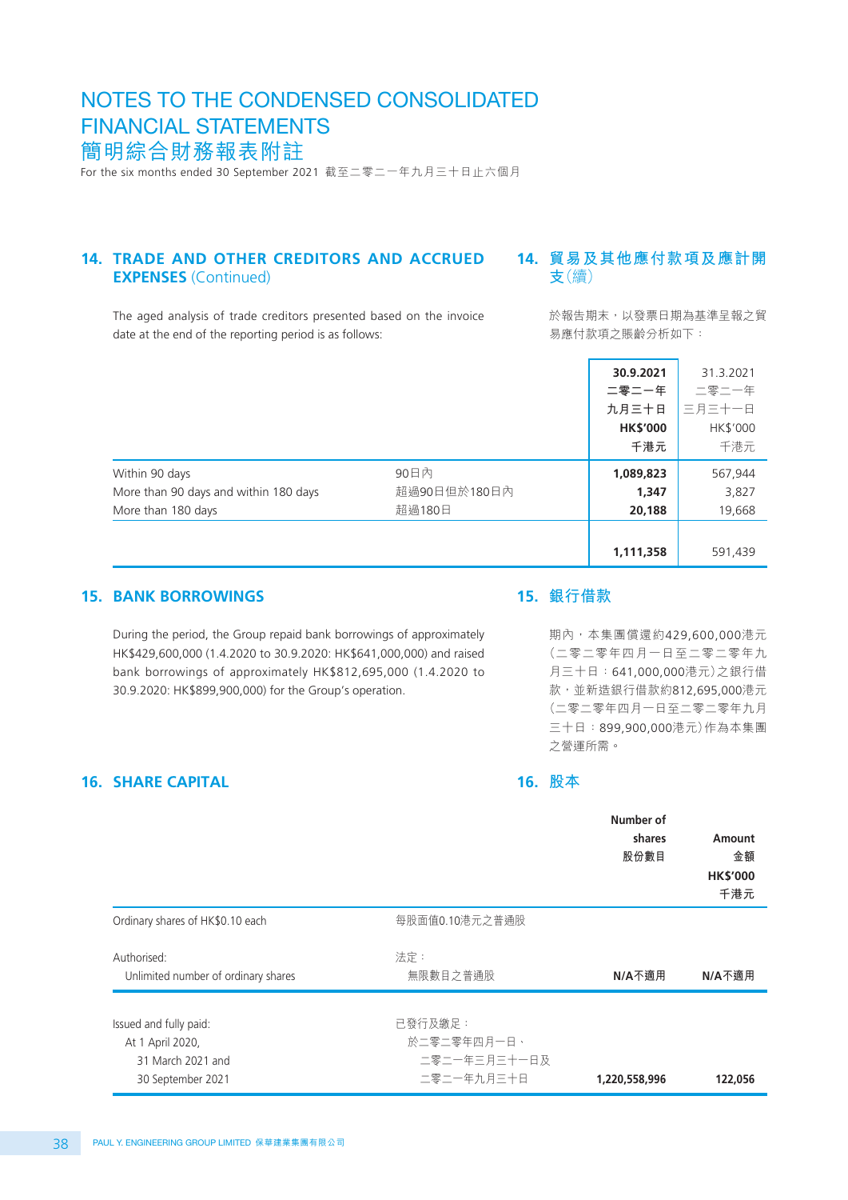# NOTES TO THE CONDENSED CONSOLIDATED FINANCIAL STATEMENTS
# 簡明綜合財務報表附註

For the six months ended 30 September 2021 截至二零二一年九月三十日止六個月

## 14. TRADE AND OTHER CREDITORS AND ACCRUED EXPENSES (Continued)
## 14. 貿易及其他應付款項及應計開支（續）

The aged analysis of trade creditors presented based on the invoice date at the end of the reporting period is as follows:

於報告期末，以發票日期為基準呈報之貿易應付款項之賬齡分析如下：

| | | **30.9.2021 二零二一年 九月三十日 HK$'000 千港元** | 31.3.2021 二零二一年 三月三十一日 HK$'000 千港元 |
|---|---|---|---|
| Within 90 days | 90日內 | **1,089,823** | 567,944 |
| More than 90 days and within 180 days | 超過90日但於180日內 | **1,347** | 3,827 |
| More than 180 days | 超過180日 | **20,188** | 19,668 |
| | | **1,111,358** | 591,439 |

## 15. BANK BORROWINGS
## 15. 銀行借款

During the period, the Group repaid bank borrowings of approximately HK$429,600,000 (1.4.2020 to 30.9.2020: HK$641,000,000) and raised bank borrowings of approximately HK$812,695,000 (1.4.2020 to 30.9.2020: HK$899,900,000) for the Group's operation.

期內，本集團償還約429,600,000港元（二零二零年四月一日至二零二零年九月三十日：641,000,000港元）之銀行借款，並新造銀行借款約812,695,000港元（二零二零年四月一日至二零二零年九月三十日：899,900,000港元）作為本集團之營運所需。

## 16. SHARE CAPITAL
## 16. 股本

| | | **Number of shares 股份數目** | **Amount 金額 HK$'000 千港元** |
|---|---|---|---|
| Ordinary shares of HK$0.10 each | 每股面值0.10港元之普通股 | | |
| Authorised: | 法定： | | |
| Unlimited number of ordinary shares | 無限數目之普通股 | **N/A不適用** | **N/A不適用** |
| Issued and fully paid: | 已發行及繳足： | | |
| At 1 April 2020, 31 March 2021 and 30 September 2021 | 於二零二零年四月一日、二零二一年三月三十一日及二零二一年九月三十日 | **1,220,558,996** | **122,056** |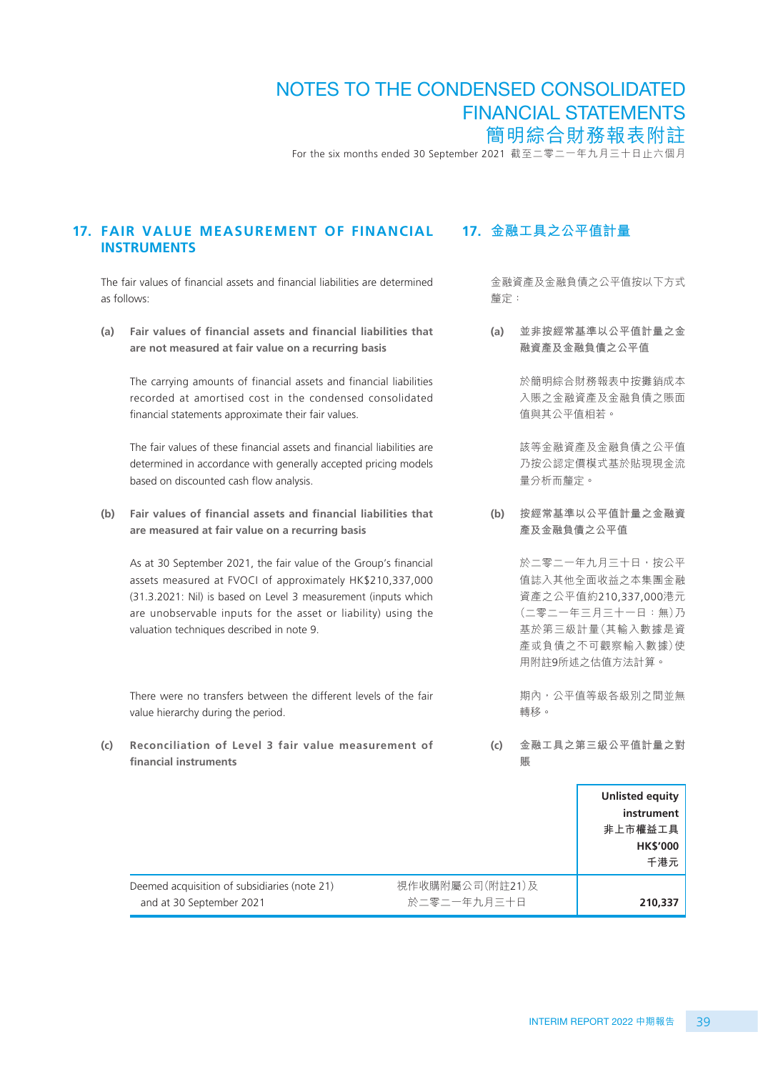## 17. FAIR VALUE MEASUREMENT OF FINANCIAL INSTRUMENTS

The fair values of financial assets and financial liabilities are determined as follows:

**(a) Fair values of financial assets and financial liabilities that are not measured at fair value on a recurring basis**

The carrying amounts of financial assets and financial liabilities recorded at amortised cost in the condensed consolidated financial statements approximate their fair values.

The fair values of these financial assets and financial liabilities are determined in accordance with generally accepted pricing models based on discounted cash flow analysis.

**(b) Fair values of financial assets and financial liabilities that are measured at fair value on a recurring basis**

As at 30 September 2021, the fair value of the Group's financial assets measured at FVOCI of approximately HK$210,337,000 (31.3.2021: Nil) is based on Level 3 measurement (inputs which are unobservable inputs for the asset or liability) using the valuation techniques described in note 9.

There were no transfers between the different levels of the fair value hierarchy during the period.

**(c) Reconciliation of Level 3 fair value measurement of financial instruments**

## 17. 金融工具之公平值計量

金融資產及金融負債之公平值按以下方式釐定：

**(a) 並非按經常基準以公平值計量之金融資產及金融負債之公平值**

於簡明綜合財務報表中按攤銷成本入賬之金融資產及金融負債之賬面值與其公平值相若。

該等金融資產及金融負債之公平值乃按公認定價模式基於貼現現金流量分析而釐定。

**(b) 按經常基準以公平值計量之金融資產及金融負債之公平值**

於二零二一年九月三十日，按公平值誌入其他全面收益之本集團金融資產之公平值約210,337,000港元（二零二一年三月三十一日：無）乃基於第三級計量（其輸入數據是資產或負債之不可觀察輸入數據）使用附註9所述之估值方法計算。

期內，公平值等級各級別之間並無轉移。

**(c) 金融工具之第三級公平值計量之對賬**

| | | **Unlisted equity instrument 非上市權益工具 HK$'000 千港元** |
|---|---|---|
| Deemed acquisition of subsidiaries (note 21) and at 30 September 2021 | 視作收購附屬公司（附註21）及於二零二一年九月三十日 | **210,337** |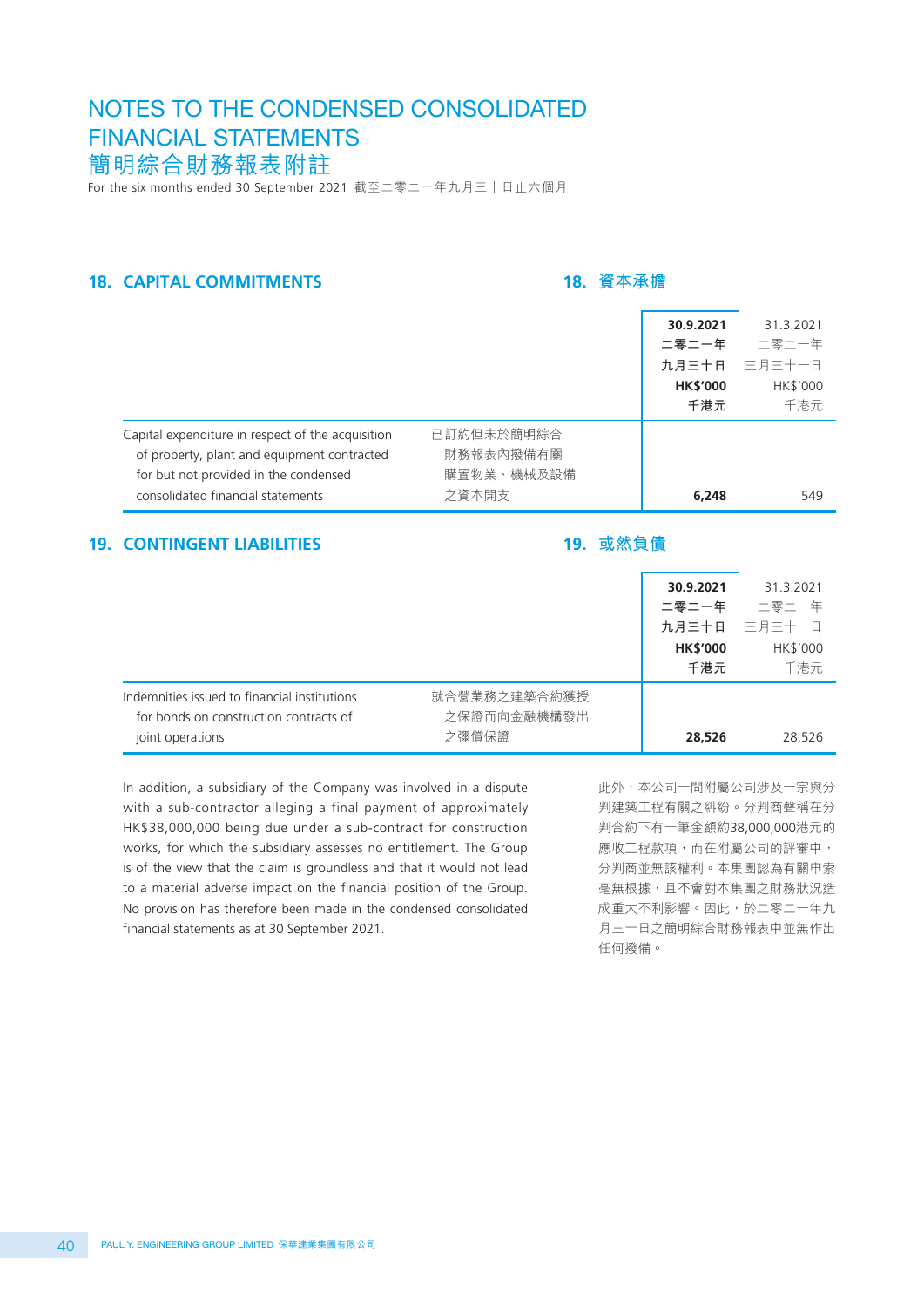# NOTES TO THE CONDENSED CONSOLIDATED FINANCIAL STATEMENTS
# 簡明綜合財務報表附註

For the six months ended 30 September 2021 截至二零二一年九月三十日止六個月

## 18. CAPITAL COMMITMENTS 18. 資本承擔

| | | 30.9.2021 二零二一年 九月三十日 HK$'000 千港元 | 31.3.2021 二零二一年 三月三十一日 HK$'000 千港元 |
|---|---|---|---|
| Capital expenditure in respect of the acquisition of property, plant and equipment contracted for but not provided in the condensed consolidated financial statements | 已訂約但未於簡明綜合財務報表內撥備有關購置物業、機械及設備之資本開支 | **6,248** | 549 |

## 19. CONTINGENT LIABILITIES 19. 或然負債

| | | 30.9.2021 二零二一年 九月三十日 HK$'000 千港元 | 31.3.2021 二零二一年 三月三十一日 HK$'000 千港元 |
|---|---|---|---|
| Indemnities issued to financial institutions for bonds on construction contracts of joint operations | 就合營業務之建築合約獲授之保證而向金融機構發出之彌償保證 | **28,526** | 28,526 |

In addition, a subsidiary of the Company was involved in a dispute with a sub-contractor alleging a final payment of approximately HK$38,000,000 being due under a sub-contract for construction works, for which the subsidiary assesses no entitlement. The Group is of the view that the claim is groundless and that it would not lead to a material adverse impact on the financial position of the Group. No provision has therefore been made in the condensed consolidated financial statements as at 30 September 2021.

此外，本公司一間附屬公司涉及一宗與分判建築工程有關之糾紛。分判商聲稱在分判合約下有一筆金額約38,000,000港元的應收工程款項，而在附屬公司的評審中，分判商並無該權利。本集團認為有關申索毫無根據，且不會對本集團之財務狀況造成重大不利影響。因此，於二零二一年九月三十日之簡明綜合財務報表中並無作出任何撥備。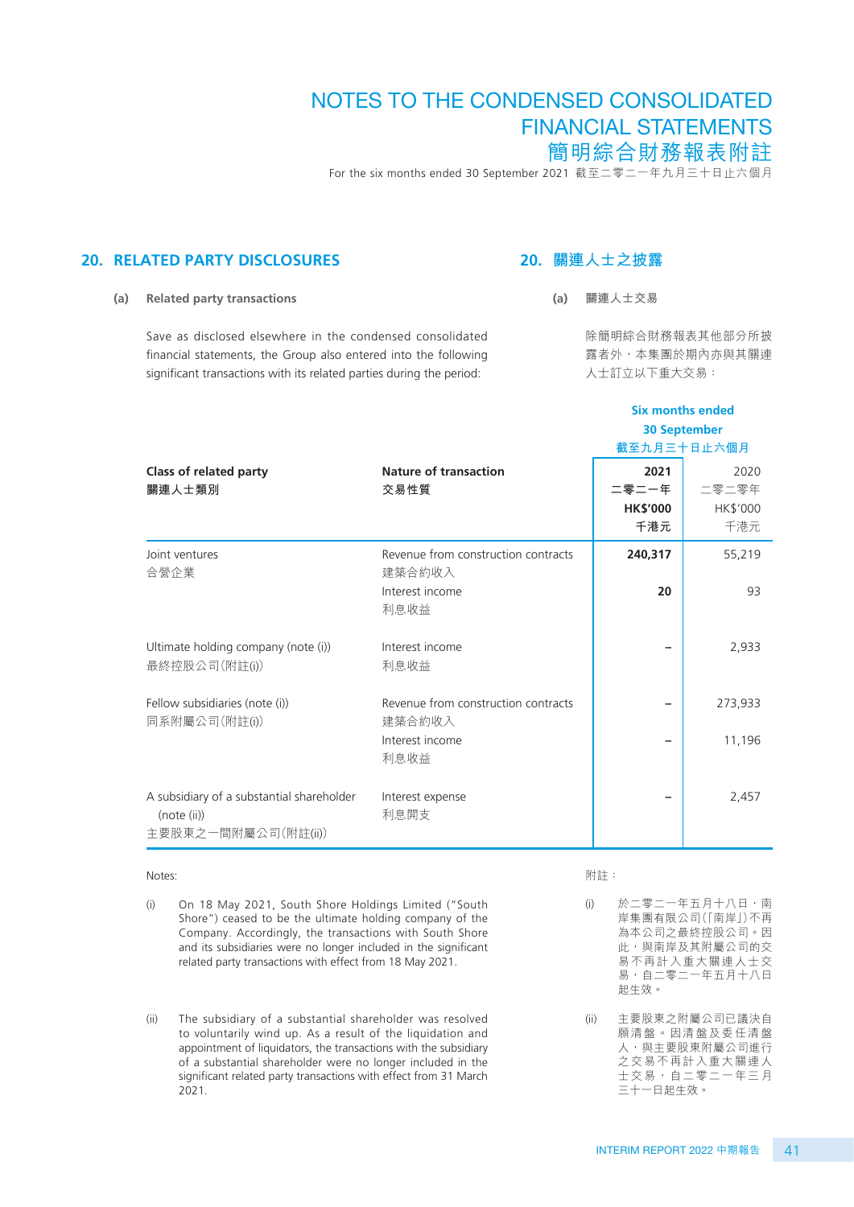## 20. RELATED PARTY DISCLOSURES

## 20. 關連人士之披露

### (a) Related party transactions

### (a) 關連人士交易

Save as disclosed elsewhere in the condensed consolidated financial statements, the Group also entered into the following significant transactions with its related parties during the period:

除簡明綜合財務報表其他部分所披露者外，本集團於期內亦與其關連人士訂立以下重大交易：

| Class of related party<br>關連人士類別 | Nature of transaction<br>交易性質 | Six months ended 30 September<br>截至九月三十日止六個月<br>2021<br>二零二一年<br>HK$'000<br>千港元 | <br><br>2020<br>二零二零年<br>HK$'000<br>千港元 |
|---|---|---|---|
| Joint ventures<br>合營企業 | Revenue from construction contracts<br>建築合約收入 | **240,317** | 55,219 |
| | Interest income<br>利息收益 | **20** | 93 |
| Ultimate holding company (note (i))<br>最終控股公司（附註(i)） | Interest income<br>利息收益 | **–** | 2,933 |
| Fellow subsidiaries (note (i))<br>同系附屬公司（附註(i)） | Revenue from construction contracts<br>建築合約收入 | **–** | 273,933 |
| | Interest income<br>利息收益 | **–** | 11,196 |
| A subsidiary of a substantial shareholder (note (ii))<br>主要股東之一間附屬公司（附註(ii)） | Interest expense<br>利息開支 | **–** | 2,457 |

Notes:

(i) On 18 May 2021, South Shore Holdings Limited ("South Shore") ceased to be the ultimate holding company of the Company. Accordingly, the transactions with South Shore and its subsidiaries were no longer included in the significant related party transactions with effect from 18 May 2021.

(ii) The subsidiary of a substantial shareholder was resolved to voluntarily wind up. As a result of the liquidation and appointment of liquidators, the transactions with the subsidiary of a substantial shareholder were no longer included in the significant related party transactions with effect from 31 March 2021.

附註：

(i) 於二零二一年五月十八日，南岸集團有限公司（「南岸」）不再為本公司之最終控股公司。因此，與南岸及其附屬公司的交易不再計入重大關連人士交易，自二零二一年五月十八日起生效。

(ii) 主要股東之附屬公司已議決自願清盤。因清盤及委任清盤人，與主要股東附屬公司進行之交易不再計入重大關連人士交易，自二零二一年三月三十一日起生效。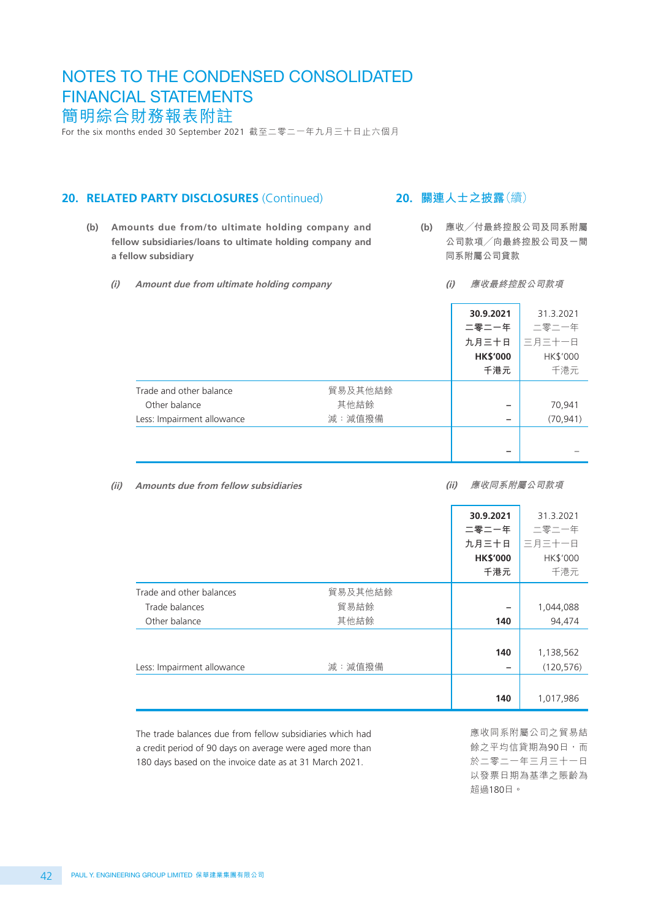## 20. RELATED PARTY DISCLOSURES (Continued)

## 20. 關連人士之披露(續)

**(b) Amounts due from/to ultimate holding company and fellow subsidiaries/loans to ultimate holding company and a fellow subsidiary**

**(b) 應收／付最終控股公司及同系附屬公司款項／向最終控股公司及一間同系附屬公司貸款**

***(i) Amount due from ultimate holding company***

***(i) 應收最終控股公司款項***

| | | 30.9.2021 二零二一年 九月三十日 HK$'000 千港元 | 31.3.2021 二零二一年 三月三十一日 HK$'000 千港元 |
|---|---|---|---|
| Trade and other balance | 貿易及其他結餘 | | |
| Other balance | 其他結餘 | – | 70,941 |
| Less: Impairment allowance | 減：減值撥備 | – | (70,941) |
| | | – | – |

***(ii) Amounts due from fellow subsidiaries***

***(ii) 應收同系附屬公司款項***

| | | 30.9.2021 二零二一年 九月三十日 HK$'000 千港元 | 31.3.2021 二零二一年 三月三十一日 HK$'000 千港元 |
|---|---|---|---|
| Trade and other balances | 貿易及其他結餘 | | |
| Trade balances | 貿易結餘 | – | 1,044,088 |
| Other balance | 其他結餘 | 140 | 94,474 |
| | | 140 | 1,138,562 |
| Less: Impairment allowance | 減：減值撥備 | – | (120,576) |
| | | 140 | 1,017,986 |

The trade balances due from fellow subsidiaries which had a credit period of 90 days on average were aged more than 180 days based on the invoice date as at 31 March 2021.

應收同系附屬公司之貿易結餘之平均信貸期為90日，而於二零二一年三月三十一日以發票日期為基準之賬齡為超過180日。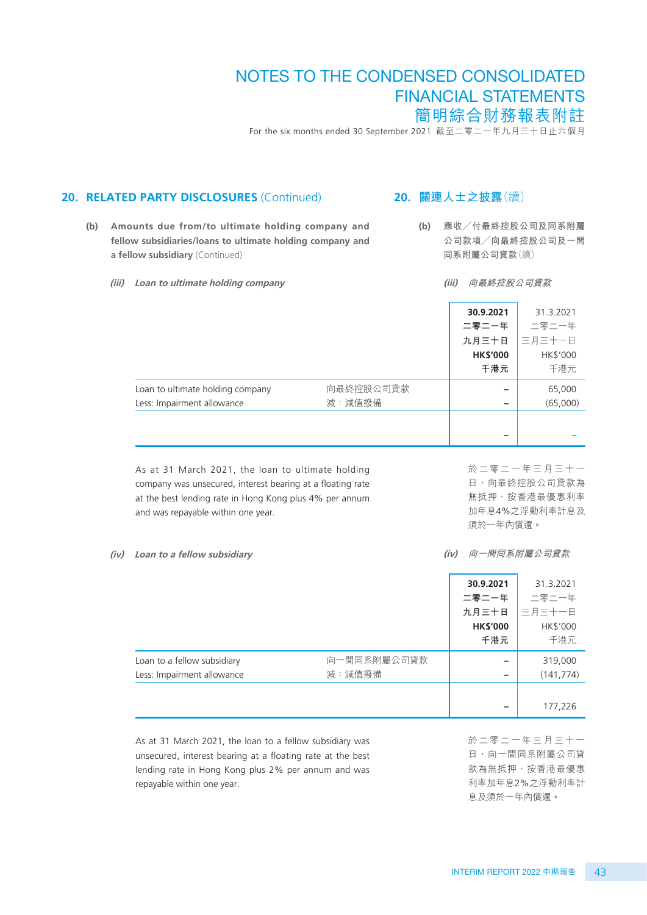## 20. RELATED PARTY DISCLOSURES (Continued)

## 20. 關連人士之披露(續)

**(b) Amounts due from/to ultimate holding company and fellow subsidiaries/loans to ultimate holding company and a fellow subsidiary** (Continued)

**(b) 應收╱付最終控股公司及同系附屬公司款項╱向最終控股公司及一間同系附屬公司貸款**(續)

***(iii) Loan to ultimate holding company***

***(iii) 向最終控股公司貸款***

| | | **30.9.2021 二零二一年 九月三十日 HK$'000 千港元** | 31.3.2021 二零二一年 三月三十一日 HK$'000 千港元 |
|---|---|---|---|
| Loan to ultimate holding company | 向最終控股公司貸款 | **–** | 65,000 |
| Less: Impairment allowance | 減:減值撥備 | **–** | (65,000) |
| | | **–** | – |

As at 31 March 2021, the loan to ultimate holding company was unsecured, interest bearing at a floating rate at the best lending rate in Hong Kong plus 4% per annum and was repayable within one year.

於二零二一年三月三十一日,向最終控股公司貸款為無抵押、按香港最優惠利率加年息4%之浮動利率計息及須於一年內償還。

***(iv) Loan to a fellow subsidiary***

***(iv) 向一間同系附屬公司貸款***

| | | **30.9.2021 二零二一年 九月三十日 HK$'000 千港元** | 31.3.2021 二零二一年 三月三十一日 HK$'000 千港元 |
|---|---|---|---|
| Loan to a fellow subsidiary | 向一間同系附屬公司貸款 | **–** | 319,000 |
| Less: Impairment allowance | 減:減值撥備 | **–** | (141,774) |
| | | **–** | 177,226 |

As at 31 March 2021, the loan to a fellow subsidiary was unsecured, interest bearing at a floating rate at the best lending rate in Hong Kong plus 2% per annum and was repayable within one year.

於二零二一年三月三十一日,向一間同系附屬公司貸款為無抵押、按香港最優惠利率加年息2%之浮動利率計息及須於一年內償還。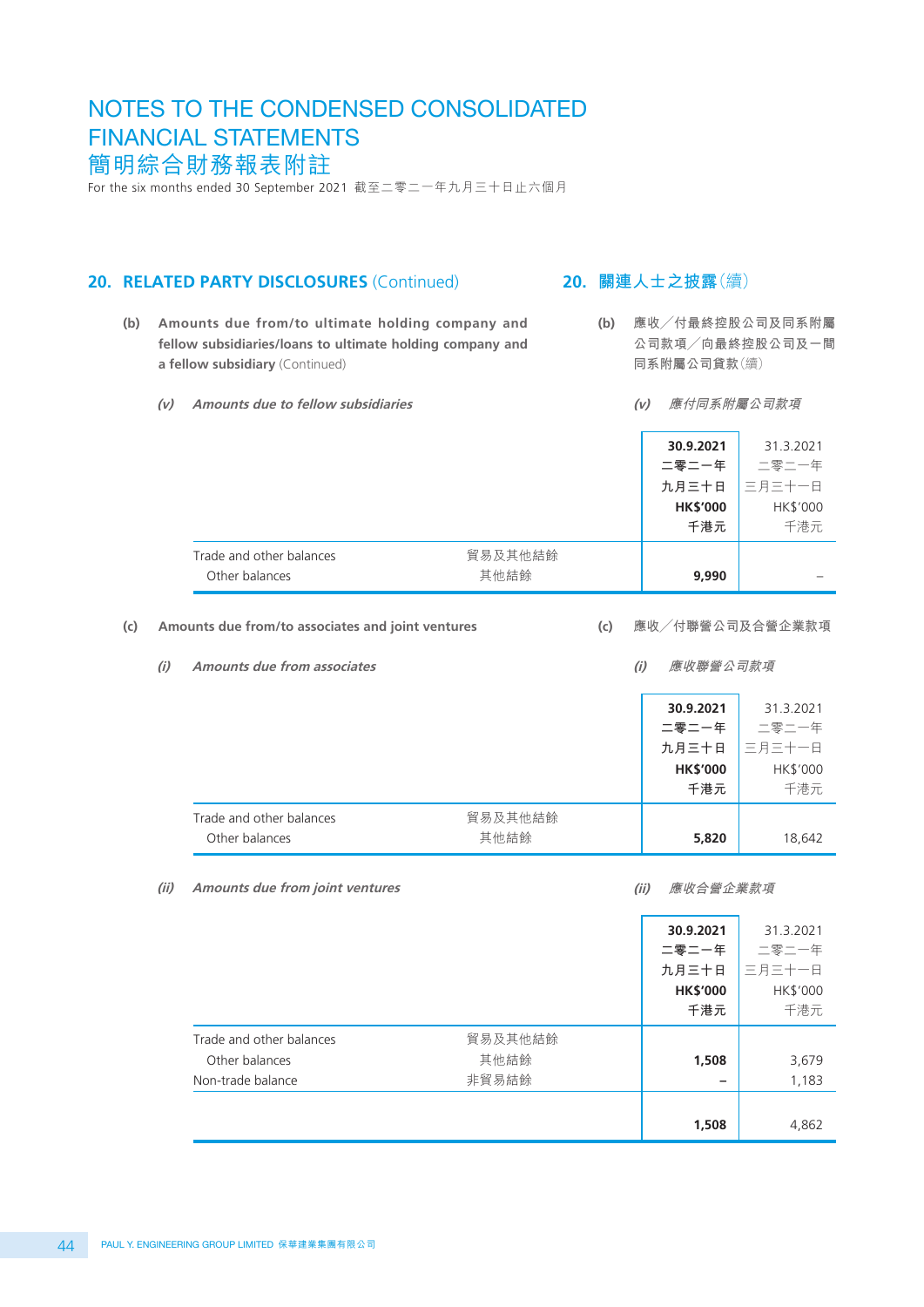# NOTES TO THE CONDENSED CONSOLIDATED FINANCIAL STATEMENTS
# 簡明綜合財務報表附註

For the six months ended 30 September 2021 截至二零二一年九月三十日止六個月

## 20. RELATED PARTY DISCLOSURES (Continued) 關連人士之披露（續）

### (b) Amounts due from/to ultimate holding company and fellow subsidiaries/loans to ultimate holding company and a fellow subsidiary (Continued) 應收╱付最終控股公司及同系附屬公司款項╱向最終控股公司及一間同系附屬公司貸款（續）

#### *(v) Amounts due to fellow subsidiaries 應付同系附屬公司款項*

| | | 30.9.2021 二零二一年 九月三十日 HK$'000 千港元 | 31.3.2021 二零二一年 三月三十一日 HK$'000 千港元 |
|---|---|---|---|
| Trade and other balances | 貿易及其他結餘 | | |
| Other balances | 其他結餘 | **9,990** | – |

### (c) Amounts due from/to associates and joint ventures 應收╱付聯營公司及合營企業款項

#### *(i) Amounts due from associates 應收聯營公司款項*

| | | 30.9.2021 二零二一年 九月三十日 HK$'000 千港元 | 31.3.2021 二零二一年 三月三十一日 HK$'000 千港元 |
|---|---|---|---|
| Trade and other balances | 貿易及其他結餘 | | |
| Other balances | 其他結餘 | **5,820** | 18,642 |

#### *(ii) Amounts due from joint ventures 應收合營企業款項*

| | | 30.9.2021 二零二一年 九月三十日 HK$'000 千港元 | 31.3.2021 二零二一年 三月三十一日 HK$'000 千港元 |
|---|---|---|---|
| Trade and other balances | 貿易及其他結餘 | | |
| Other balances | 其他結餘 | **1,508** | 3,679 |
| Non-trade balance | 非貿易結餘 | **–** | 1,183 |
| | | **1,508** | 4,862 |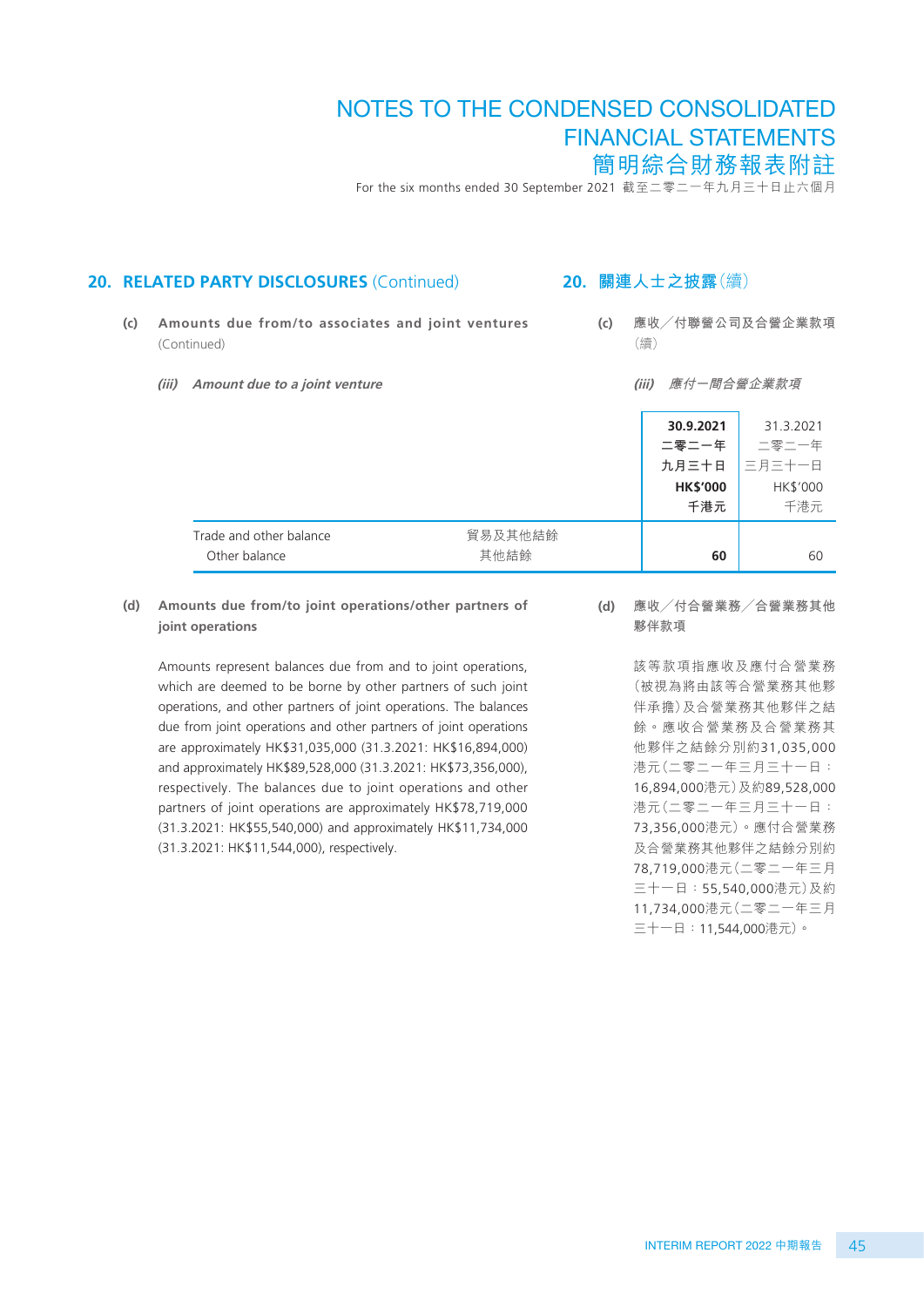## 20. RELATED PARTY DISCLOSURES (Continued)

## 20. 關連人士之披露（續）

**(c) Amounts due from/to associates and joint ventures** (Continued)

**(c) 應收╱付聯營公司及合營企業款項**（續）

***(iii) Amount due to a joint venture***

***(iii) 應付一間合營企業款項***

| | | **30.9.2021<br>二零二一年<br>九月三十日<br>HK$'000<br>千港元** | 31.3.2021<br>二零二一年<br>三月三十一日<br>HK$'000<br>千港元 |
|---|---|---|---|
| Trade and other balance | 貿易及其他結餘 | | |
| Other balance | 其他結餘 | **60** | 60 |

**(d) Amounts due from/to joint operations/other partners of joint operations**

Amounts represent balances due from and to joint operations, which are deemed to be borne by other partners of such joint operations, and other partners of joint operations. The balances due from joint operations and other partners of joint operations are approximately HK$31,035,000 (31.3.2021: HK$16,894,000) and approximately HK$89,528,000 (31.3.2021: HK$73,356,000), respectively. The balances due to joint operations and other partners of joint operations are approximately HK$78,719,000 (31.3.2021: HK$55,540,000) and approximately HK$11,734,000 (31.3.2021: HK$11,544,000), respectively.

**(d) 應收╱付合營業務╱合營業務其他夥伴款項**

該等款項指應收及應付合營業務（被視為將由該等合營業務其他夥伴承擔）及合營業務其他夥伴之結餘。應收合營業務及合營業務其他夥伴之結餘分別約31,035,000港元（二零二一年三月三十一日：16,894,000港元）及約89,528,000港元（二零二一年三月三十一日：73,356,000港元）。應付合營業務及合營業務其他夥伴之結餘分別約78,719,000港元（二零二一年三月三十一日：55,540,000港元）及約11,734,000港元（二零二一年三月三十一日：11,544,000港元）。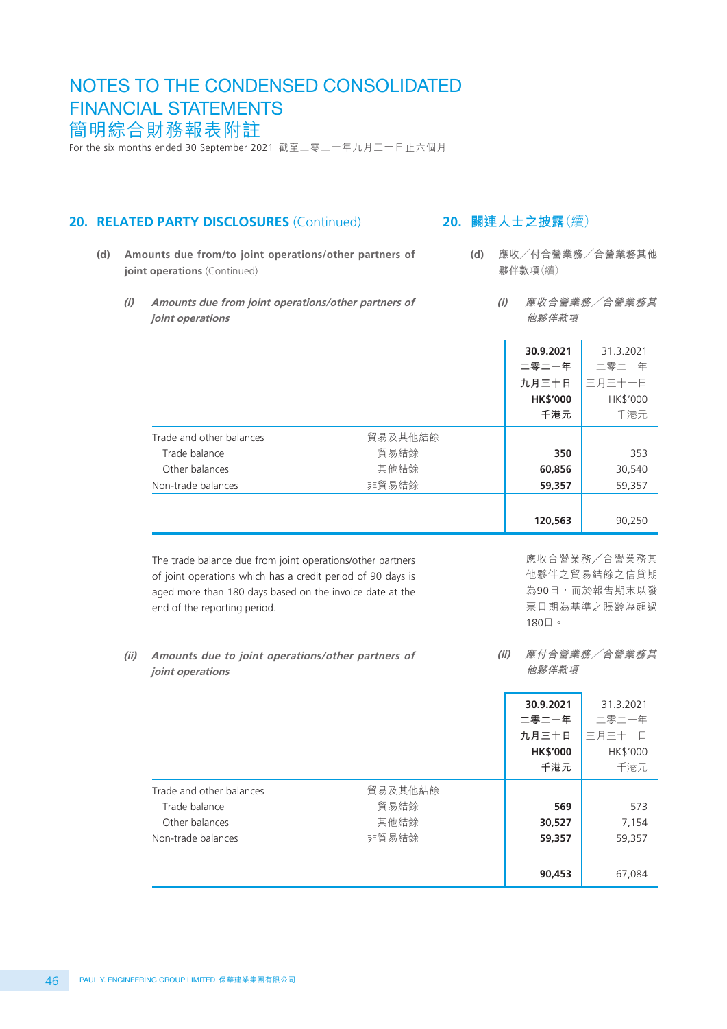## 20. RELATED PARTY DISCLOSURES (Continued)

## 20. 關連人士之披露(續)

**(d) Amounts due from/to joint operations/other partners of joint operations** (Continued)

**(d) 應收/付合營業務/合營業務其他夥伴款項**(續)

***(i) Amounts due from joint operations/other partners of joint operations***

***(i) 應收合營業務/合營業務其他夥伴款項***

| | | 30.9.2021<br>二零二一年<br>九月三十日<br>HK$'000<br>千港元 | 31.3.2021<br>二零二一年<br>三月三十一日<br>HK$'000<br>千港元 |
|---|---|---|---|
| Trade and other balances | 貿易及其他結餘 | | |
| Trade balance | 貿易結餘 | **350** | 353 |
| Other balances | 其他結餘 | **60,856** | 30,540 |
| Non-trade balances | 非貿易結餘 | **59,357** | 59,357 |
| | | **120,563** | 90,250 |

The trade balance due from joint operations/other partners of joint operations which has a credit period of 90 days is aged more than 180 days based on the invoice date at the end of the reporting period.

應收合營業務/合營業務其他夥伴之貿易結餘之信貸期為90日,而於報告期末以發票日期為基準之賬齡為超過180日。

***(ii) Amounts due to joint operations/other partners of joint operations***

***(ii) 應付合營業務/合營業務其他夥伴款項***

| | | 30.9.2021<br>二零二一年<br>九月三十日<br>HK$'000<br>千港元 | 31.3.2021<br>二零二一年<br>三月三十一日<br>HK$'000<br>千港元 |
|---|---|---|---|
| Trade and other balances | 貿易及其他結餘 | | |
| Trade balance | 貿易結餘 | **569** | 573 |
| Other balances | 其他結餘 | **30,527** | 7,154 |
| Non-trade balances | 非貿易結餘 | **59,357** | 59,357 |
| | | **90,453** | 67,084 |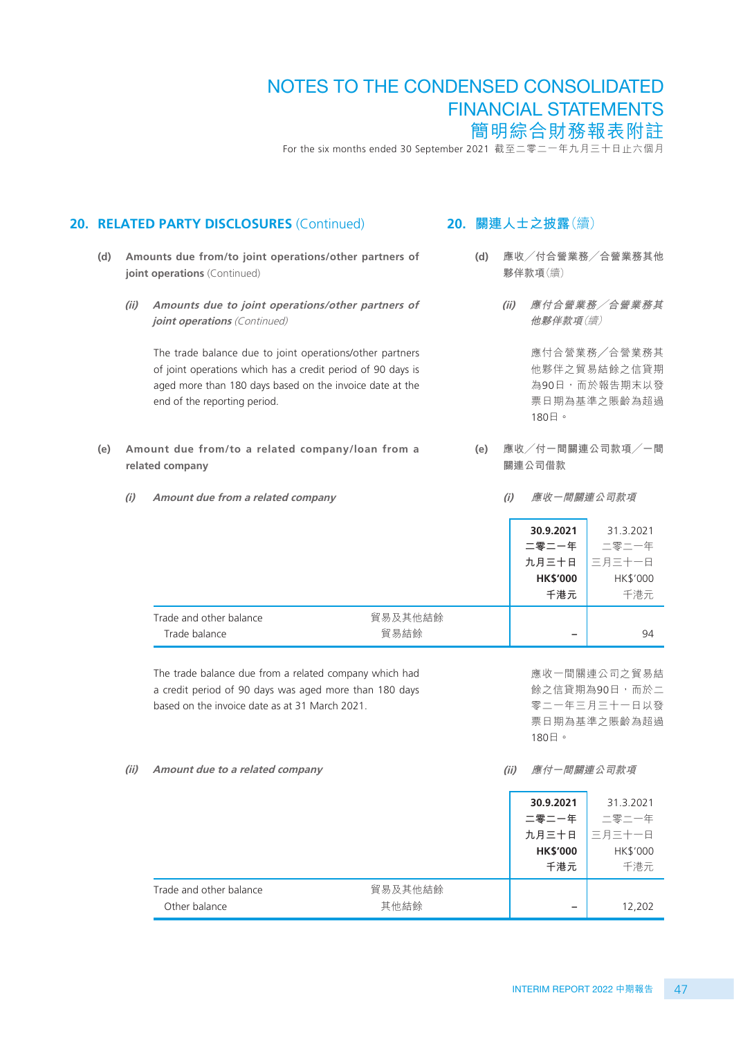## 20. RELATED PARTY DISCLOSURES (Continued)

### (d) Amounts due from/to joint operations/other partners of joint operations (Continued)

#### (ii) *Amounts due to joint operations/other partners of joint operations (Continued)*

The trade balance due to joint operations/other partners of joint operations which has a credit period of 90 days is aged more than 180 days based on the invoice date at the end of the reporting period.

### (e) Amount due from/to a related company/loan from a related company

#### (i) *Amount due from a related company*

| | | 30.9.2021 二零二一年 九月三十日 HK$'000 千港元 | 31.3.2021 二零二一年 三月三十一日 HK$'000 千港元 |
|---|---|---|---|
| Trade and other balance | 貿易及其他結餘 | | |
| Trade balance | 貿易結餘 | – | 94 |

The trade balance due from a related company which had a credit period of 90 days was aged more than 180 days based on the invoice date as at 31 March 2021.

#### (ii) *Amount due to a related company*

| | | 30.9.2021 二零二一年 九月三十日 HK$'000 千港元 | 31.3.2021 二零二一年 三月三十一日 HK$'000 千港元 |
|---|---|---|---|
| Trade and other balance | 貿易及其他結餘 | | |
| Other balance | 其他結餘 | – | 12,202 |

## 20. 關連人士之披露(續)

### (d) 應收／付合營業務／合營業務其他夥伴款項(續)

#### (ii) *應付合營業務／合營業務其他夥伴款項(續)*

應付合營業務／合營業務其他夥伴之貿易結餘之信貸期為90日，而於報告期末以發票日期為基準之賬齡為超過180日。

### (e) 應收／付一間關連公司款項／一間關連公司借款

#### (i) *應收一間關連公司款項*

應收一間關連公司之貿易結餘之信貸期為90日，而於二零二一年三月三十一日以發票日期為基準之賬齡為超過180日。

#### (ii) *應付一間關連公司款項*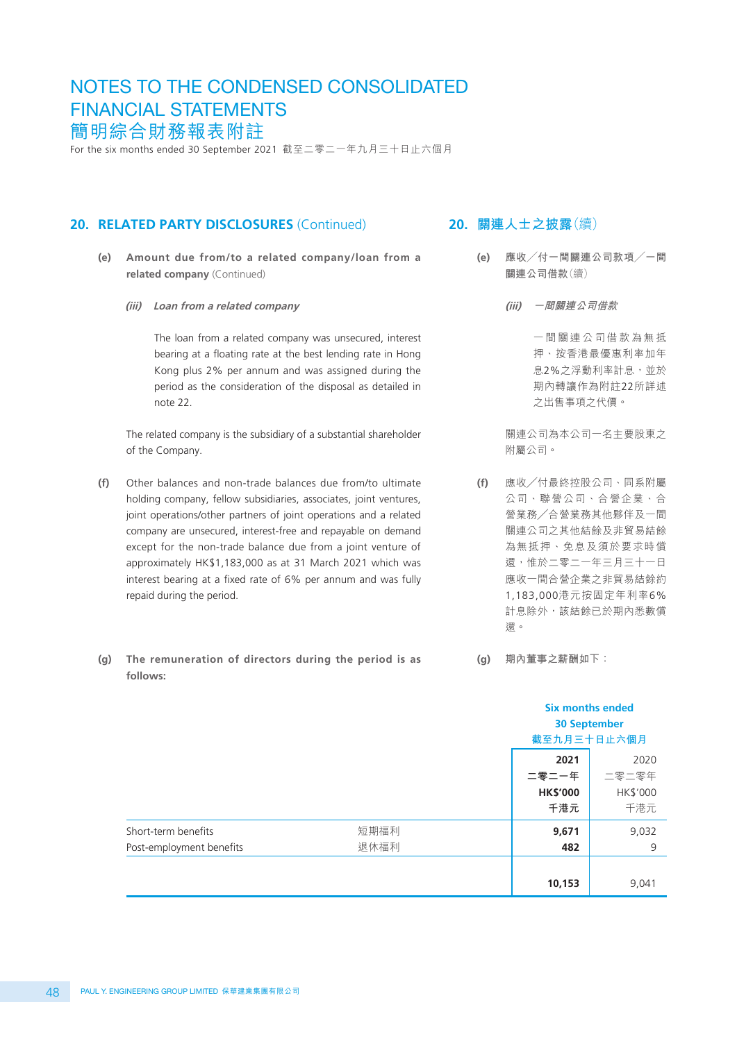# NOTES TO THE CONDENSED CONSOLIDATED FINANCIAL STATEMENTS
# 簡明綜合財務報表附註

For the six months ended 30 September 2021 截至二零二一年九月三十日止六個月

## 20. RELATED PARTY DISCLOSURES (Continued)

**(e) Amount due from/to a related company/loan from a related company** (Continued)

*(iii) Loan from a related company*

The loan from a related company was unsecured, interest bearing at a floating rate at the best lending rate in Hong Kong plus 2% per annum and was assigned during the period as the consideration of the disposal as detailed in note 22.

The related company is the subsidiary of a substantial shareholder of the Company.

**(f)** Other balances and non-trade balances due from/to ultimate holding company, fellow subsidiaries, associates, joint ventures, joint operations/other partners of joint operations and a related company are unsecured, interest-free and repayable on demand except for the non-trade balance due from a joint venture of approximately HK$1,183,000 as at 31 March 2021 which was interest bearing at a fixed rate of 6% per annum and was fully repaid during the period.

**(g) The remuneration of directors during the period is as follows:**

## 20. 關連人士之披露（續）

**(e) 應收／付一間關連公司款項／一間關連公司借款**（續）

*(iii) 一間關連公司借款*

一間關連公司借款為無抵押、按香港最優惠利率加年息2%之浮動利率計息，並於期內轉讓作為附註22所詳述之出售事項之代價。

關連公司為本公司一名主要股東之附屬公司。

**(f)** 應收／付最終控股公司、同系附屬公司、聯營公司、合營企業、合營業務／合營業務其他夥伴及一間關連公司之其他結餘及非貿易結餘為無抵押、免息及須於要求時償還，惟於二零二一年三月三十一日應收一間合營企業之非貿易結餘約1,183,000港元按固定年利率6%計息除外，該結餘已於期內悉數償還。

**(g) 期內董事之薪酬如下：**

| | | **Six months ended 30 September 截至九月三十日止六個月** | |
|---|---|---|---|
| | | **2021 二零二一年 HK$'000 千港元** | 2020 二零二零年 HK$'000 千港元 |
| Short-term benefits | 短期福利 | **9,671** | 9,032 |
| Post-employment benefits | 退休福利 | **482** | 9 |
| | | **10,153** | 9,041 |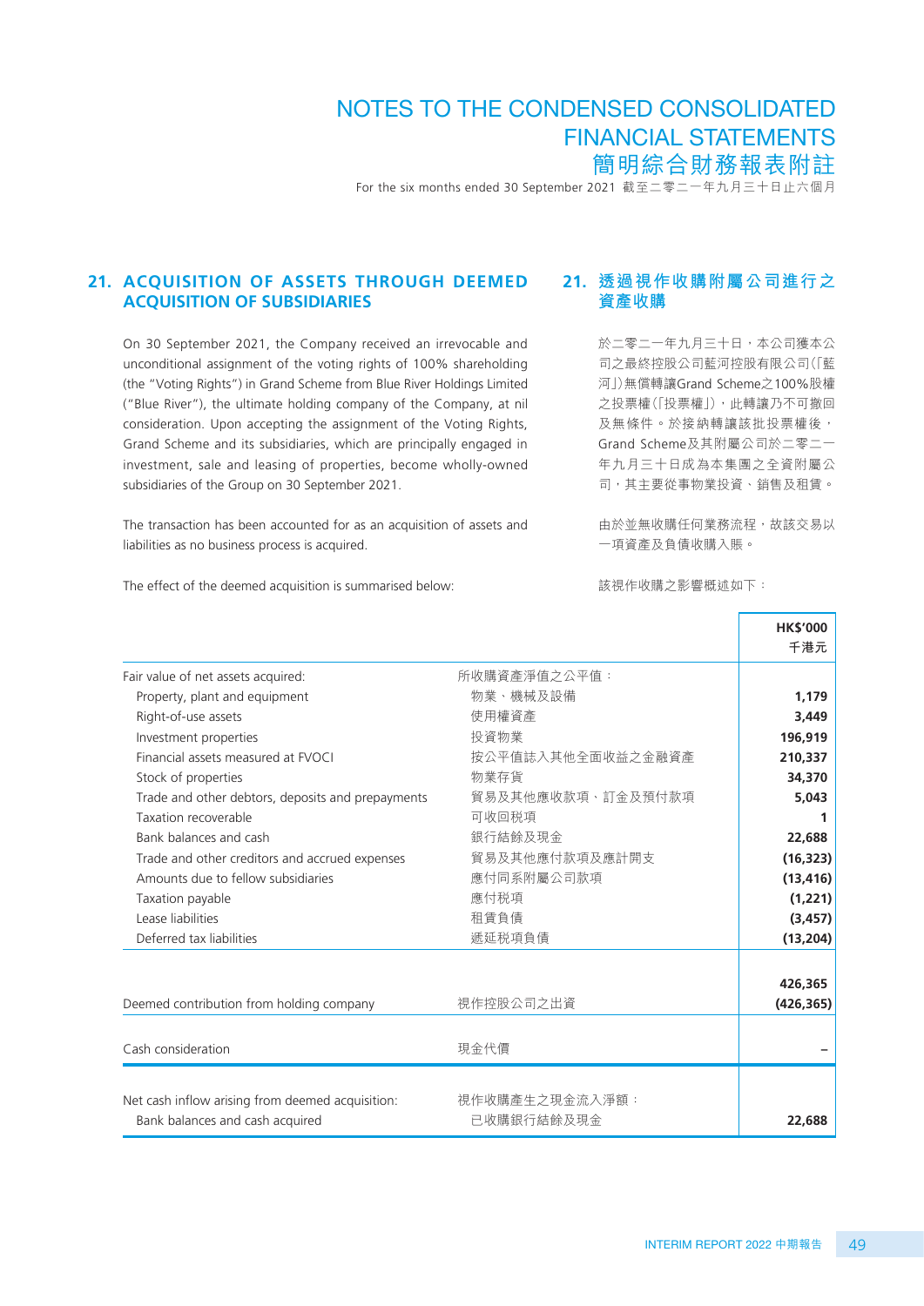## 21. ACQUISITION OF ASSETS THROUGH DEEMED ACQUISITION OF SUBSIDIARIES

On 30 September 2021, the Company received an irrevocable and unconditional assignment of the voting rights of 100% shareholding (the "Voting Rights") in Grand Scheme from Blue River Holdings Limited ("Blue River"), the ultimate holding company of the Company, at nil consideration. Upon accepting the assignment of the Voting Rights, Grand Scheme and its subsidiaries, which are principally engaged in investment, sale and leasing of properties, become wholly-owned subsidiaries of the Group on 30 September 2021.

The transaction has been accounted for as an acquisition of assets and liabilities as no business process is acquired.

The effect of the deemed acquisition is summarised below:

## 21. 透過視作收購附屬公司進行之資產收購

於二零二一年九月三十日，本公司獲本公司之最終控股公司藍河控股有限公司（「藍河」）無償轉讓Grand Scheme之100%股權之投票權（「投票權」），此轉讓乃不可撤回及無條件。於接納轉讓該批投票權後，Grand Scheme及其附屬公司於二零二一年九月三十日成為本集團之全資附屬公司，其主要從事物業投資、銷售及租賃。

由於並無收購任何業務流程，故該交易以一項資產及負債收購入賬。

該視作收購之影響概述如下：

| | | HK$'000<br>千港元 |
|---|---|---|
| Fair value of net assets acquired: | 所收購資產淨值之公平值： | |
| Property, plant and equipment | 物業、機械及設備 | 1,179 |
| Right-of-use assets | 使用權資產 | 3,449 |
| Investment properties | 投資物業 | 196,919 |
| Financial assets measured at FVOCI | 按公平值誌入其他全面收益之金融資產 | 210,337 |
| Stock of properties | 物業存貨 | 34,370 |
| Trade and other debtors, deposits and prepayments | 貿易及其他應收款項、訂金及預付款項 | 5,043 |
| Taxation recoverable | 可收回稅項 | 1 |
| Bank balances and cash | 銀行結餘及現金 | 22,688 |
| Trade and other creditors and accrued expenses | 貿易及其他應付款項及應計開支 | (16,323) |
| Amounts due to fellow subsidiaries | 應付同系附屬公司款項 | (13,416) |
| Taxation payable | 應付稅項 | (1,221) |
| Lease liabilities | 租賃負債 | (3,457) |
| Deferred tax liabilities | 遞延稅項負債 | (13,204) |
| | | 426,365 |
| Deemed contribution from holding company | 視作控股公司之出資 | (426,365) |
| Cash consideration | 現金代價 | – |
| Net cash inflow arising from deemed acquisition: | 視作收購產生之現金流入淨額： | |
| Bank balances and cash acquired | 已收購銀行結餘及現金 | 22,688 |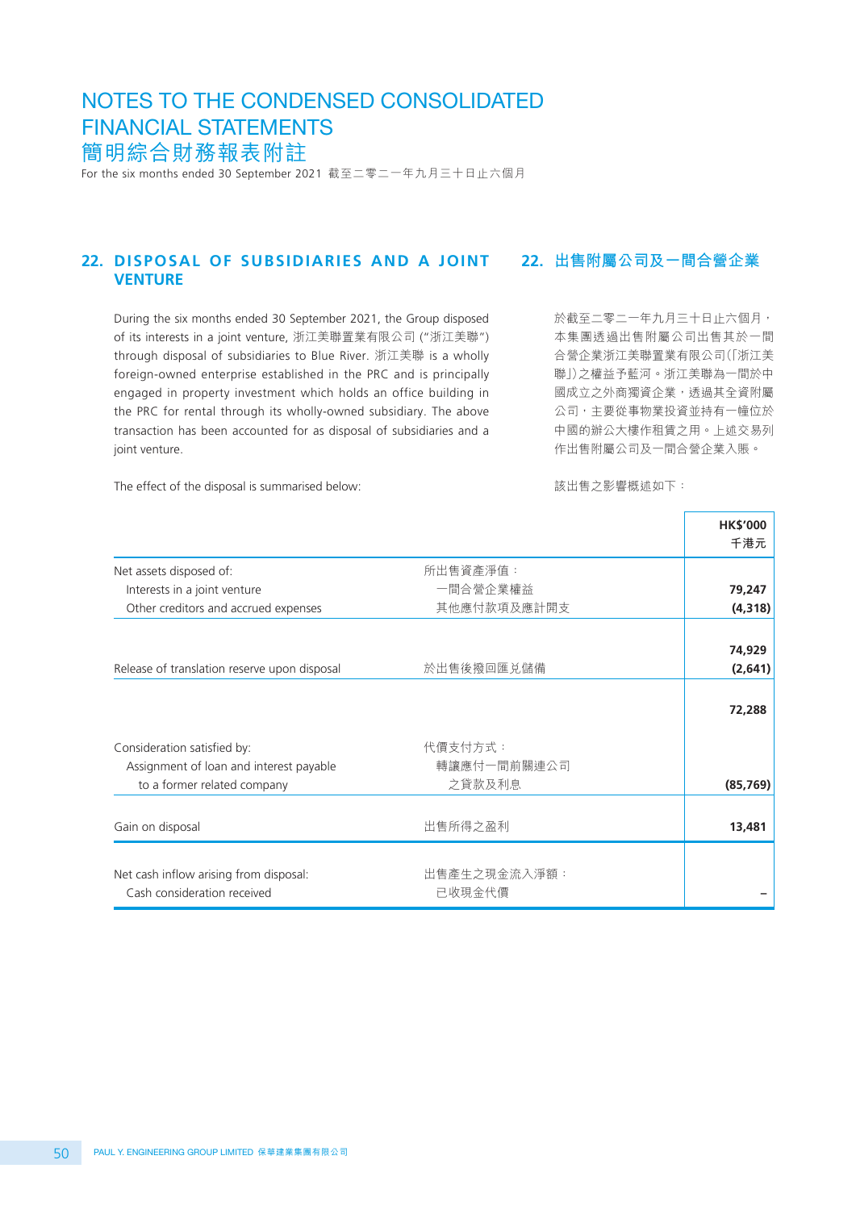## 22. DISPOSAL OF SUBSIDIARIES AND A JOINT VENTURE

During the six months ended 30 September 2021, the Group disposed of its interests in a joint venture, 浙江美聯置業有限公司 ("浙江美聯") through disposal of subsidiaries to Blue River. 浙江美聯 is a wholly foreign-owned enterprise established in the PRC and is principally engaged in property investment which holds an office building in the PRC for rental through its wholly-owned subsidiary. The above transaction has been accounted for as disposal of subsidiaries and a joint venture.

The effect of the disposal is summarised below:

## 22. 出售附屬公司及一間合營企業

於截至二零二一年九月三十日止六個月，本集團透過出售附屬公司出售其於一間合營企業浙江美聯置業有限公司(「浙江美聯」)之權益予藍河。浙江美聯為一間於中國成立之外商獨資企業，透過其全資附屬公司，主要從事物業投資並持有一幢位於中國的辦公大樓作租賃之用。上述交易列作出售附屬公司及一間合營企業入賬。

該出售之影響概述如下：

| | | HK$'000<br>千港元 |
|---|---|---|
| Net assets disposed of: | 所出售資產淨值： | |
| Interests in a joint venture | 一間合營企業權益 | 79,247 |
| Other creditors and accrued expenses | 其他應付款項及應計開支 | (4,318) |
| | | 74,929 |
| Release of translation reserve upon disposal | 於出售後撥回匯兑儲備 | (2,641) |
| | | 72,288 |
| Consideration satisfied by: | 代價支付方式： | |
| Assignment of loan and interest payable to a former related company | 轉讓應付一間前關連公司之貸款及利息 | (85,769) |
| Gain on disposal | 出售所得之盈利 | 13,481 |
| Net cash inflow arising from disposal: | 出售產生之現金流入淨額： | |
| Cash consideration received | 已收現金代價 | – |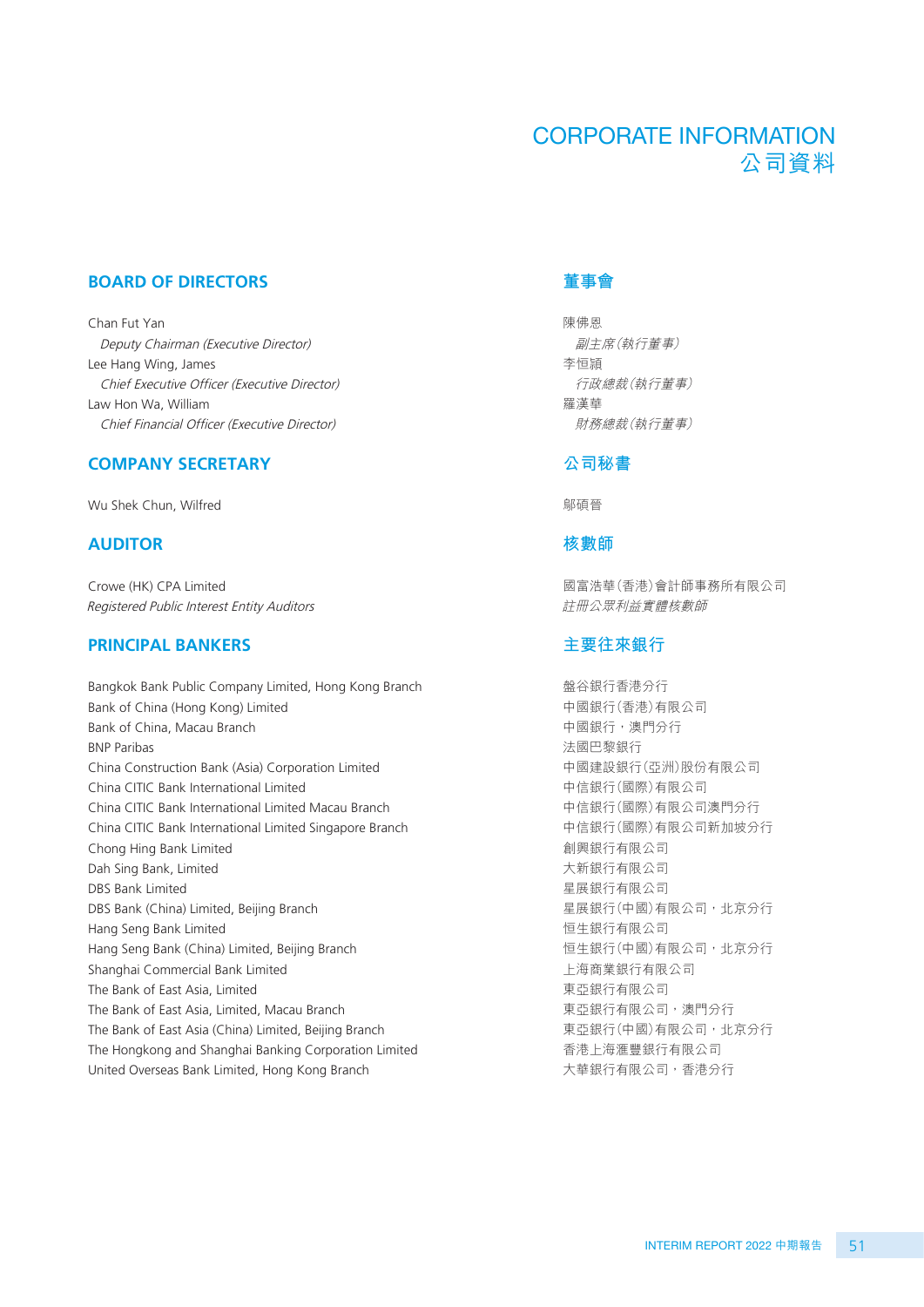# CORPORATE INFORMATION
# 公司資料

## BOARD OF DIRECTORS

Chan Fut Yan
*Deputy Chairman (Executive Director)*
Lee Hang Wing, James
*Chief Executive Officer (Executive Director)*
Law Hon Wa, William
*Chief Financial Officer (Executive Director)*

## COMPANY SECRETARY

Wu Shek Chun, Wilfred

## AUDITOR

Crowe (HK) CPA Limited
*Registered Public Interest Entity Auditors*

## PRINCIPAL BANKERS

Bangkok Bank Public Company Limited, Hong Kong Branch
Bank of China (Hong Kong) Limited
Bank of China, Macau Branch
BNP Paribas
China Construction Bank (Asia) Corporation Limited
China CITIC Bank International Limited
China CITIC Bank International Limited Macau Branch
China CITIC Bank International Limited Singapore Branch
Chong Hing Bank Limited
Dah Sing Bank, Limited
DBS Bank Limited
DBS Bank (China) Limited, Beijing Branch
Hang Seng Bank Limited
Hang Seng Bank (China) Limited, Beijing Branch
Shanghai Commercial Bank Limited
The Bank of East Asia, Limited
The Bank of East Asia, Limited, Macau Branch
The Bank of East Asia (China) Limited, Beijing Branch
The Hongkong and Shanghai Banking Corporation Limited
United Overseas Bank Limited, Hong Kong Branch

## 董事會

陳佛恩
*副主席(執行董事)*
李恒穎
*行政總裁(執行董事)*
羅漢華
*財務總裁(執行董事)*

## 公司秘書

鄔碩晉

## 核數師

國富浩華(香港)會計師事務所有限公司
*註冊公眾利益實體核數師*

## 主要往來銀行

盤谷銀行香港分行
中國銀行(香港)有限公司
中國銀行，澳門分行
法國巴黎銀行
中國建設銀行(亞洲)股份有限公司
中信銀行(國際)有限公司
中信銀行(國際)有限公司澳門分行
中信銀行(國際)有限公司新加坡分行
創興銀行有限公司
大新銀行有限公司
星展銀行有限公司
星展銀行(中國)有限公司，北京分行
恒生銀行有限公司
恒生銀行(中國)有限公司，北京分行
上海商業銀行有限公司
東亞銀行有限公司
東亞銀行有限公司，澳門分行
東亞銀行(中國)有限公司，北京分行
香港上海滙豐銀行有限公司
大華銀行有限公司，香港分行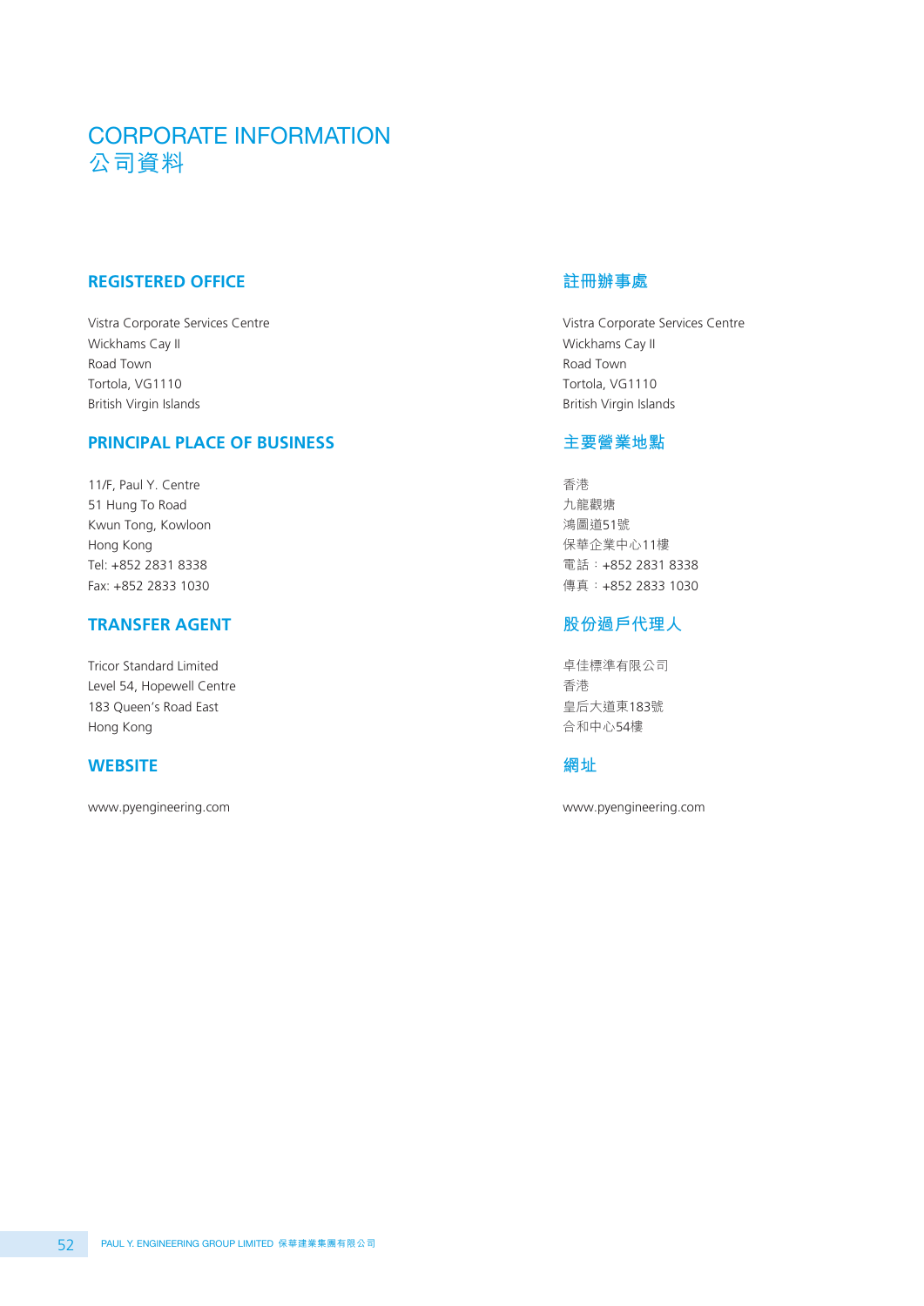# CORPORATE INFORMATION
# 公司資料

## REGISTERED OFFICE

Vista Corporate Services Centre
Wickhams Cay II
Road Town
Tortola, VG1110
British Virgin Islands

## PRINCIPAL PLACE OF BUSINESS

11/F, Paul Y. Centre
51 Hung To Road
Kwun Tong, Kowloon
Hong Kong
Tel: +852 2831 8338
Fax: +852 2833 1030

## TRANSFER AGENT

Tricor Standard Limited
Level 54, Hopewell Centre
183 Queen's Road East
Hong Kong

## WEBSITE

www.pyengineering.com

## 註冊辦事處

Vistra Corporate Services Centre
Wickhams Cay II
Road Town
Tortola, VG1110
British Virgin Islands

## 主要營業地點

香港
九龍觀塘
鴻圖道51號
保華企業中心11樓
電話：+852 2831 8338
傳真：+852 2833 1030

## 股份過戶代理人

卓佳標準有限公司
香港
皇后大道東183號
合和中心54樓

## 網址

www.pyengineering.com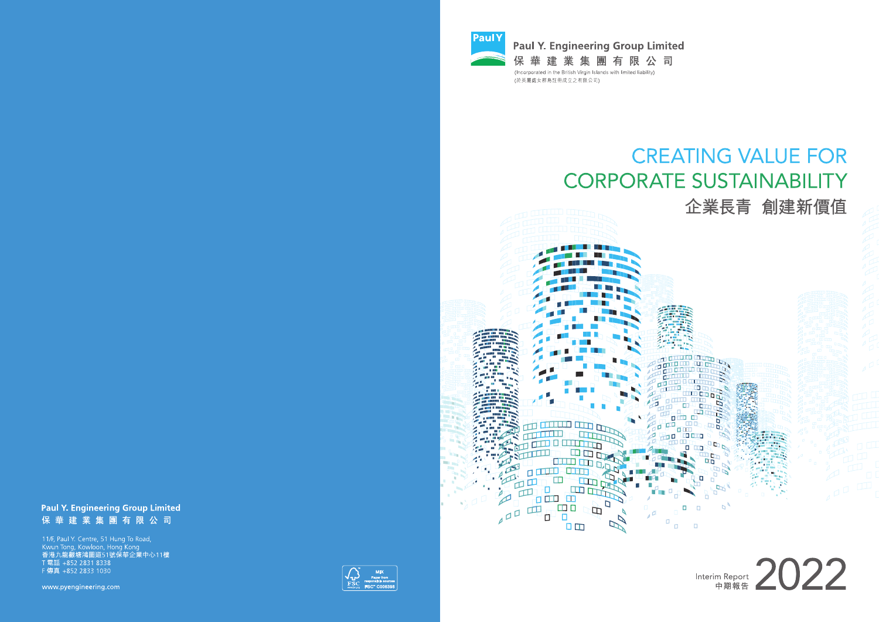**Paul Y. Engineering Group Limited**
**保 華 建 業 集 團 有 限 公 司**

11/F, Paul Y. Centre, 51 Hung To Road,
Kwun Tong, Kowloon, Hong Kong
香港九龍觀塘鴻圖道51號保華企業中心11樓
T 電話 +852 2831 8338
F 傳真 +852 2833 1030

www.pyengineering.com

MIX
Paper from responsible sources
FSC™ C006398

**Paul Y. Engineering Group Limited**
**保 華 建 業 集 團 有 限 公 司**
(Incorporated in the British Virgin Islands with limited liability)
(於英屬處女群島註冊成立之有限公司)

# CREATING VALUE FOR CORPORATE SUSTAINABILITY
# 企業長青 創建新價值

Interim Report
中期報告
2022